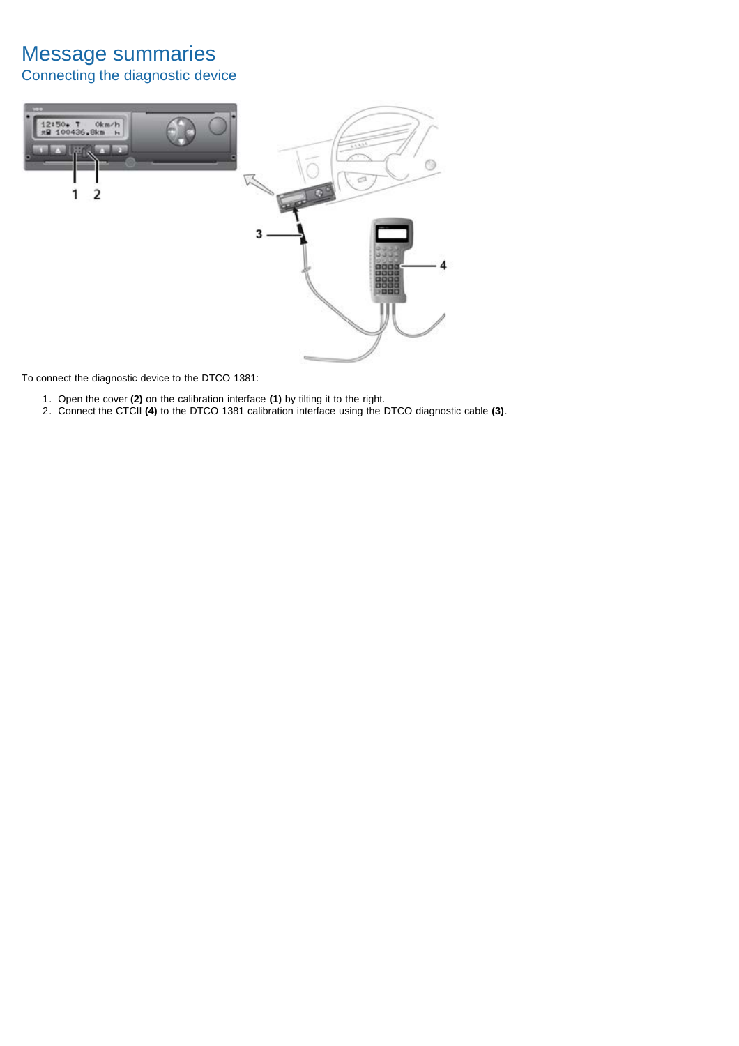# Message summaries

## Connecting the diagnostic device

To connect the diagnostic device to the DTCO 1381:

1. Open the cover **(2)** on the calibration interface **(1)** by tilting it to the right.
2. Connect the CTCII **(4)** to the DTCO 1381 calibration interface using the DTCO diagnostic cable **(3)**.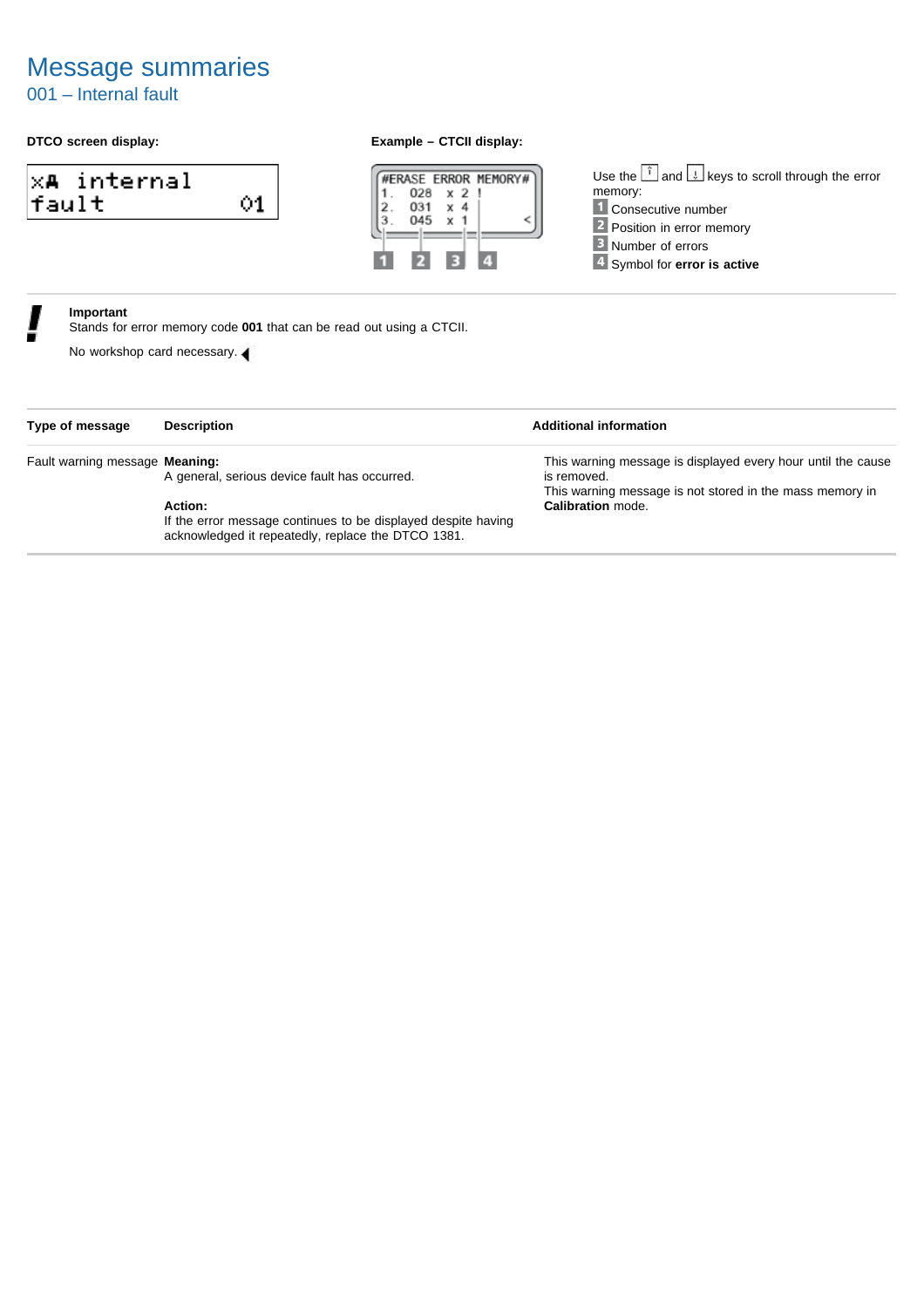# Message summaries

## 001 – Internal fault

**DTCO screen display:**

```
xA internal
fault         01
```

**Example – CTCII display:**

```
#ERASE ERROR MEMORY#
1.  028  x 2  !
2.  031  x 4
3.  045  x 1       <
```

1 2 3 4

Use the ↑ and ↓ keys to scroll through the error memory:

1. Consecutive number
2. Position in error memory
3. Number of errors
4. Symbol for **error is active**

**Important**

Stands for error memory code **001** that can be read out using a CTCII.

No workshop card necessary.

| Type of message | Description | Additional information |
|---|---|---|
| Fault warning message | **Meaning:** A general, serious device fault has occurred. **Action:** If the error message continues to be displayed despite having acknowledged it repeatedly, replace the DTCO 1381. | This warning message is displayed every hour until the cause is removed. This warning message is not stored in the mass memory in **Calibration** mode. |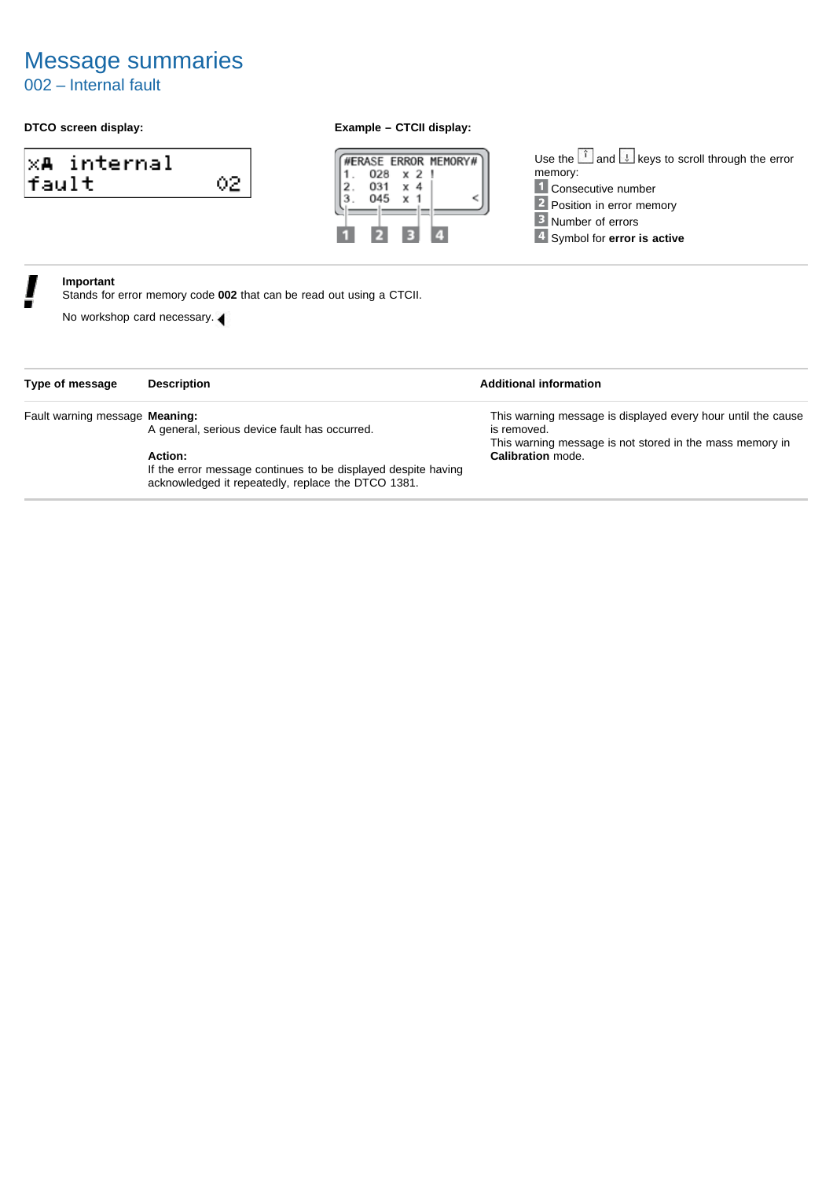# Message summaries

## 002 – Internal fault

**DTCO screen display:**

```
xA internal
fault        02
```

**Example – CTCII display:**

```
#ERASE ERROR MEMORY#
1.  028  x 2 !
2.  031  x 4
3.  045  x 1       <
```

1 2 3 4

Use the ⇡ and ⇣ keys to scroll through the error memory:

1 Consecutive number
2 Position in error memory
3 Number of errors
4 Symbol for **error is active**

**Important**
Stands for error memory code **002** that can be read out using a CTCII.

No workshop card necessary.

| Type of message | Description | Additional information |
|---|---|---|
| Fault warning message | **Meaning:** A general, serious device fault has occurred. **Action:** If the error message continues to be displayed despite having acknowledged it repeatedly, replace the DTCO 1381. | This warning message is displayed every hour until the cause is removed. This warning message is not stored in the mass memory in **Calibration** mode. |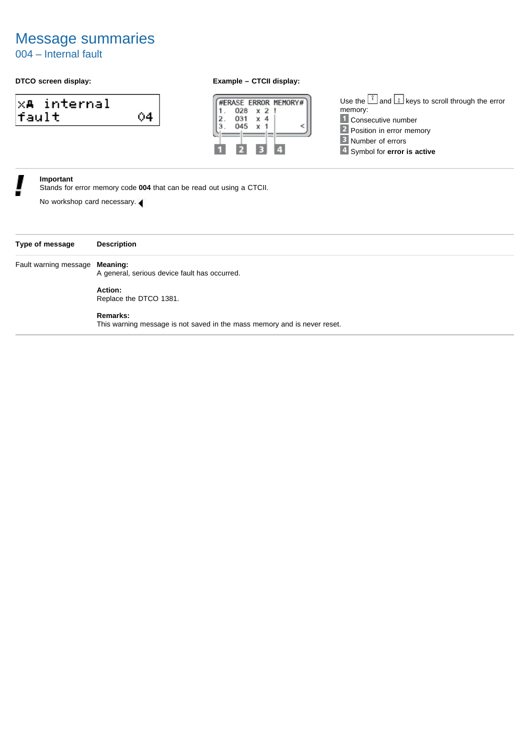# Message summaries

## 004 – Internal fault

**DTCO screen display:**

```
xA internal
fault         04
```

**Example – CTCII display:**

```
#ERASE ERROR MEMORY#
1.  028  x 2 !
2.  031  x 4
3.  045  x 1      <
```

Use the ↑ and ↓ keys to scroll through the error memory:

1 Consecutive number
2 Position in error memory
3 Number of errors
4 Symbol for **error is active**

---

**Important**
Stands for error memory code **004** that can be read out using a CTCII.

No workshop card necessary.

| Type of message | Description |
|---|---|
| Fault warning message | **Meaning:**<br>A general, serious device fault has occurred.<br><br>**Action:**<br>Replace the DTCO 1381.<br><br>**Remarks:**<br>This warning message is not saved in the mass memory and is never reset. |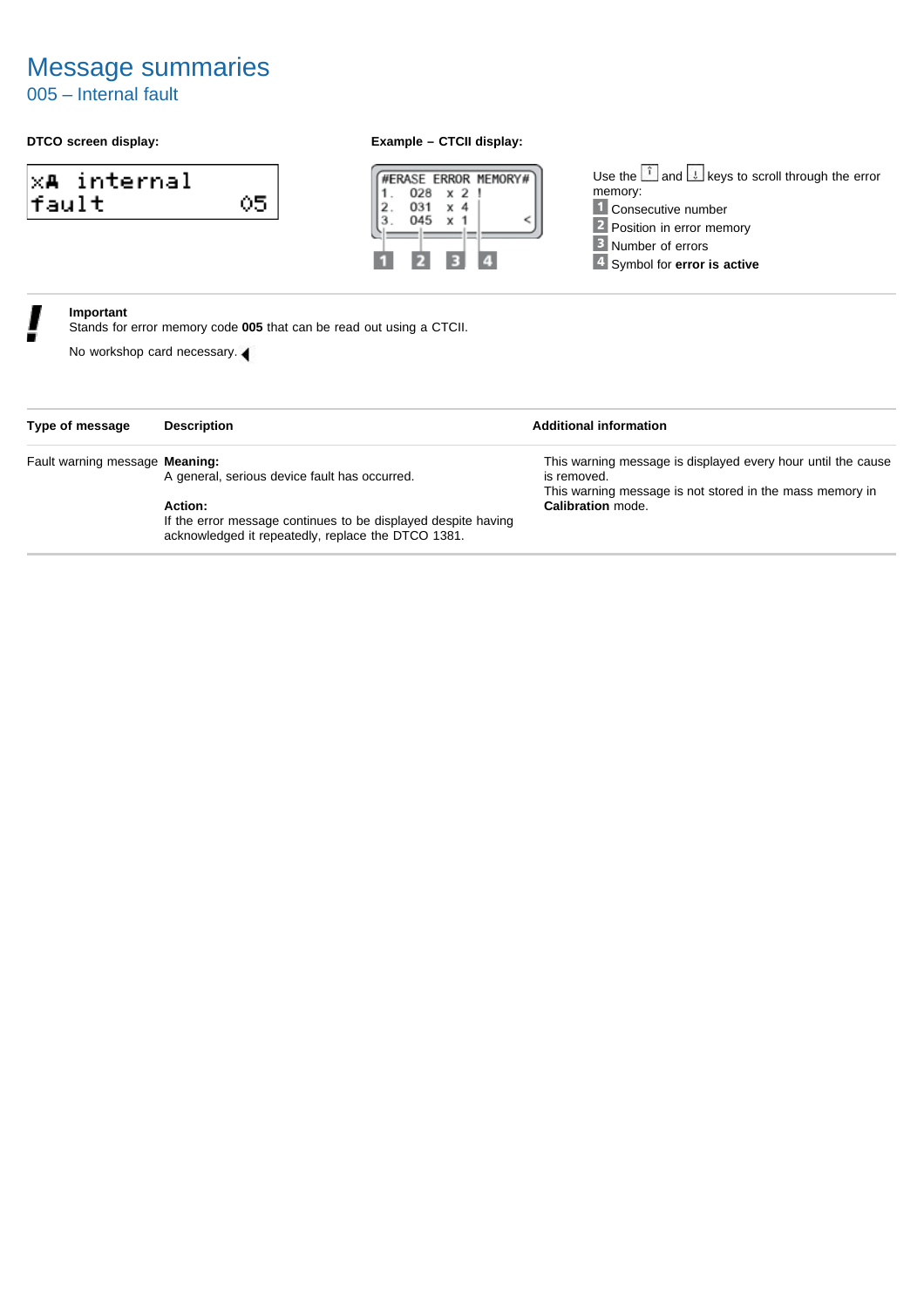# Message summaries

## 005 – Internal fault

**DTCO screen display:**

```
xA internal
fault        05
```

**Example – CTCII display:**

```
#ERASE ERROR MEMORY#
1.  028  x 2  !
2.  031  x 4
3.  045  x 1       <
```

1 2 3 4

Use the ↑ and ↓ keys to scroll through the error memory:

1. Consecutive number
2. Position in error memory
3. Number of errors
4. Symbol for **error is active**

**Important**
Stands for error memory code **005** that can be read out using a CTCII.

No workshop card necessary.

| Type of message | Description | Additional information |
| --- | --- | --- |
| Fault warning message | **Meaning:** A general, serious device fault has occurred. **Action:** If the error message continues to be displayed despite having acknowledged it repeatedly, replace the DTCO 1381. | This warning message is displayed every hour until the cause is removed. This warning message is not stored in the mass memory in **Calibration** mode. |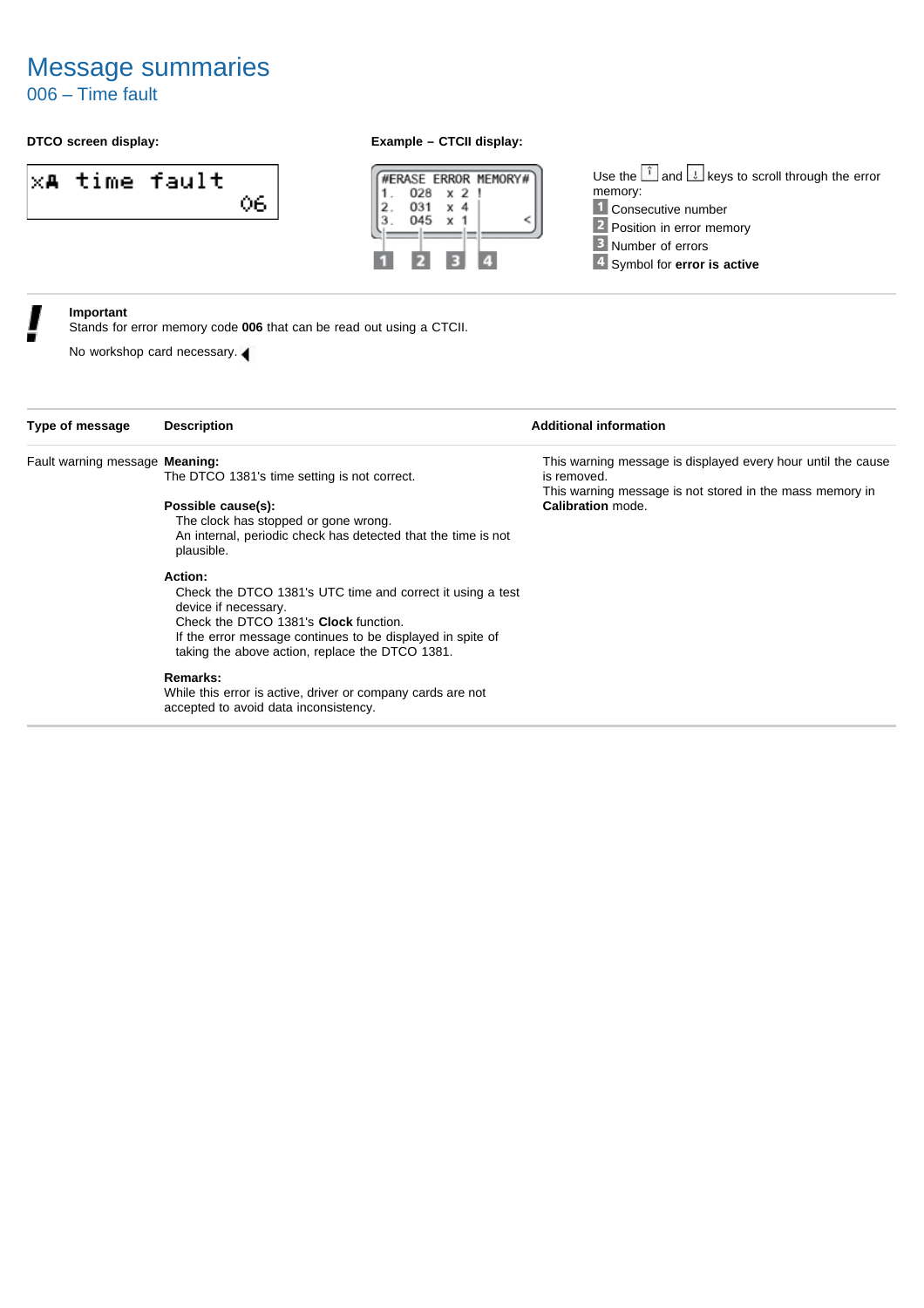# Message summaries

## 006 – Time fault

**DTCO screen display:**

```
xA  time fault
            06
```

**Example – CTCII display:**

```
#ERASE ERROR MEMORY#
1.  028  x 2 !
2.  031  x 4
3.  045  x 1      <
```

1 2 3 4

Use the ↑ and ↓ keys to scroll through the error memory:

1 Consecutive number
2 Position in error memory
3 Number of errors
4 Symbol for **error is active**

**Important**
Stands for error memory code **006** that can be read out using a CTCII.

No workshop card necessary.

| Type of message | Description | Additional information |
|---|---|---|
| Fault warning message | **Meaning:** The DTCO 1381's time setting is not correct. **Possible cause(s):** The clock has stopped or gone wrong. An internal, periodic check has detected that the time is not plausible. **Action:** Check the DTCO 1381's UTC time and correct it using a test device if necessary. Check the DTCO 1381's **Clock** function. If the error message continues to be displayed in spite of taking the above action, replace the DTCO 1381. **Remarks:** While this error is active, driver or company cards are not accepted to avoid data inconsistency. | This warning message is displayed every hour until the cause is removed. This warning message is not stored in the mass memory in **Calibration** mode. |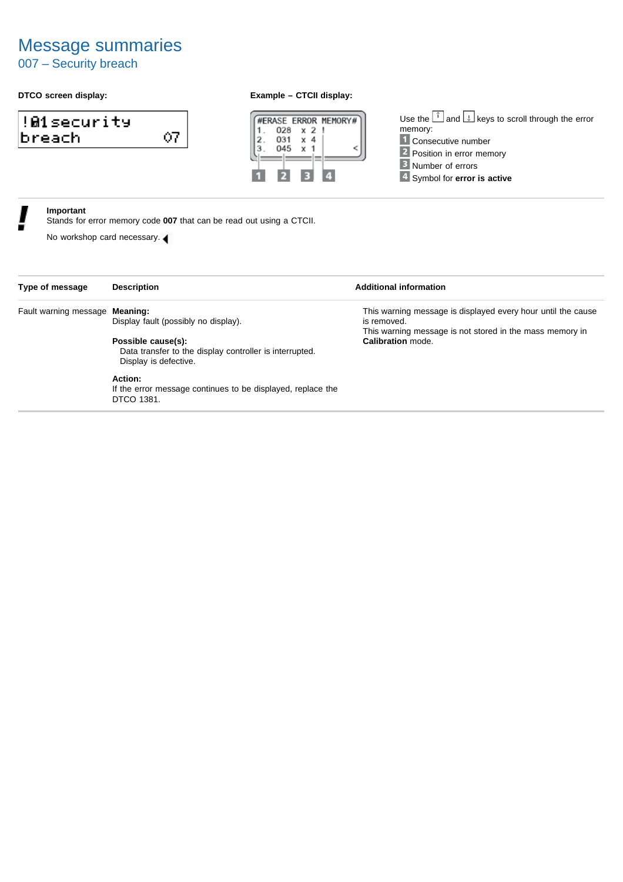# Message summaries

## 007 – Security breach

**DTCO screen display:**

```
!A1security
breach      07
```

**Example – CTCII display:**

```
#ERASE ERROR MEMORY#
1.  028  x 2 !
2.  031  x 4
3.  045  x 1      <
```

1 2 3 4

Use the ↑ and ↓ keys to scroll through the error memory:

1 Consecutive number
2 Position in error memory
3 Number of errors
4 Symbol for **error is active**

**Important**
Stands for error memory code **007** that can be read out using a CTCII.

No workshop card necessary.

| Type of message | Description | Additional information |
|---|---|---|
| Fault warning message | **Meaning:** Display fault (possibly no display). **Possible cause(s):** Data transfer to the display controller is interrupted. Display is defective. **Action:** If the error message continues to be displayed, replace the DTCO 1381. | This warning message is displayed every hour until the cause is removed. This warning message is not stored in the mass memory in **Calibration** mode. |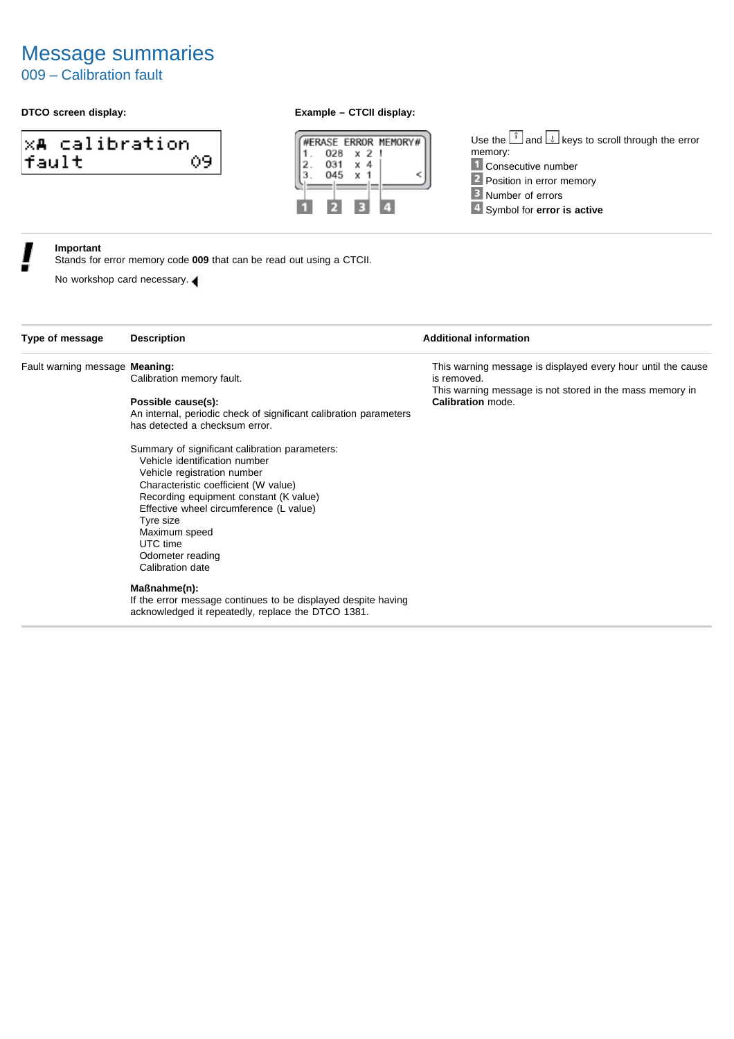# Message summaries

## 009 – Calibration fault

**DTCO screen display:**

```
xA calibration
fault        09
```

**Example – CTCII display:**

```
#ERASE ERROR MEMORY#
1.  028  x 2 !
2.  031  x 4
3.  045  x 1       <
```

1 2 3 4

Use the ↑ and ↓ keys to scroll through the error memory:

1 Consecutive number
2 Position in error memory
3 Number of errors
4 Symbol for **error is active**

**Important**
Stands for error memory code **009** that can be read out using a CTCII.

No workshop card necessary.

| Type of message | Description | Additional information |
|---|---|---|
| Fault warning message | **Meaning:**<br>Calibration memory fault.<br><br>**Possible cause(s):**<br>An internal, periodic check of significant calibration parameters has detected a checksum error.<br><br>Summary of significant calibration parameters:<br>Vehicle identification number<br>Vehicle registration number<br>Characteristic coefficient (W value)<br>Recording equipment constant (K value)<br>Effective wheel circumference (L value)<br>Tyre size<br>Maximum speed<br>UTC time<br>Odometer reading<br>Calibration date<br><br>**Maßnahme(n):**<br>If the error message continues to be displayed despite having acknowledged it repeatedly, replace the DTCO 1381. | This warning message is displayed every hour until the cause is removed.<br>This warning message is not stored in the mass memory in **Calibration** mode. |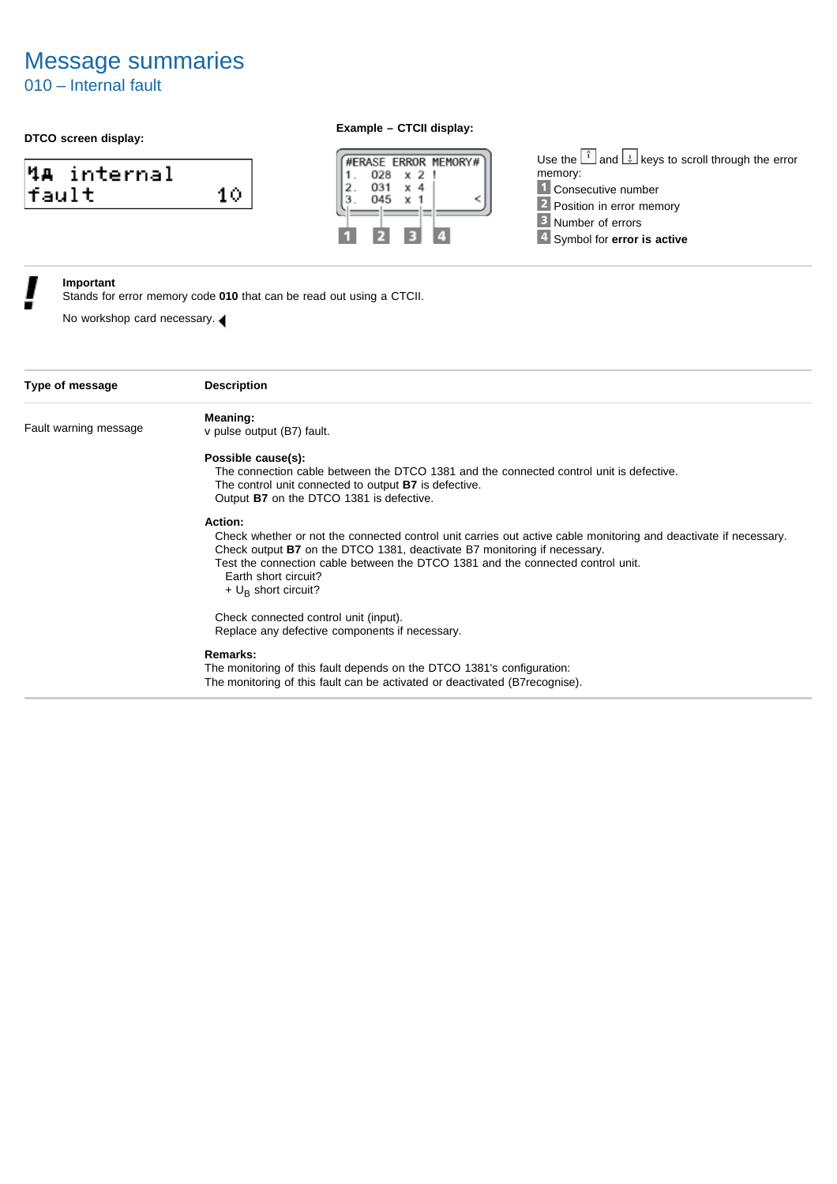# Message summaries

## 010 – Internal fault

**DTCO screen display:**

```
!A internal
fault        10
```

**Example – CTCII display:**

```
#ERASE ERROR MEMORY#
1.  028  x 2 !
2.  031  x 4
3.  045  x 1      <
```

Use the ↑ and ↓ keys to scroll through the error memory:

1 Consecutive number
2 Position in error memory
3 Number of errors
4 Symbol for **error is active**

**Important**
Stands for error memory code **010** that can be read out using a CTCII.

No workshop card necessary.

| Type of message | Description |
| --- | --- |
| Fault warning message | **Meaning:**<br>v pulse output (B7) fault.<br><br>**Possible cause(s):**<br>The connection cable between the DTCO 1381 and the connected control unit is defective.<br>The control unit connected to output **B7** is defective.<br>Output **B7** on the DTCO 1381 is defective.<br><br>**Action:**<br>Check whether or not the connected control unit carries out active cable monitoring and deactivate if necessary.<br>Check output **B7** on the DTCO 1381, deactivate B7 monitoring if necessary.<br>Test the connection cable between the DTCO 1381 and the connected control unit.<br>Earth short circuit?<br>+ $U_B$ short circuit?<br><br>Check connected control unit (input).<br>Replace any defective components if necessary.<br><br>**Remarks:**<br>The monitoring of this fault depends on the DTCO 1381's configuration:<br>The monitoring of this fault can be activated or deactivated (B7recognise). |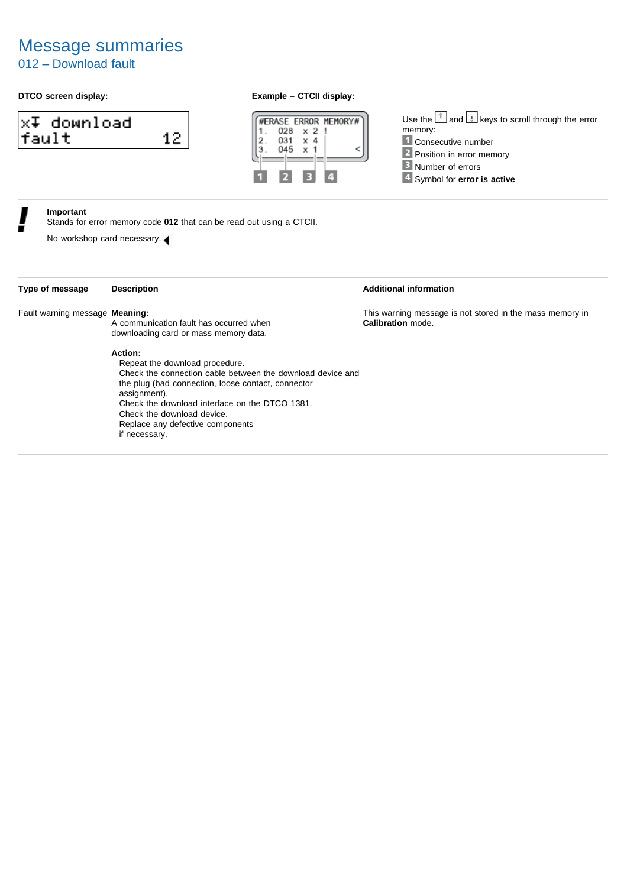# Message summaries

## 012 – Download fault

**DTCO screen display:**

```
x↧ download
fault        12
```

**Example – CTCII display:**

```
#ERASE ERROR MEMORY#
1.  028  x 2 !
2.  031  x 4
3.  045  x 1       <
```

Use the ⇡ and ⇣ keys to scroll through the error memory:

1. Consecutive number
2. Position in error memory
3. Number of errors
4. Symbol for **error is active**

**Important**
Stands for error memory code **012** that can be read out using a CTCII.

No workshop card necessary.

| Type of message | Description | Additional information |
|---|---|---|
| Fault warning message | **Meaning:** A communication fault has occurred when downloading card or mass memory data. **Action:** Repeat the download procedure. Check the connection cable between the download device and the plug (bad connection, loose contact, connector assignment). Check the download interface on the DTCO 1381. Check the download device. Replace any defective components if necessary. | This warning message is not stored in the mass memory in **Calibration** mode. |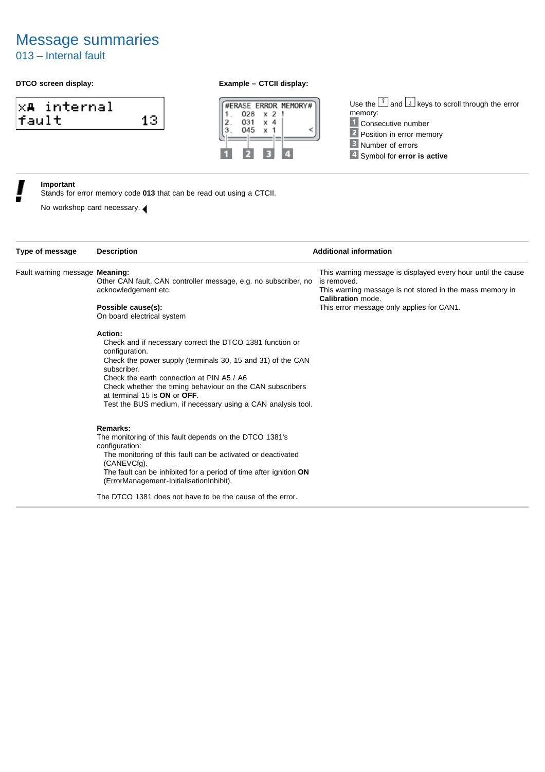# Message summaries

## 013 – Internal fault

**DTCO screen display:**

```
xA internal
fault        13
```

**Example – CTCII display:**

```
#ERASE ERROR MEMORY#
1.  028  x 2 !
2.  031  x 4
3.  045  x 1       <
```

Use the ↑ and ↓ keys to scroll through the error memory:

1 Consecutive number
2 Position in error memory
3 Number of errors
4 Symbol for **error is active**

**Important**
Stands for error memory code **013** that can be read out using a CTCII.

No workshop card necessary.

| Type of message | Description | Additional information |
| --- | --- | --- |
| Fault warning message | **Meaning:** Other CAN fault, CAN controller message, e.g. no subscriber, no acknowledgement etc. <br><br> **Possible cause(s):** On board electrical system <br><br> **Action:** <br> Check and if necessary correct the DTCO 1381 function or configuration. <br> Check the power supply (terminals 30, 15 and 31) of the CAN subscriber. <br> Check the earth connection at PIN A5 / A6 <br> Check whether the timing behaviour on the CAN subscribers at terminal 15 is **ON** or **OFF**. <br> Test the BUS medium, if necessary using a CAN analysis tool. <br><br> **Remarks:** The monitoring of this fault depends on the DTCO 1381's configuration: <br> The monitoring of this fault can be activated or deactivated (CANEVCfg). <br> The fault can be inhibited for a period of time after ignition **ON** (ErrorManagement-InitialisationInhibit). <br><br> The DTCO 1381 does not have to be the cause of the error. | This warning message is displayed every hour until the cause is removed. <br> This warning message is not stored in the mass memory in **Calibration** mode. <br> This error message only applies for CAN1. |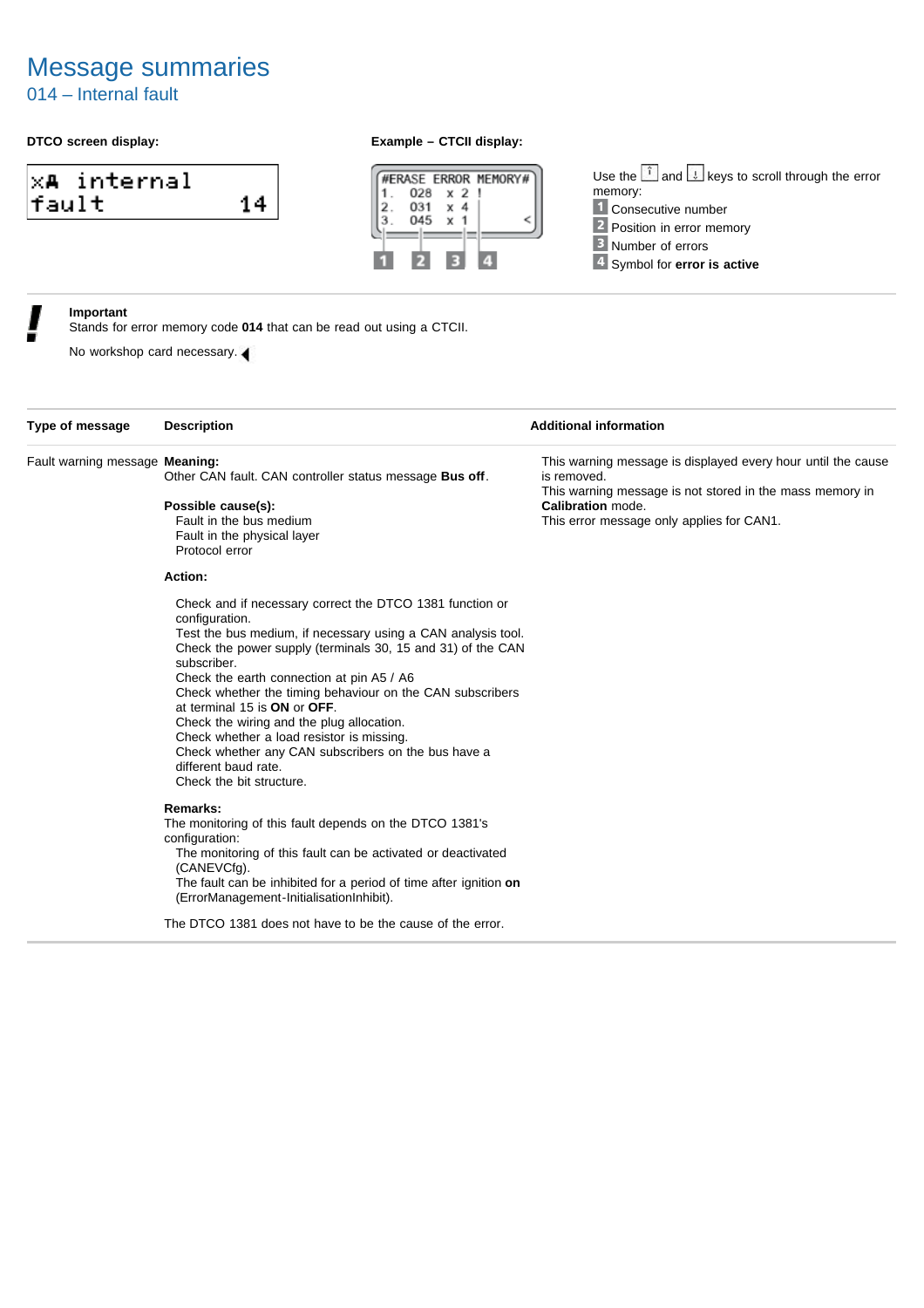# Message summaries

## 014 – Internal fault

**DTCO screen display:**

```
xA internal
fault        14
```

**Example – CTCII display:**

```
#ERASE ERROR MEMORY#
1.  028  x 2 !
2.  031  x 4
3.  045  x 1     <
```

1 2 3 4

Use the ↑ and ↓ keys to scroll through the error memory:

1 Consecutive number
2 Position in error memory
3 Number of errors
4 Symbol for **error is active**

**Important**
Stands for error memory code **014** that can be read out using a CTCII.

No workshop card necessary.

| Type of message | Description | Additional information |
| --- | --- | --- |
| Fault warning message | **Meaning:**<br>Other CAN fault. CAN controller status message **Bus off**.<br><br>**Possible cause(s):**<br>Fault in the bus medium<br>Fault in the physical layer<br>Protocol error<br><br>**Action:**<br>Check and if necessary correct the DTCO 1381 function or configuration.<br>Test the bus medium, if necessary using a CAN analysis tool.<br>Check the power supply (terminals 30, 15 and 31) of the CAN subscriber.<br>Check the earth connection at pin A5 / A6<br>Check whether the timing behaviour on the CAN subscribers at terminal 15 is **ON** or **OFF**.<br>Check the wiring and the plug allocation.<br>Check whether a load resistor is missing.<br>Check whether any CAN subscribers on the bus have a different baud rate.<br>Check the bit structure.<br><br>**Remarks:**<br>The monitoring of this fault depends on the DTCO 1381's configuration:<br>The monitoring of this fault can be activated or deactivated (CANEVCfg).<br>The fault can be inhibited for a period of time after ignition **on** (ErrorManagement-InitialisationInhibit).<br><br>The DTCO 1381 does not have to be the cause of the error. | This warning message is displayed every hour until the cause is removed.<br>This warning message is not stored in the mass memory in **Calibration** mode.<br>This error message only applies for CAN1. |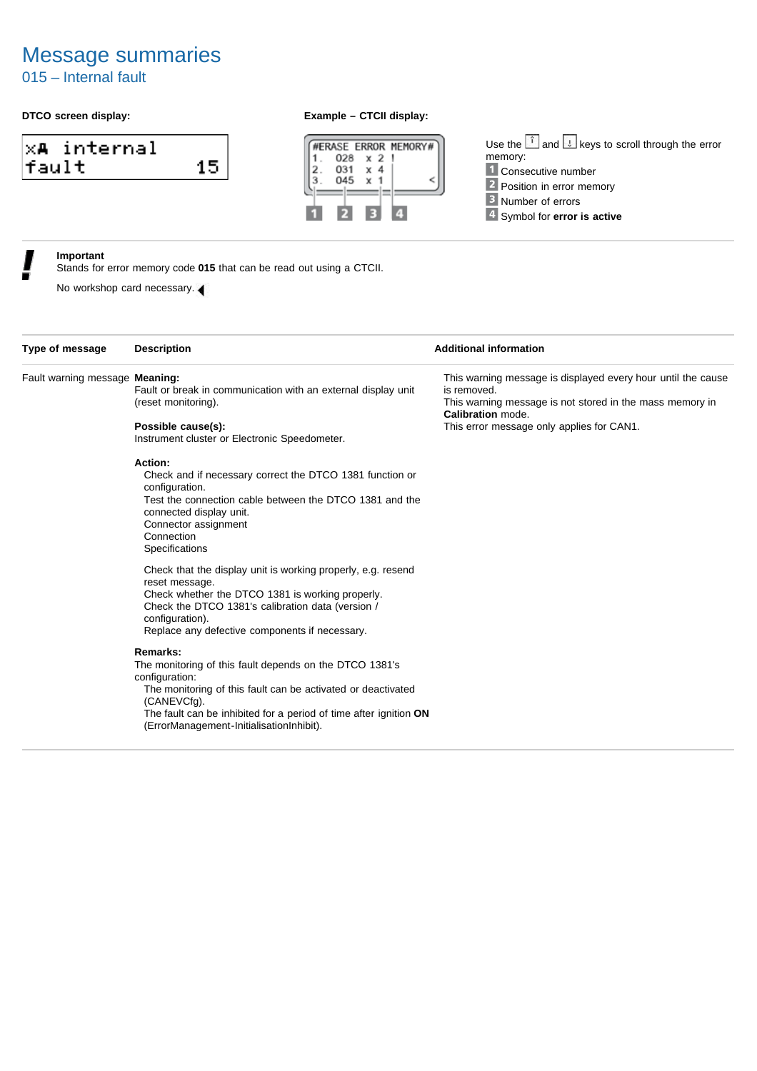# Message summaries

## 015 – Internal fault

**DTCO screen display:**

```
xA internal
fault          15
```

**Example – CTCII display:**

```
#ERASE ERROR MEMORY#
1.  028  x 2 !
2.  031  x 4
3.  045  x 1      <
```

1 2 3 4

Use the ↑ and ↓ keys to scroll through the error memory:

1 Consecutive number
2 Position in error memory
3 Number of errors
4 Symbol for **error is active**

**Important**
Stands for error memory code **015** that can be read out using a CTCII.

No workshop card necessary.

| Type of message | Description | Additional information |
| --- | --- | --- |
| Fault warning message | **Meaning:**<br>Fault or break in communication with an external display unit (reset monitoring).<br><br>**Possible cause(s):**<br>Instrument cluster or Electronic Speedometer.<br><br>**Action:**<br>Check and if necessary correct the DTCO 1381 function or configuration.<br>Test the connection cable between the DTCO 1381 and the connected display unit.<br>Connector assignment<br>Connection<br>Specifications<br><br>Check that the display unit is working properly, e.g. resend reset message.<br>Check whether the DTCO 1381 is working properly.<br>Check the DTCO 1381's calibration data (version / configuration).<br>Replace any defective components if necessary.<br><br>**Remarks:**<br>The monitoring of this fault depends on the DTCO 1381's configuration:<br>The monitoring of this fault can be activated or deactivated (CANEVCfg).<br>The fault can be inhibited for a period of time after ignition **ON** (ErrorManagement-InitialisationInhibit). | This warning message is displayed every hour until the cause is removed.<br>This warning message is not stored in the mass memory in **Calibration** mode.<br>This error message only applies for CAN1. |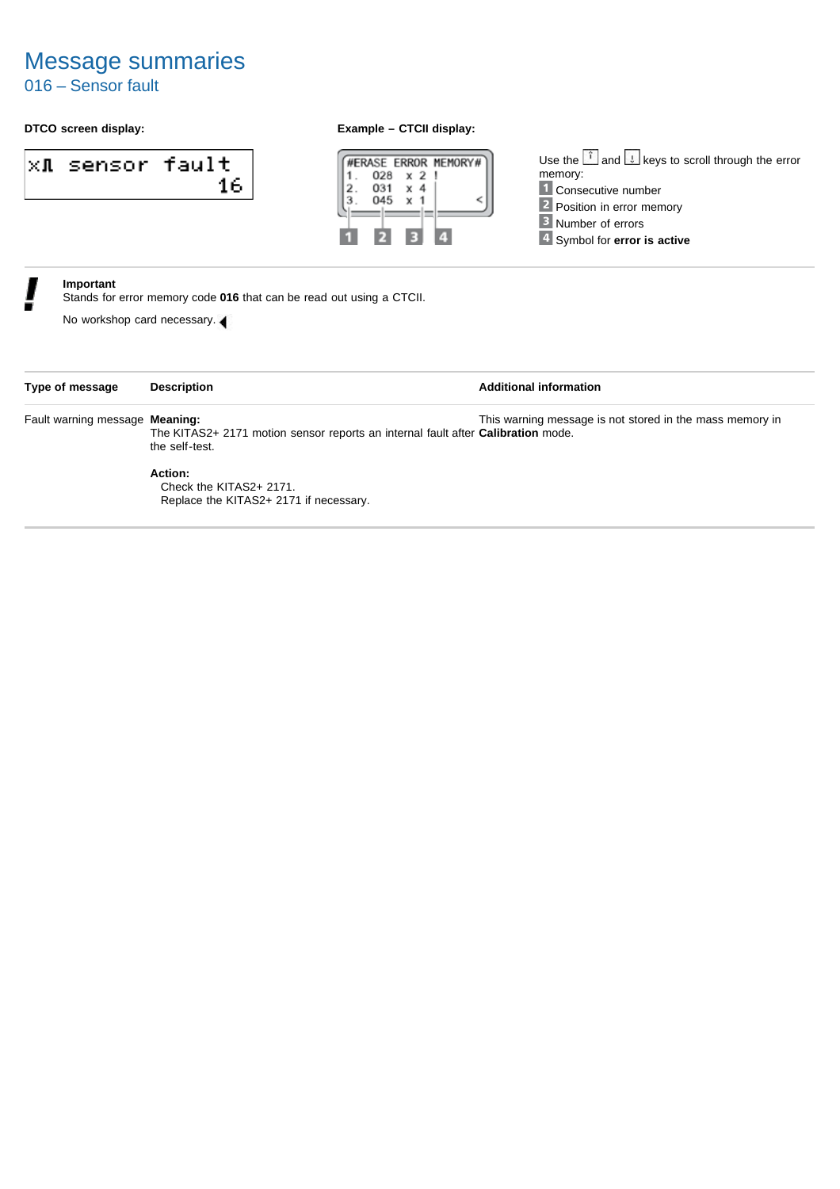# Message summaries

## 016 – Sensor fault

**DTCO screen display:**

```
x⎍ sensor fault
              16
```

**Example – CTCII display:**

```
#ERASE ERROR MEMORY#
1.  028  x 2  !
2.  031  x 4
3.  045  x 1       <
```

1 2 3 4

Use the ⇡ and ⇣ keys to scroll through the error memory:

1 Consecutive number
2 Position in error memory
3 Number of errors
4 Symbol for **error is active**

**Important**
Stands for error memory code **016** that can be read out using a CTCII.

No workshop card necessary.

| Type of message | Description | Additional information |
|---|---|---|
| Fault warning message | **Meaning:** The KITAS2+ 2171 motion sensor reports an internal fault after the self-test. **Action:** Check the KITAS2+ 2171. Replace the KITAS2+ 2171 if necessary. | This warning message is not stored in the mass memory in **Calibration** mode. |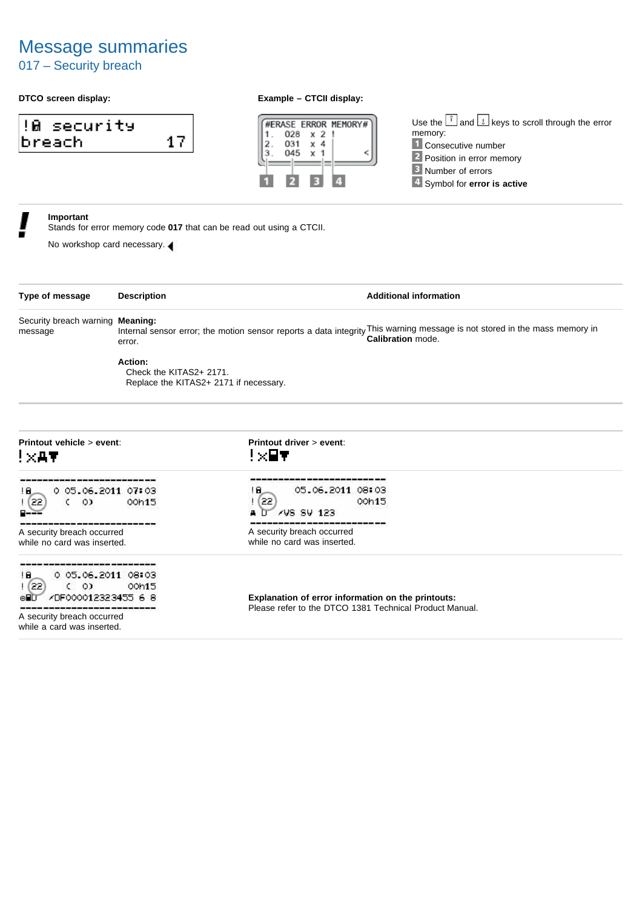# Message summaries

## 017 – Security breach

**DTCO screen display:**

```
!🔒 security
breach        17
```

**Example – CTCII display:**

```
#ERASE ERROR MEMORY#
1.  028  x 2 !
2.  031  x 4
3.  045  x 1      <
```

1 2 3 4

Use the ↑ and ↓ keys to scroll through the error memory:

1 Consecutive number
2 Position in error memory
3 Number of errors
4 Symbol for **error is active**

**Important**
Stands for error memory code **017** that can be read out using a CTCII.

No workshop card necessary.

| Type of message | Description | Additional information |
|---|---|---|
| Security breach warning message | **Meaning:** Internal sensor error; the motion sensor reports a data integrity error. **Action:** Check the KITAS2+ 2171. Replace the KITAS2+ 2171 if necessary. | This warning message is not stored in the mass memory in **Calibration** mode. |

**Printout vehicle** > **event**:

```
------------------------
!🔒    0 05.06.2011 07:03
! (22)   (  0)     00h15
🔒---
------------------------
```

A security breach occurred while no card was inserted.

**Printout driver** > **event**:

```
------------------------
!🔒    05.06.2011 08:03
! (22)             00h15
A D  /VS SV 123
------------------------
```

A security breach occurred while no card was inserted.

```
------------------------
!🔒    0 05.06.2011 08:03
! (22)   (  0)     00h15
⊙🔒D  /DF000012323455 6 8
------------------------
```

A security breach occurred while a card was inserted.

**Explanation of error information on the printouts:**
Please refer to the DTCO 1381 Technical Product Manual.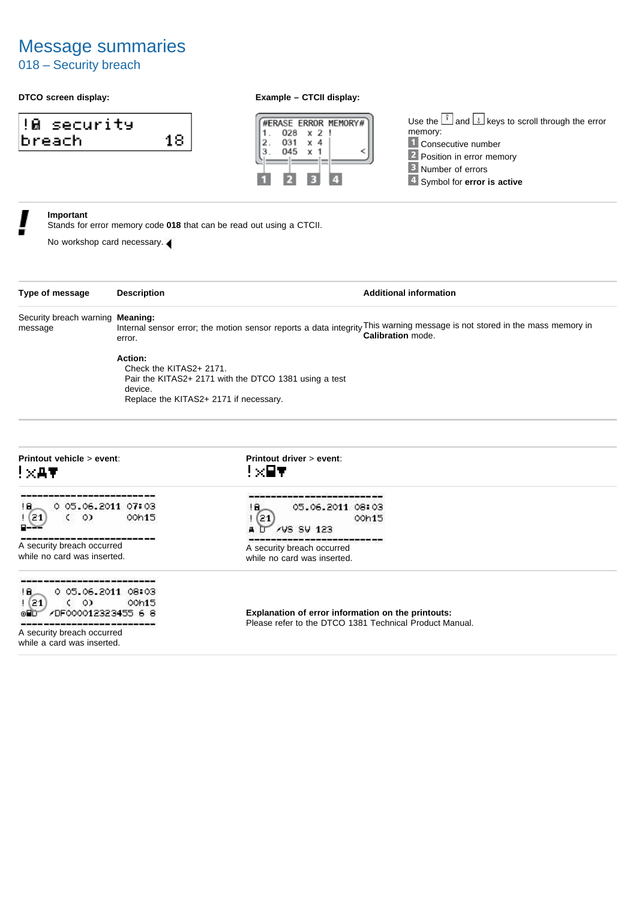# Message summaries

## 018 – Security breach

**DTCO screen display:**

```
!🔒 security
breach          18
```

**Example – CTCII display:**

```
#ERASE ERROR MEMORY#
1.  028  x 2  !
2.  031  x 4
3.  045  x 1       <
```

1 2 3 4

Use the ↑ and ↓ keys to scroll through the error memory:

1 Consecutive number
2 Position in error memory
3 Number of errors
4 Symbol for **error is active**

**Important**
Stands for error memory code **018** that can be read out using a CTCII.

No workshop card necessary.

| Type of message | Description | Additional information |
| --- | --- | --- |
| Security breach warning message | **Meaning:**<br>Internal sensor error; the motion sensor reports a data integrity error.<br><br>**Action:**<br>Check the KITAS2+ 2171.<br>Pair the KITAS2+ 2171 with the DTCO 1381 using a test device.<br>Replace the KITAS2+ 2171 if necessary. | This warning message is not stored in the mass memory in **Calibration** mode. |

**Printout vehicle** > **event**:

```
------------------------
!🔒   0 05.06.2011 07:03
! (21)   (  0)     00h15
▪---
------------------------
```

A security breach occurred while no card was inserted.

**Printout driver** > **event**:

```
------------------------
!🔒     05.06.2011 08:03
! (21)             00h15
▲ D  /VS SV 123
------------------------
```

A security breach occurred while no card was inserted.

```
------------------------
!🔒   0 05.06.2011 08:03
! (21)   (  0)     00h15
⊙▪D  /DF000012323455 6 8
------------------------
```

A security breach occurred while a card was inserted.

**Explanation of error information on the printouts:**
Please refer to the DTCO 1381 Technical Product Manual.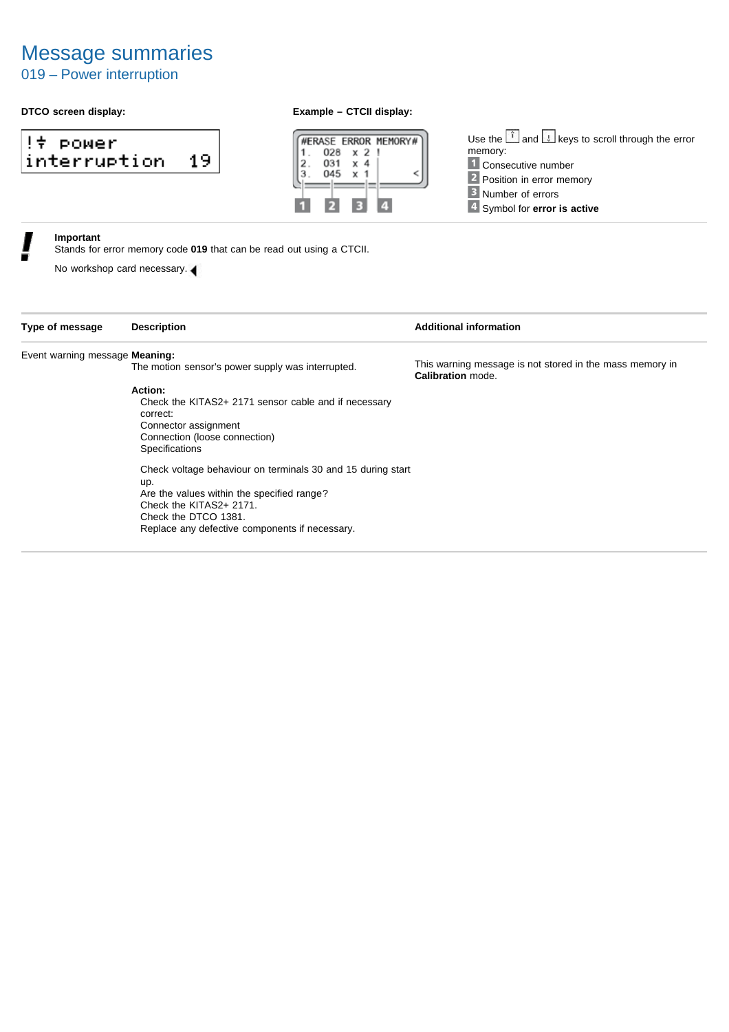# Message summaries

## 019 – Power interruption

**DTCO screen display:**

```
!‡ power
interruption   19
```

**Example – CTCII display:**

```
#ERASE ERROR MEMORY#
1.  028  x 2 !
2.  031  x 4
3.  045  x 1      <
```

1 2 3 4

Use the ↑ and ↓ keys to scroll through the error memory:

1 Consecutive number
2 Position in error memory
3 Number of errors
4 Symbol for **error is active**

**Important**
Stands for error memory code **019** that can be read out using a CTCII.

No workshop card necessary.

| Type of message | Description | Additional information |
| --- | --- | --- |
| Event warning message | **Meaning:**<br>The motion sensor's power supply was interrupted.<br><br>**Action:**<br>Check the KITAS2+ 2171 sensor cable and if necessary correct:<br>Connector assignment<br>Connection (loose connection)<br>Specifications<br><br>Check voltage behaviour on terminals 30 and 15 during start up.<br>Are the values within the specified range?<br>Check the KITAS2+ 2171.<br>Check the DTCO 1381.<br>Replace any defective components if necessary. | This warning message is not stored in the mass memory in **Calibration** mode. |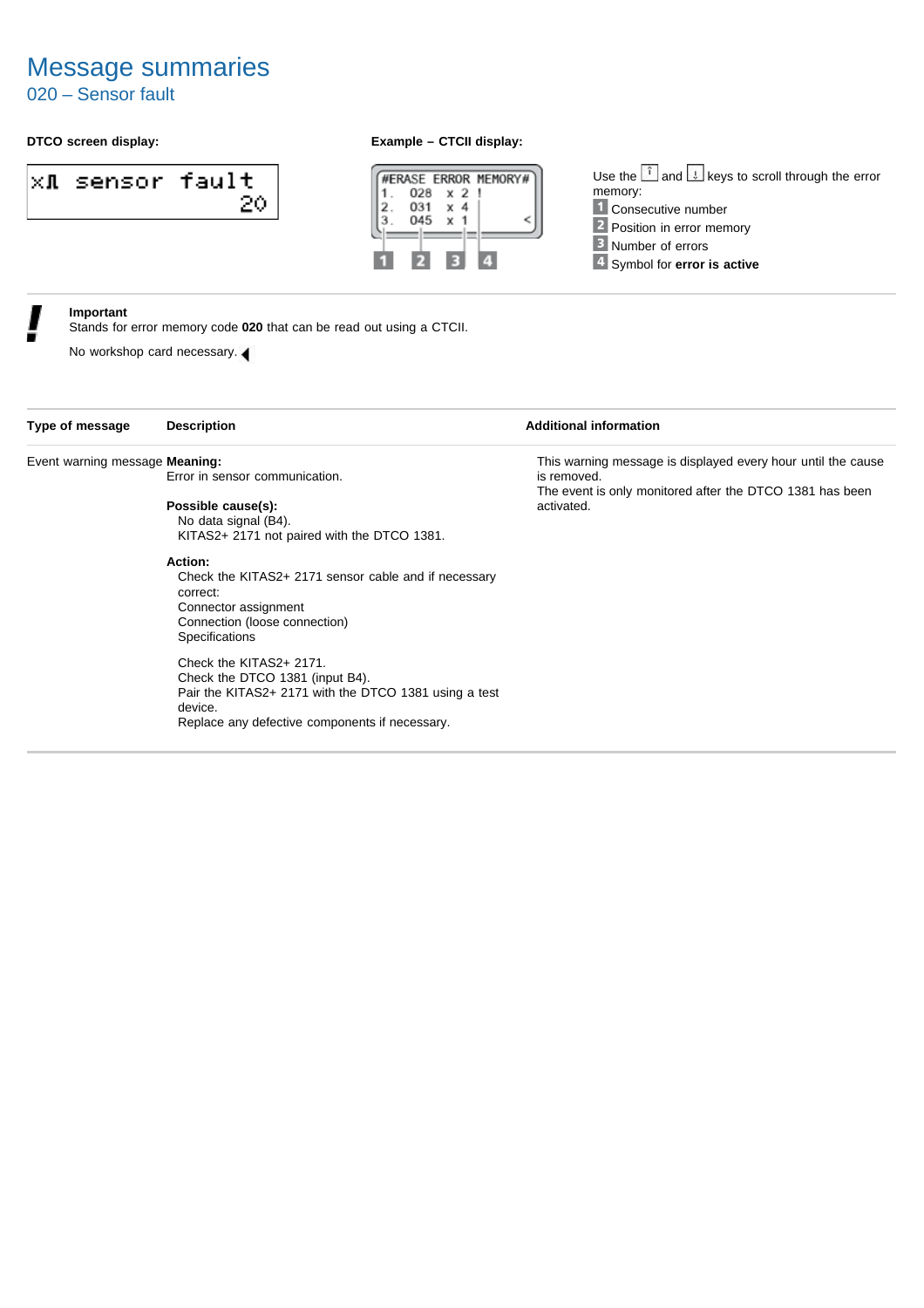# Message summaries

## 020 – Sensor fault

**DTCO screen display:**

```
x⎍ sensor fault
              20
```

**Example – CTCII display:**

```
#ERASE ERROR MEMORY#
1.  028  x 2 !
2.  031  x 4
3.  045  x 1      <
```

Use the ⇡ and ⇣ keys to scroll through the error memory:

1. Consecutive number
2. Position in error memory
3. Number of errors
4. Symbol for **error is active**

**Important**
Stands for error memory code **020** that can be read out using a CTCII.

No workshop card necessary.

| Type of message | Description | Additional information |
|---|---|---|
| Event warning message | **Meaning:**<br>Error in sensor communication.<br><br>**Possible cause(s):**<br>No data signal (B4).<br>KITAS2+ 2171 not paired with the DTCO 1381.<br><br>**Action:**<br>Check the KITAS2+ 2171 sensor cable and if necessary correct:<br>Connector assignment<br>Connection (loose connection)<br>Specifications<br><br>Check the KITAS2+ 2171.<br>Check the DTCO 1381 (input B4).<br>Pair the KITAS2+ 2171 with the DTCO 1381 using a test device.<br>Replace any defective components if necessary. | This warning message is displayed every hour until the cause is removed.<br>The event is only monitored after the DTCO 1381 has been activated. |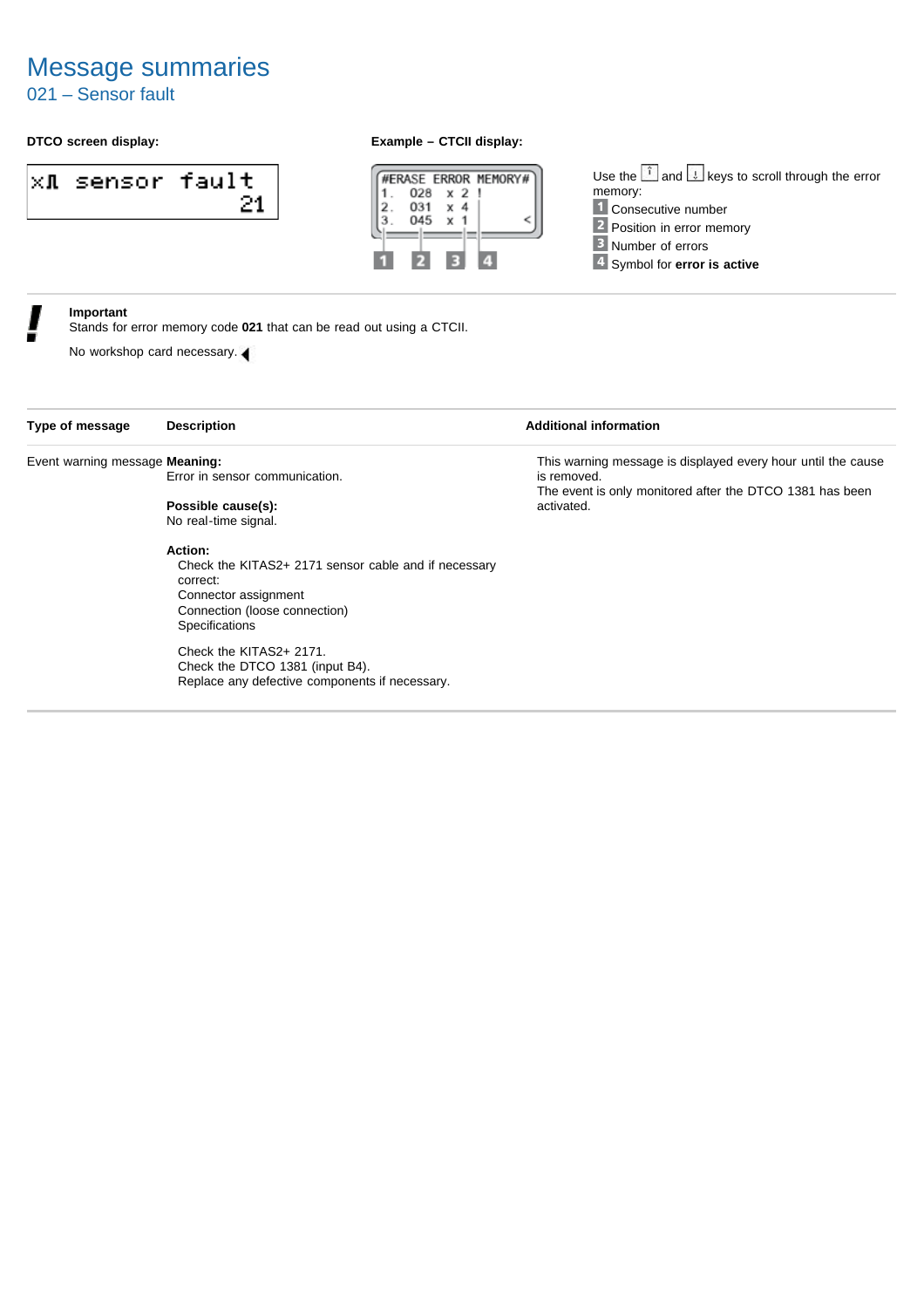# Message summaries

## 021 – Sensor fault

**DTCO screen display:**

```
x⎍ sensor fault
             21
```

**Example – CTCII display:**

```
#ERASE ERROR MEMORY#
1.  028  x 2 !
2.  031  x 4
3.  045  x 1      <
```

1 2 3 4

Use the ↑ and ↓ keys to scroll through the error memory:

1 Consecutive number

2 Position in error memory

3 Number of errors

4 Symbol for **error is active**

**Important**

Stands for error memory code **021** that can be read out using a CTCII.

No workshop card necessary.

| Type of message | Description | Additional information |
|---|---|---|
| Event warning message | **Meaning:**<br>Error in sensor communication.<br><br>**Possible cause(s):**<br>No real-time signal.<br><br>**Action:**<br>Check the KITAS2+ 2171 sensor cable and if necessary correct:<br>Connector assignment<br>Connection (loose connection)<br>Specifications<br><br>Check the KITAS2+ 2171.<br>Check the DTCO 1381 (input B4).<br>Replace any defective components if necessary. | This warning message is displayed every hour until the cause is removed.<br>The event is only monitored after the DTCO 1381 has been activated. |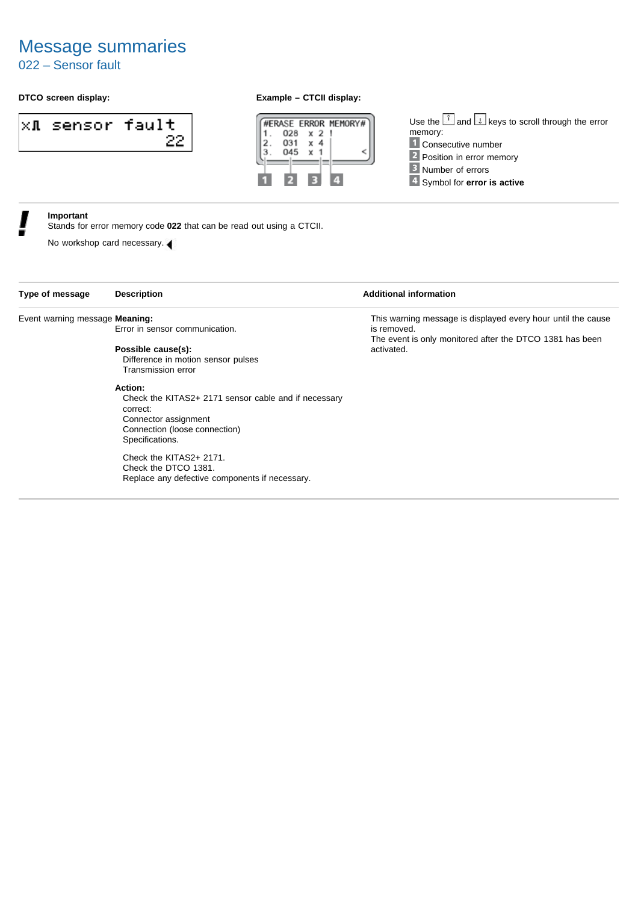# Message summaries

## 022 – Sensor fault

**DTCO screen display:**

```
x⎍ sensor fault
             22
```

**Example – CTCII display:**

```
#ERASE ERROR MEMORY#
1.  028  x 2 !
2.  031  x 4
3.  045  x 1      <
```

1 2 3 4

Use the ↑ and ↓ keys to scroll through the error memory:

1 Consecutive number
2 Position in error memory
3 Number of errors
4 Symbol for **error is active**

**Important**
Stands for error memory code **022** that can be read out using a CTCII.

No workshop card necessary.

| Type of message | Description | Additional information |
|---|---|---|
| Event warning message | **Meaning:**<br>Error in sensor communication.<br><br>**Possible cause(s):**<br>Difference in motion sensor pulses<br>Transmission error<br><br>**Action:**<br>Check the KITAS2+ 2171 sensor cable and if necessary correct:<br>Connector assignment<br>Connection (loose connection)<br>Specifications.<br><br>Check the KITAS2+ 2171.<br>Check the DTCO 1381.<br>Replace any defective components if necessary. | This warning message is displayed every hour until the cause is removed.<br>The event is only monitored after the DTCO 1381 has been activated. |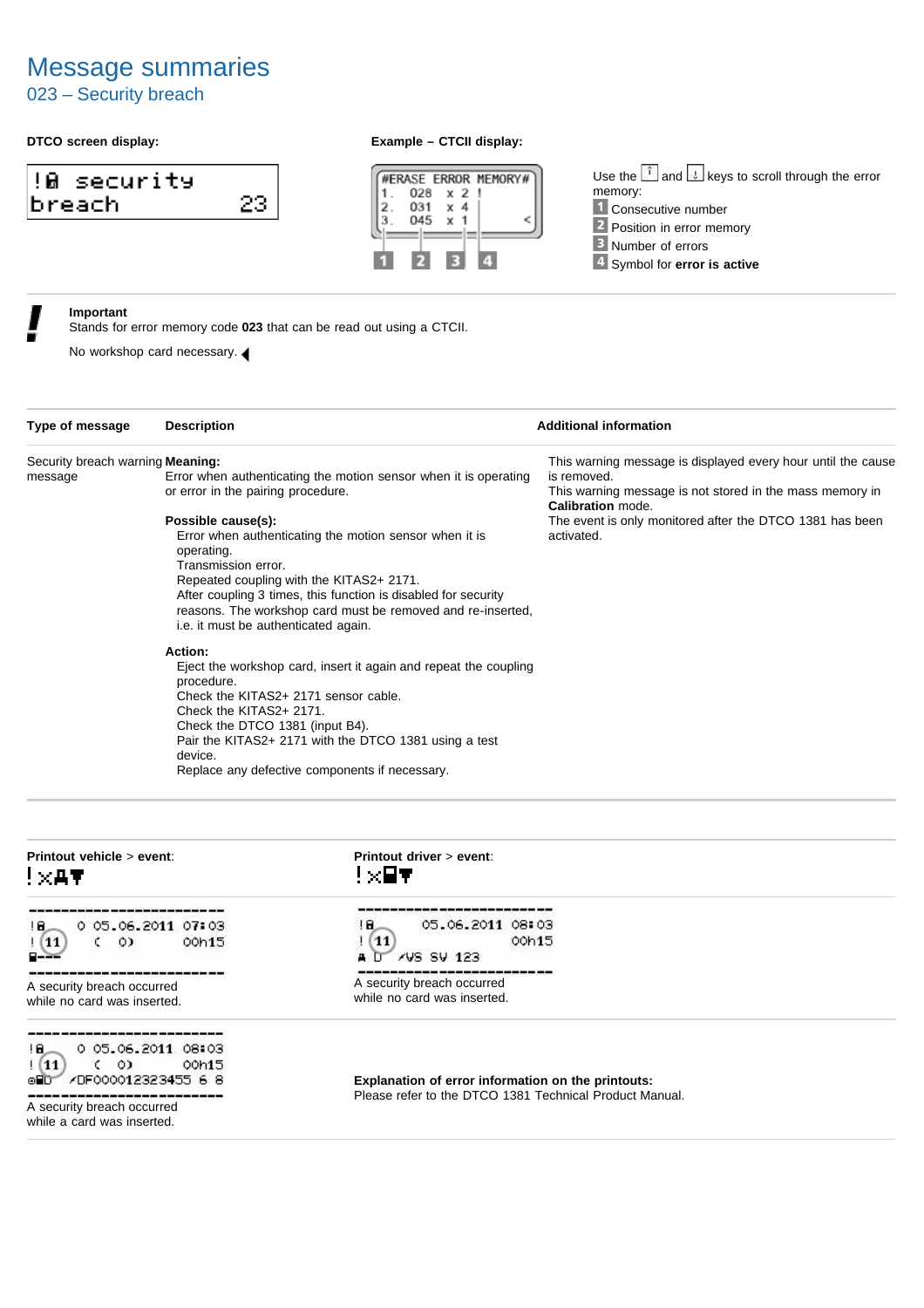# Message summaries

## 023 – Security breach

**DTCO screen display:**

```
!⚠ security
breach        23
```

**Example – CTCII display:**

```
#ERASE ERROR MEMORY#
1.  028  x 2 !
2.  031  x 4
3.  045  x 1       <
```

1 2 3 4

Use the ↑ and ↓ keys to scroll through the error memory:

1 Consecutive number
2 Position in error memory
3 Number of errors
4 Symbol for **error is active**

**Important**
Stands for error memory code **023** that can be read out using a CTCII.

No workshop card necessary.

| Type of message | Description | Additional information |
|---|---|---|
| Security breach warning message | **Meaning:**<br>Error when authenticating the motion sensor when it is operating or error in the pairing procedure.<br><br>**Possible cause(s):**<br>Error when authenticating the motion sensor when it is operating.<br>Transmission error.<br>Repeated coupling with the KITAS2+ 2171.<br>After coupling 3 times, this function is disabled for security reasons. The workshop card must be removed and re-inserted, i.e. it must be authenticated again.<br><br>**Action:**<br>Eject the workshop card, insert it again and repeat the coupling procedure.<br>Check the KITAS2+ 2171 sensor cable.<br>Check the KITAS2+ 2171.<br>Check the DTCO 1381 (input B4).<br>Pair the KITAS2+ 2171 with the DTCO 1381 using a test device.<br>Replace any defective components if necessary. | This warning message is displayed every hour until the cause is removed.<br>This warning message is not stored in the mass memory in **Calibration** mode.<br>The event is only monitored after the DTCO 1381 has been activated. |

**Printout vehicle** > **event**:

```
------------------------
!⚠   0 05.06.2011 07:03
!(11)  (  0)       00h15
▬---
------------------------
```

A security breach occurred while no card was inserted.

```
------------------------
!⚠   0 05.06.2011 08:03
!(11)  (  0)       00h15
⊙▬□  /DF000012323455 6 8
------------------------
```

A security breach occurred while a card was inserted.

**Printout driver** > **event**:

```
------------------------
!⚠     05.06.2011 08:03
!(11)              00h15
A □  /VS SV 123
------------------------
```

A security breach occurred while no card was inserted.

**Explanation of error information on the printouts:**
Please refer to the DTCO 1381 Technical Product Manual.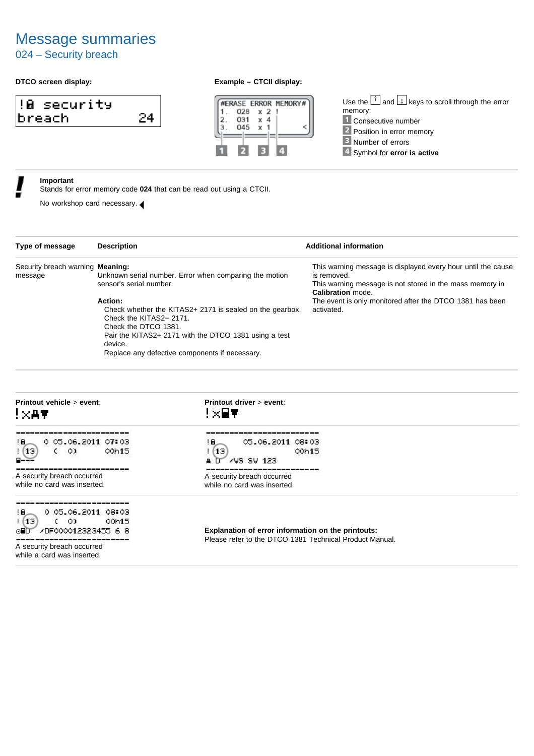# Message summaries

## 024 – Security breach

**DTCO screen display:**

```
!🔒 security
breach      24
```

**Example – CTCII display:**

```
#ERASE ERROR MEMORY#
1.  028  x 2 !
2.  031  x 4
3.  045  x 1     <
```

1 2 3 4

Use the ↑ and ↓ keys to scroll through the error memory:

1 Consecutive number

2 Position in error memory

3 Number of errors

4 Symbol for **error is active**

**Important**

Stands for error memory code **024** that can be read out using a CTCII.

No workshop card necessary.

| Type of message | Description | Additional information |
|---|---|---|
| Security breach warning message | **Meaning:**<br>Unknown serial number. Error when comparing the motion sensor's serial number.<br><br>**Action:**<br>Check whether the KITAS2+ 2171 is sealed on the gearbox.<br>Check the KITAS2+ 2171.<br>Check the DTCO 1381.<br>Pair the KITAS2+ 2171 with the DTCO 1381 using a test device.<br>Replace any defective components if necessary. | This warning message is displayed every hour until the cause is removed.<br>This warning message is not stored in the mass memory in **Calibration** mode.<br>The event is only monitored after the DTCO 1381 has been activated. |

**Printout vehicle** > **event**:

```
------------------------
!🔒   0 05.06.2011 07:03
! 13   (  0)      00h15
🂠---
------------------------
```

A security breach occurred while no card was inserted.

```
------------------------
!🔒   0 05.06.2011 08:03
! 13   (  0)      00h15
⊙🂠D  /DF000012323455 6 8
------------------------
```

A security breach occurred while a card was inserted.

**Printout driver** > **event**:

```
------------------------
!🔒     05.06.2011 08:03
! 13              00h15
🚚 D  /VS SV 123
------------------------
```

A security breach occurred while no card was inserted.

**Explanation of error information on the printouts:**

Please refer to the DTCO 1381 Technical Product Manual.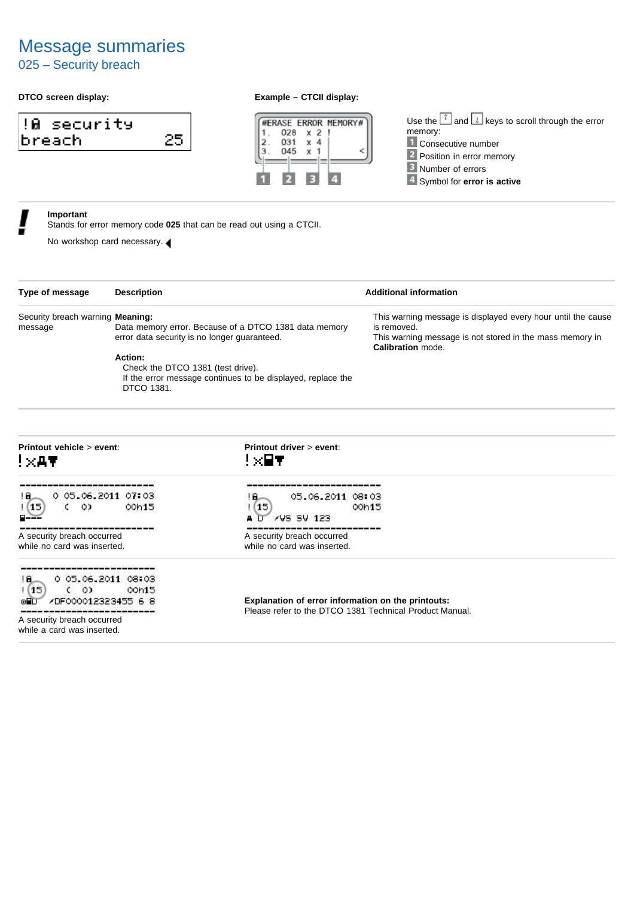# Message summaries

## 025 – Security breach

**DTCO screen display:**

```
!🔒 security
breach       25
```

**Example – CTCII display:**

```
#ERASE ERROR MEMORY#
1.  028  x 2 !
2.  031  x 4
3.  045  x 1      <
```

1 2 3 4

Use the ↑ and ↓ keys to scroll through the error memory:

1 Consecutive number
2 Position in error memory
3 Number of errors
4 Symbol for **error is active**

**Important**
Stands for error memory code **025** that can be read out using a CTCII.

No workshop card necessary.

| Type of message | Description | Additional information |
|---|---|---|
| Security breach warning message | **Meaning:**<br>Data memory error. Because of a DTCO 1381 data memory error data security is no longer guaranteed.<br><br>**Action:**<br>Check the DTCO 1381 (test drive).<br>If the error message continues to be displayed, replace the DTCO 1381. | This warning message is displayed every hour until the cause is removed.<br>This warning message is not stored in the mass memory in **Calibration** mode. |

**Printout vehicle** > **event**:

```
--------------------------
!🔒    0 05.06.2011 07:03
!(15)   (  0)       00h15
🔒---
--------------------------
```

A security breach occurred while no card was inserted.

```
--------------------------
!🔒    0 05.06.2011 08:03
!(15)   (  0)       00h15
   /DF000012323455 6 8
--------------------------
```

A security breach occurred while a card was inserted.

**Printout driver** > **event**:

```
--------------------------
!🔒      05.06.2011 08:03
!(15)               00h15
    /VS SV 123
--------------------------
```

A security breach occurred while no card was inserted.

**Explanation of error information on the printouts:**
Please refer to the DTCO 1381 Technical Product Manual.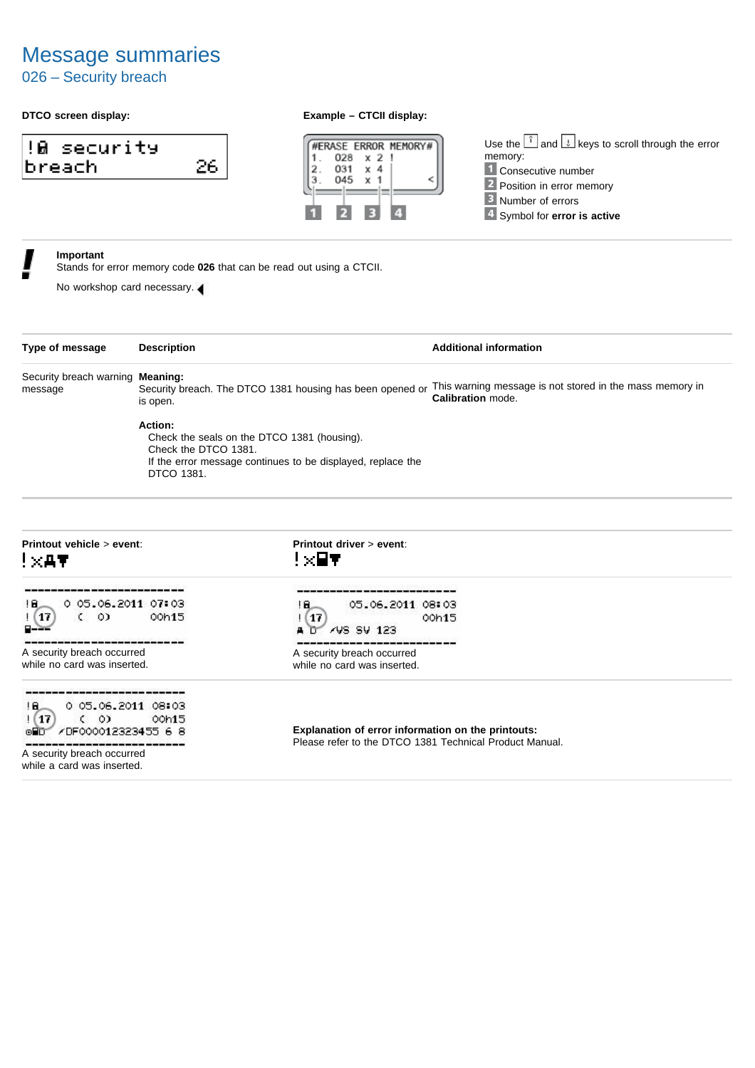# Message summaries

## 026 – Security breach

**DTCO screen display:**

```
!🔒 security
breach        26
```

**Example – CTCII display:**

```
#ERASE ERROR MEMORY#
1.  028  x 2 !
2.  031  x 4
3.  045  x 1     <
```

1 2 3 4

Use the ↑ and ↓ keys to scroll through the error memory:

1 Consecutive number
2 Position in error memory
3 Number of errors
4 Symbol for **error is active**

**Important**
Stands for error memory code **026** that can be read out using a CTCII.

No workshop card necessary.

| Type of message | Description | Additional information |
| --- | --- | --- |
| Security breach warning message | **Meaning:**<br>Security breach. The DTCO 1381 housing has been opened or is open.<br><br>**Action:**<br>Check the seals on the DTCO 1381 (housing).<br>Check the DTCO 1381.<br>If the error message continues to be displayed, replace the DTCO 1381. | This warning message is not stored in the mass memory in **Calibration** mode. |

**Printout vehicle** > **event**:

```
------------------------
!🔒  0 05.06.2011 07:03
! (17)  (  0)     00h15
🂠---
------------------------
```

A security breach occurred while no card was inserted.

```
------------------------
!🔒  0 05.06.2011 08:03
! (17)  (  0)     00h15
⊙🂠D  ⁄DF000012323455 6 8
------------------------
```

A security breach occurred while a card was inserted.

**Printout driver** > **event**:

```
------------------------
!🔒    05.06.2011 08:03
! (17)            00h15
A D  ⁄VS SV 123
------------------------
```

A security breach occurred while no card was inserted.

**Explanation of error information on the printouts:**
Please refer to the DTCO 1381 Technical Product Manual.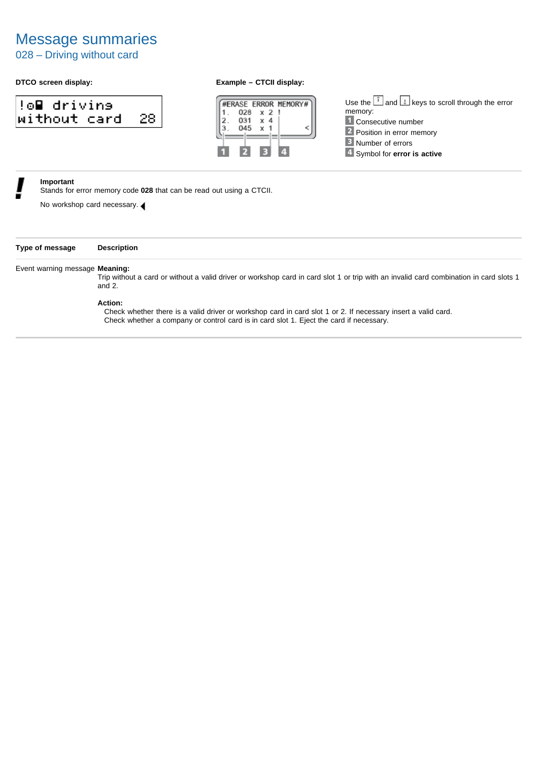# Message summaries

## 028 – Driving without card

**DTCO screen display:**

```
!o■ driving
without card   28
```

**Example – CTCII display:**

```
#ERASE ERROR MEMORY#
1.  028  x 2 !
2.  031  x 4
3.  045  x 1       <
```

Use the ↑ and ↓ keys to scroll through the error memory:

1 Consecutive number
2 Position in error memory
3 Number of errors
4 Symbol for **error is active**

**Important**
Stands for error memory code **028** that can be read out using a CTCII.

No workshop card necessary.

| Type of message | Description |
| --- | --- |
| Event warning message | **Meaning:** Trip without a card or without a valid driver or workshop card in card slot 1 or trip with an invalid card combination in card slots 1 and 2. **Action:** Check whether there is a valid driver or workshop card in card slot 1 or 2. If necessary insert a valid card. Check whether a company or control card is in card slot 1. Eject the card if necessary. |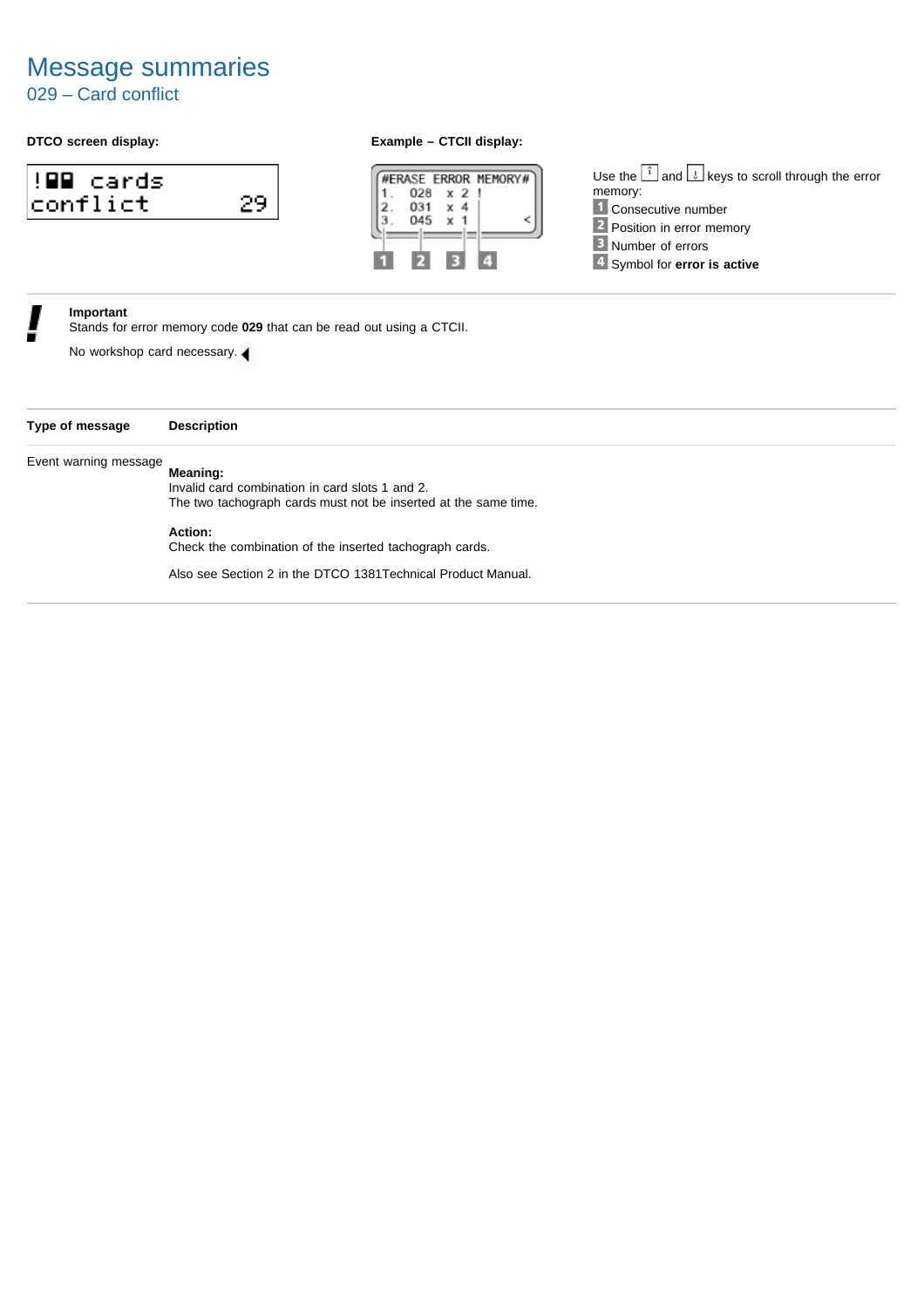# Message summaries

## 029 – Card conflict

**DTCO screen display:**

```
!▪▪ cards
conflict        29
```

**Example – CTCII display:**

```
#ERASE ERROR MEMORY#
1.  028  x 2 !
2.  031  x 4
3.  045  x 1       <
```

1 2 3 4

Use the ↑ and ↓ keys to scroll through the error memory:

1 Consecutive number
2 Position in error memory
3 Number of errors
4 Symbol for **error is active**

**Important**
Stands for error memory code **029** that can be read out using a CTCII.

No workshop card necessary.

| Type of message | Description |
|---|---|
| Event warning message | **Meaning:**<br>Invalid card combination in card slots 1 and 2.<br>The two tachograph cards must not be inserted at the same time.<br><br>**Action:**<br>Check the combination of the inserted tachograph cards.<br><br>Also see Section 2 in the DTCO 1381Technical Product Manual. |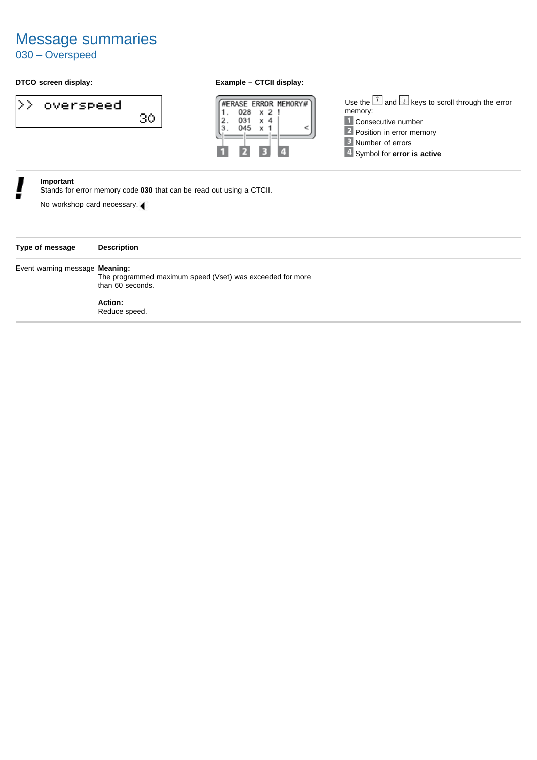# Message summaries

## 030 – Overspeed

**DTCO screen display:**

```
>> overspeed
           30
```

**Example – CTCII display:**

```
#ERASE ERROR MEMORY#
1.  028  x 2 !
2.  031  x 4
3.  045  x 1      <
```

1 2 3 4

Use the ↑ and ↓ keys to scroll through the error memory:

1 Consecutive number
2 Position in error memory
3 Number of errors
4 Symbol for **error is active**

**Important**
Stands for error memory code **030** that can be read out using a CTCII.

No workshop card necessary.

| Type of message | Description |
|---|---|
| Event warning message | **Meaning:** The programmed maximum speed (Vset) was exceeded for more than 60 seconds. **Action:** Reduce speed. |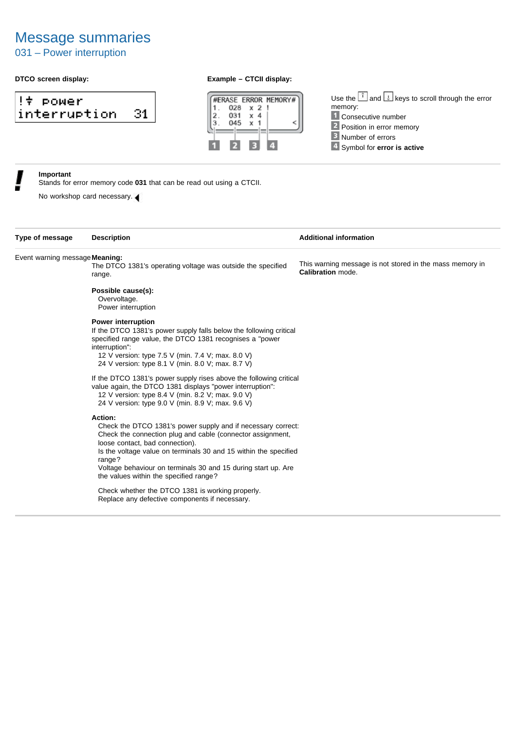# Message summaries

## 031 – Power interruption

**DTCO screen display:**

```
!‡ power
interruption   31
```

**Example – CTCII display:**

```
#ERASE ERROR MEMORY#
1.  028  x 2 !
2.  031  x 4
3.  045  x 1      <
```

1 2 3 4

Use the ↑ and ↓ keys to scroll through the error memory:

1 Consecutive number
2 Position in error memory
3 Number of errors
4 Symbol for **error is active**

**Important**
Stands for error memory code **031** that can be read out using a CTCII.

No workshop card necessary.

| Type of message | Description | Additional information |
|---|---|---|
| Event warning message | **Meaning:**<br>The DTCO 1381's operating voltage was outside the specified range.<br><br>**Possible cause(s):**<br>Overvoltage.<br>Power interruption<br><br>**Power interruption**<br>If the DTCO 1381's power supply falls below the following critical specified range value, the DTCO 1381 recognises a "power interruption":<br>12 V version: type 7.5 V (min. 7.4 V; max. 8.0 V)<br>24 V version: type 8.1 V (min. 8.0 V; max. 8.7 V)<br><br>If the DTCO 1381's power supply rises above the following critical value again, the DTCO 1381 displays "power interruption":<br>12 V version: type 8.4 V (min. 8.2 V; max. 9.0 V)<br>24 V version: type 9.0 V (min. 8.9 V; max. 9.6 V)<br><br>**Action:**<br>Check the DTCO 1381's power supply and if necessary correct:<br>Check the connection plug and cable (connector assignment, loose contact, bad connection).<br>Is the voltage value on terminals 30 and 15 within the specified range?<br>Voltage behaviour on terminals 30 and 15 during start up. Are the values within the specified range?<br><br>Check whether the DTCO 1381 is working properly.<br>Replace any defective components if necessary. | This warning message is not stored in the mass memory in **Calibration** mode. |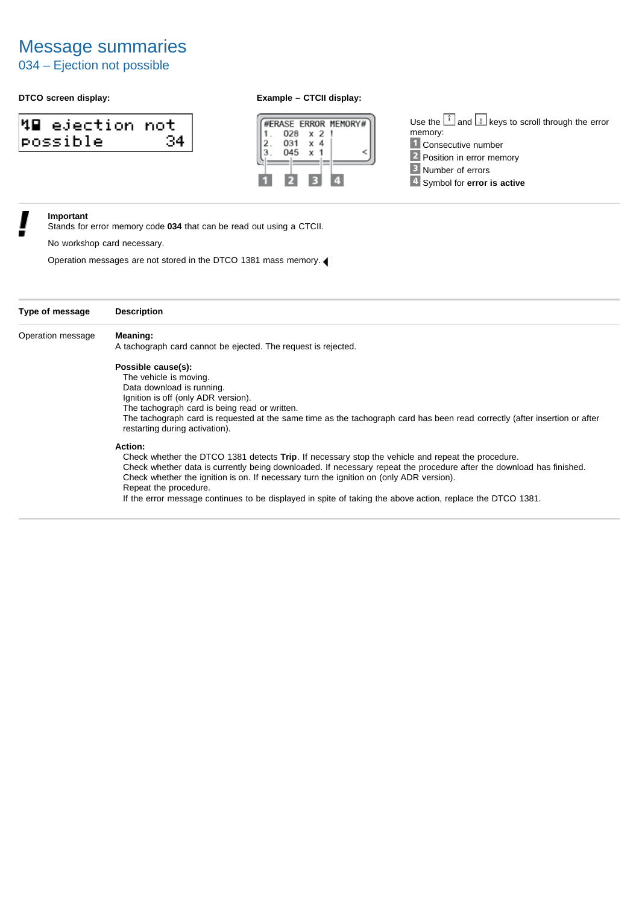# Message summaries

## 034 – Ejection not possible

**DTCO screen display:**

```
↰▪ ejection not
possible      34
```

**Example – CTCII display:**

```
#ERASE ERROR MEMORY#
1.  028  x 2 !
2.  031  x 4
3.  045  x 1       <
```

Use the ↑ and ↓ keys to scroll through the error memory:

1 Consecutive number
2 Position in error memory
3 Number of errors
4 Symbol for **error is active**

**Important**

Stands for error memory code **034** that can be read out using a CTCII.

No workshop card necessary.

Operation messages are not stored in the DTCO 1381 mass memory.

| Type of message | Description |
| --- | --- |
| Operation message | **Meaning:**<br>A tachograph card cannot be ejected. The request is rejected.<br><br>**Possible cause(s):**<br>The vehicle is moving.<br>Data download is running.<br>Ignition is off (only ADR version).<br>The tachograph card is being read or written.<br>The tachograph card is requested at the same time as the tachograph card has been read correctly (after insertion or after restarting during activation).<br><br>**Action:**<br>Check whether the DTCO 1381 detects **Trip**. If necessary stop the vehicle and repeat the procedure.<br>Check whether data is currently being downloaded. If necessary repeat the procedure after the download has finished.<br>Check whether the ignition is on. If necessary turn the ignition on (only ADR version).<br>Repeat the procedure.<br>If the error message continues to be displayed in spite of taking the above action, replace the DTCO 1381. |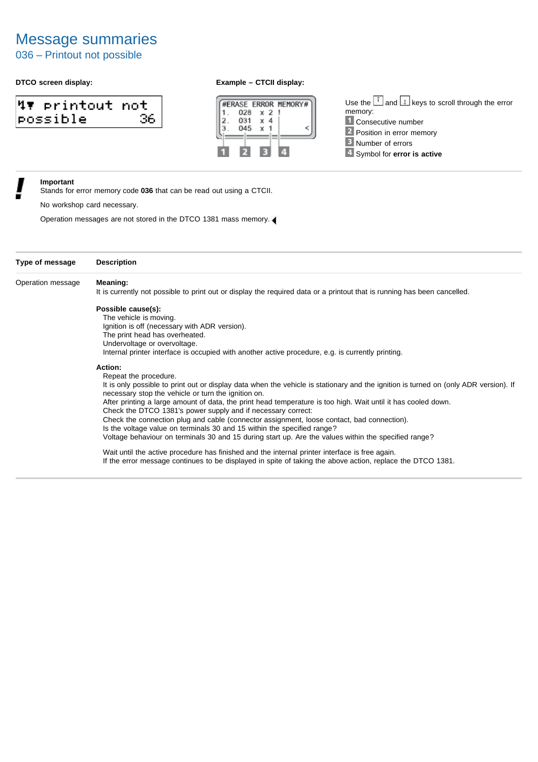# Message summaries

## 036 – Printout not possible

**DTCO screen display:**

```
4▼ printout not
possible      36
```

**Example – CTCII display:**

```
#ERASE ERROR MEMORY#
1.  028  x 2 !
2.  031  x 4
3.  045  x 1      <
```

1 2 3 4

Use the ↑ and ↓ keys to scroll through the error memory:

1 Consecutive number
2 Position in error memory
3 Number of errors
4 Symbol for **error is active**

**Important**

Stands for error memory code **036** that can be read out using a CTCII.

No workshop card necessary.

Operation messages are not stored in the DTCO 1381 mass memory.

| Type of message | Description |
| --- | --- |
| Operation message | **Meaning:**<br>It is currently not possible to print out or display the required data or a printout that is running has been cancelled.<br><br>**Possible cause(s):**<br>The vehicle is moving.<br>Ignition is off (necessary with ADR version).<br>The print head has overheated.<br>Undervoltage or overvoltage.<br>Internal printer interface is occupied with another active procedure, e.g. is currently printing.<br><br>**Action:**<br>Repeat the procedure.<br>It is only possible to print out or display data when the vehicle is stationary and the ignition is turned on (only ADR version). If necessary stop the vehicle or turn the ignition on.<br>After printing a large amount of data, the print head temperature is too high. Wait until it has cooled down.<br>Check the DTCO 1381's power supply and if necessary correct:<br>Check the connection plug and cable (connector assignment, loose contact, bad connection).<br>Is the voltage value on terminals 30 and 15 within the specified range?<br>Voltage behaviour on terminals 30 and 15 during start up. Are the values within the specified range?<br><br>Wait until the active procedure has finished and the internal printer interface is free again.<br>If the error message continues to be displayed in spite of taking the above action, replace the DTCO 1381. |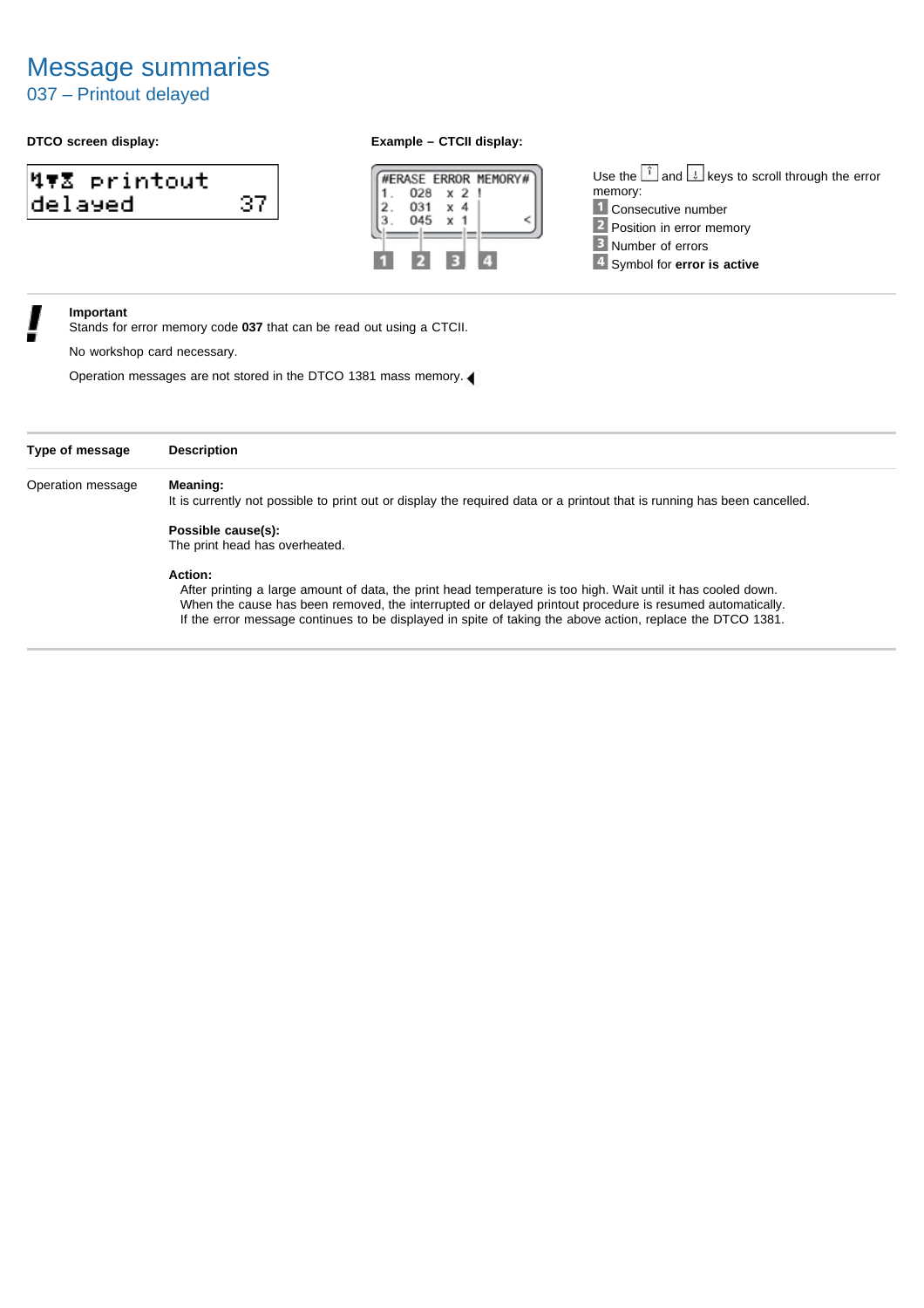# Message summaries

## 037 – Printout delayed

**DTCO screen display:**

```
printout
delayed          37
```

**Example – CTCII display:**

```
#ERASE ERROR MEMORY#
1.  028  x 2 !
2.  031  x 4
3.  045  x 1      <
```

Use the ↑ and ↓ keys to scroll through the error memory:

1 Consecutive number
2 Position in error memory
3 Number of errors
4 Symbol for **error is active**

**Important**

Stands for error memory code **037** that can be read out using a CTCII.

No workshop card necessary.

Operation messages are not stored in the DTCO 1381 mass memory.

| Type of message | Description |
| --- | --- |
| Operation message | **Meaning:**<br>It is currently not possible to print out or display the required data or a printout that is running has been cancelled.<br><br>**Possible cause(s):**<br>The print head has overheated.<br><br>**Action:**<br>After printing a large amount of data, the print head temperature is too high. Wait until it has cooled down.<br>When the cause has been removed, the interrupted or delayed printout procedure is resumed automatically.<br>If the error message continues to be displayed in spite of taking the above action, replace the DTCO 1381. |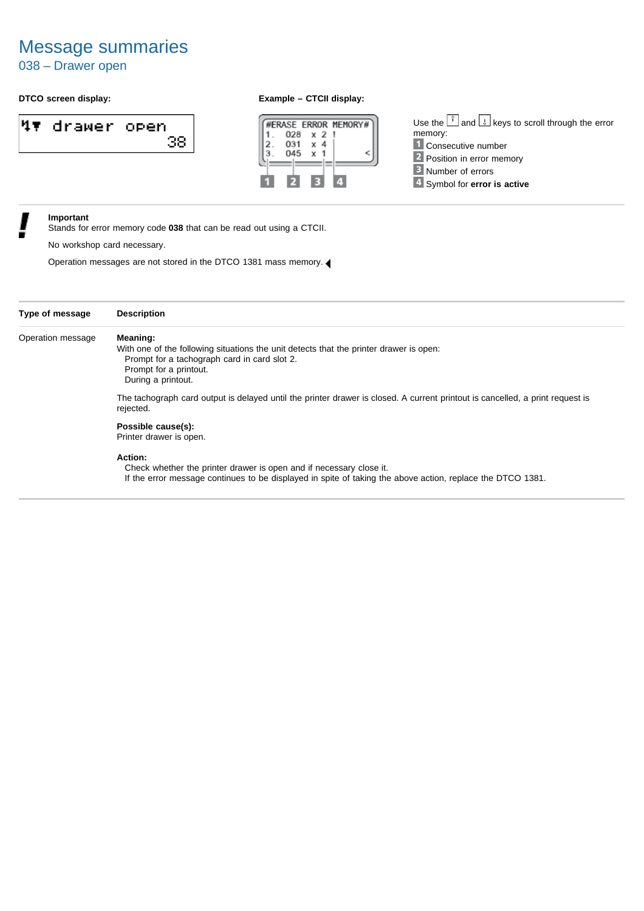# Message summaries

## 038 – Drawer open

**DTCO screen display:**

```
4▼ drawer open
             38
```

**Example – CTCII display:**

```
#ERASE ERROR MEMORY#
1.  028  x 2  !
2.  031  x 4
3.  045  x 1       <
```

1 2 3 4

Use the ↑ and ↓ keys to scroll through the error memory:

1 Consecutive number
2 Position in error memory
3 Number of errors
4 Symbol for **error is active**

**Important**
Stands for error memory code **038** that can be read out using a CTCII.

No workshop card necessary.

Operation messages are not stored in the DTCO 1381 mass memory.

| Type of message | Description |
| --- | --- |
| Operation message | **Meaning:**<br>With one of the following situations the unit detects that the printer drawer is open:<br>Prompt for a tachograph card in card slot 2.<br>Prompt for a printout.<br>During a printout.<br><br>The tachograph card output is delayed until the printer drawer is closed. A current printout is cancelled, a print request is rejected.<br><br>**Possible cause(s):**<br>Printer drawer is open.<br><br>**Action:**<br>Check whether the printer drawer is open and if necessary close it.<br>If the error message continues to be displayed in spite of taking the above action, replace the DTCO 1381. |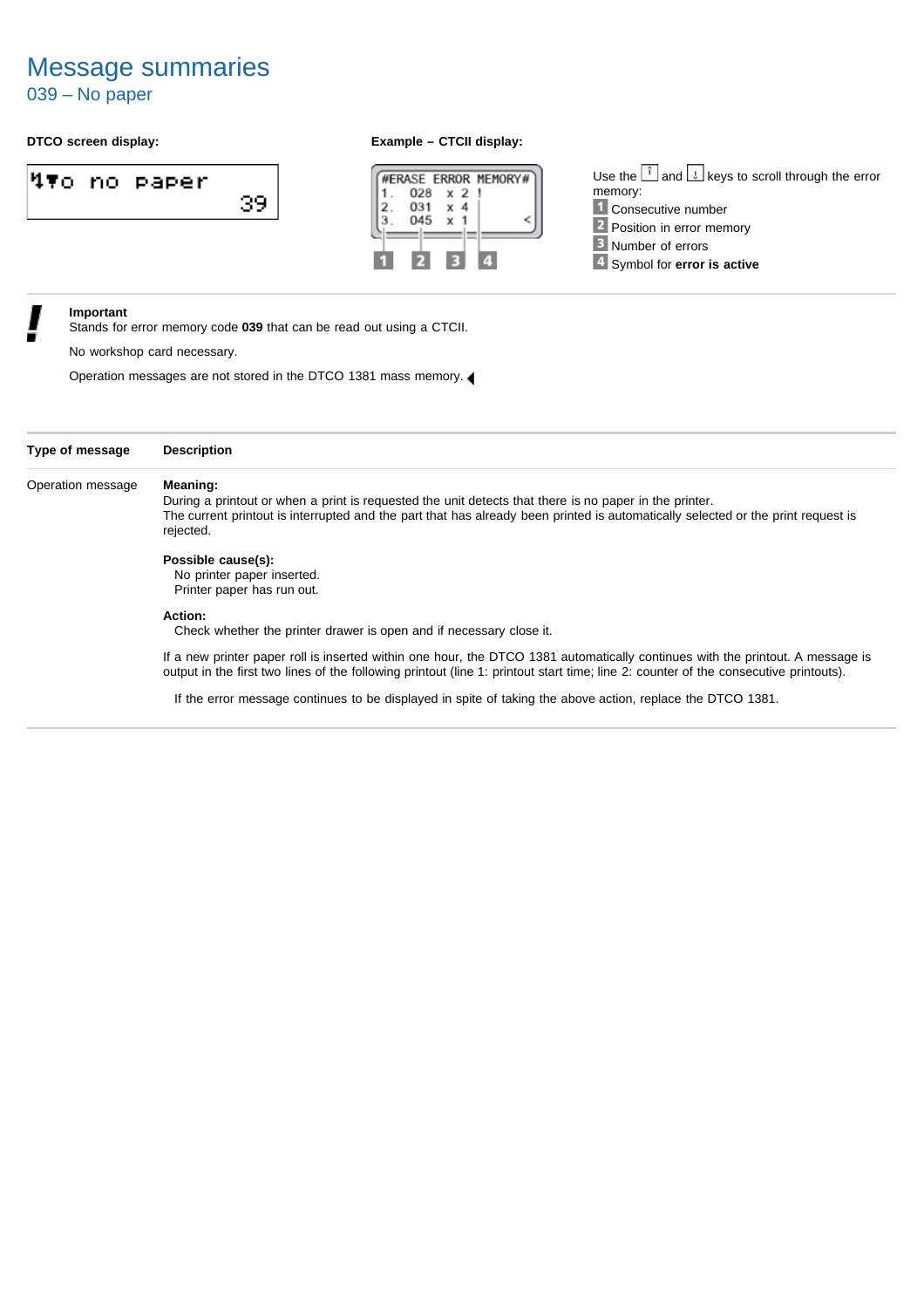# Message summaries

## 039 – No paper

**DTCO screen display:**

```
4▼o no paper
          39
```

**Example – CTCII display:**

```
#ERASE ERROR MEMORY#
1.  028  x 2 !
2.  031  x 4
3.  045  x 1      <
```

1 2 3 4

Use the ↑ and ↓ keys to scroll through the error memory:

1. Consecutive number
2. Position in error memory
3. Number of errors
4. Symbol for **error is active**

**Important**

Stands for error memory code **039** that can be read out using a CTCII.

No workshop card necessary.

Operation messages are not stored in the DTCO 1381 mass memory.

| Type of message | Description |
|---|---|
| Operation message | **Meaning:** During a printout or when a print is requested the unit detects that there is no paper in the printer. The current printout is interrupted and the part that has already been printed is automatically selected or the print request is rejected.<br><br>**Possible cause(s):**<br>No printer paper inserted.<br>Printer paper has run out.<br><br>**Action:**<br>Check whether the printer drawer is open and if necessary close it.<br><br>If a new printer paper roll is inserted within one hour, the DTCO 1381 automatically continues with the printout. A message is output in the first two lines of the following printout (line 1: printout start time; line 2: counter of the consecutive printouts).<br><br>If the error message continues to be displayed in spite of taking the above action, replace the DTCO 1381. |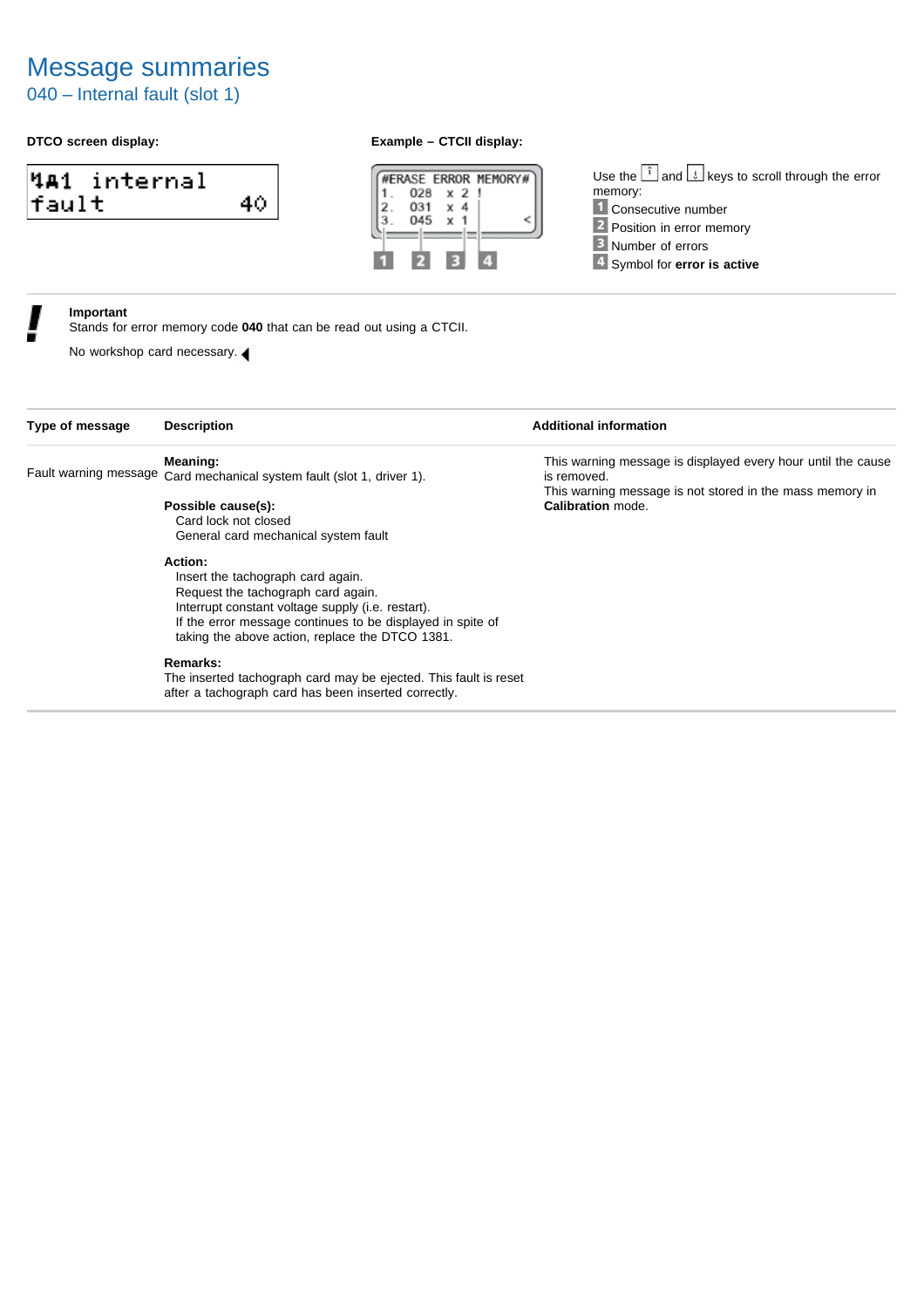# Message summaries

## 040 – Internal fault (slot 1)

**DTCO screen display:**

```
?A1 internal
fault        40
```

**Example – CTCII display:**

```
#ERASE ERROR MEMORY#
1.  028  x 2  !
2.  031  x 4
3.  045  x 1       <
```

1 2 3 4

Use the ↑ and ↓ keys to scroll through the error memory:

1. Consecutive number
2. Position in error memory
3. Number of errors
4. Symbol for **error is active**

**Important**

Stands for error memory code **040** that can be read out using a CTCII.

No workshop card necessary.

| Type of message | Description | Additional information |
| --- | --- | --- |
| Fault warning message | **Meaning:**<br>Card mechanical system fault (slot 1, driver 1).<br><br>**Possible cause(s):**<br>Card lock not closed<br>General card mechanical system fault<br><br>**Action:**<br>Insert the tachograph card again.<br>Request the tachograph card again.<br>Interrupt constant voltage supply (i.e. restart).<br>If the error message continues to be displayed in spite of taking the above action, replace the DTCO 1381.<br><br>**Remarks:**<br>The inserted tachograph card may be ejected. This fault is reset after a tachograph card has been inserted correctly. | This warning message is displayed every hour until the cause is removed.<br>This warning message is not stored in the mass memory in **Calibration** mode. |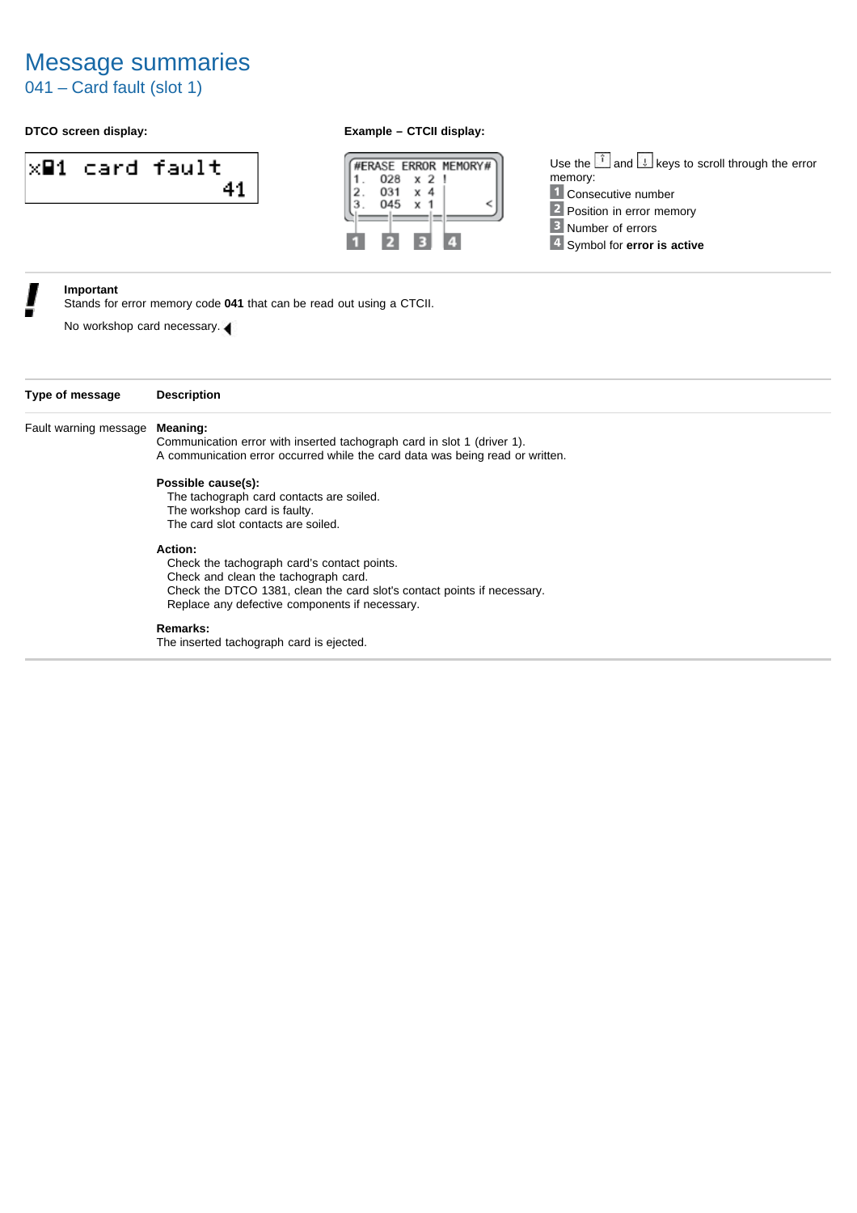# Message summaries

## 041 – Card fault (slot 1)

**DTCO screen display:**

```
x1 card fault
            41
```

**Example – CTCII display:**

```
#ERASE ERROR MEMORY#
1.  028  x 2  !
2.  031  x 4
3.  045  x 1       <
```

1 2 3 4

Use the ↑ and ↓ keys to scroll through the error memory:

1. Consecutive number
2. Position in error memory
3. Number of errors
4. Symbol for **error is active**

**Important**

Stands for error memory code **041** that can be read out using a CTCII.

No workshop card necessary.

| Type of message | Description |
| --- | --- |
| Fault warning message | **Meaning:**<br>Communication error with inserted tachograph card in slot 1 (driver 1).<br>A communication error occurred while the card data was being read or written.<br><br>**Possible cause(s):**<br>The tachograph card contacts are soiled.<br>The workshop card is faulty.<br>The card slot contacts are soiled.<br><br>**Action:**<br>Check the tachograph card's contact points.<br>Check and clean the tachograph card.<br>Check the DTCO 1381, clean the card slot's contact points if necessary.<br>Replace any defective components if necessary.<br><br>**Remarks:**<br>The inserted tachograph card is ejected. |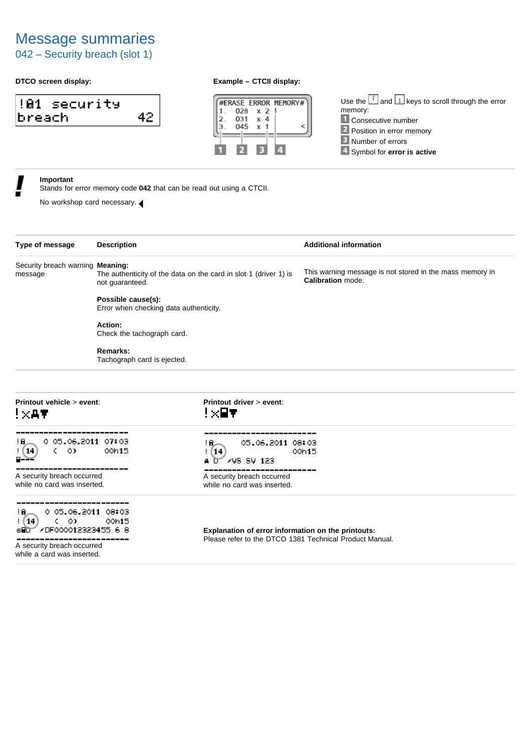# Message summaries

## 042 – Security breach (slot 1)

**DTCO screen display:**

```
!▣1 security
breach       42
```

**Example – CTCII display:**

```
#ERASE ERROR MEMORY#
1.  028  x 2 !
2.  031  x 4
3.  045  x 1      <
```

1 2 3 4

Use the ↑ and ↓ keys to scroll through the error memory:

1. Consecutive number
2. Position in error memory
3. Number of errors
4. Symbol for **error is active**

**Important**
Stands for error memory code **042** that can be read out using a CTCII.

No workshop card necessary.

| Type of message | Description | Additional information |
|---|---|---|
| Security breach warning message | **Meaning:**<br>The authenticity of the data on the card in slot 1 (driver 1) is not guaranteed.<br><br>**Possible cause(s):**<br>Error when checking data authenticity.<br><br>**Action:**<br>Check the tachograph card.<br><br>**Remarks:**<br>Tachograph card is ejected. | This warning message is not stored in the mass memory in **Calibration** mode. |

**Printout vehicle > event:**

```
------------------------
!▣   0 05.06.2011 07:03
! 14   (  0)       00h15
▣---
------------------------
```

A security breach occurred while no card was inserted.

```
------------------------
!▣   0 05.06.2011 08:03
! 14   (  0)       00h15
▣▣D  /DF000012323455 6 8
------------------------
```

A security breach occurred while a card was inserted.

**Printout driver > event:**

```
------------------------
!▣      05.06.2011 08:03
! 14                00h15
▲ D  /VS SV 123
------------------------
```

A security breach occurred while no card was inserted.

**Explanation of error information on the printouts:**
Please refer to the DTCO 1381 Technical Product Manual.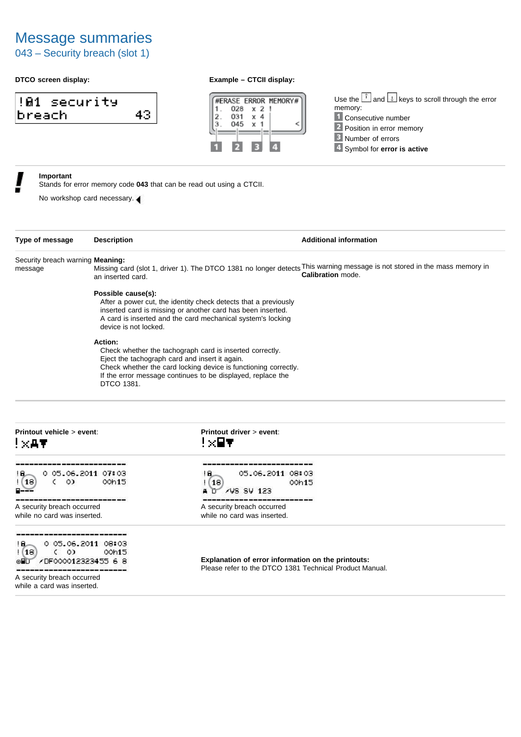# Message summaries

## 043 – Security breach (slot 1)

**DTCO screen display:**

```
!θ1 security
breach       43
```

**Example – CTCII display:**

```
#ERASE ERROR MEMORY#
1.  028  x 2 !
2.  031  x 4
3.  045  x 1      <
```

1 2 3 4

Use the ⇡ and ⇣ keys to scroll through the error memory:

1. Consecutive number
2. Position in error memory
3. Number of errors
4. Symbol for **error is active**

**Important**
Stands for error memory code **043** that can be read out using a CTCII.

No workshop card necessary.

| Type of message | Description | Additional information |
|---|---|---|
| Security breach warning message | **Meaning:** Missing card (slot 1, driver 1). The DTCO 1381 no longer detects an inserted card.<br><br>**Possible cause(s):**<br>After a power cut, the identity check detects that a previously inserted card is missing or another card has been inserted.<br>A card is inserted and the card mechanical system's locking device is not locked.<br><br>**Action:**<br>Check whether the tachograph card is inserted correctly.<br>Eject the tachograph card and insert it again.<br>Check whether the card locking device is functioning correctly.<br>If the error message continues to be displayed, replace the DTCO 1381. | This warning message is not stored in the mass memory in **Calibration** mode. |

**Printout vehicle** > **event**:

```
------------------------
!θ   0 05.06.2011 07:03
!(18)  (  0)     00h15
θ---
------------------------
```

A security breach occurred while no card was inserted.

**Printout driver** > **event**:

```
------------------------
!θ     05.06.2011 08:03
!(18)            00h15
A D  /VS SV 123
------------------------
```

A security breach occurred while no card was inserted.

```
------------------------
!θ   0 05.06.2011 08:03
!(18)  (  0)     00h15
θD  /DF000012323455 6 8
------------------------
```

A security breach occurred while a card was inserted.

**Explanation of error information on the printouts:**
Please refer to the DTCO 1381 Technical Product Manual.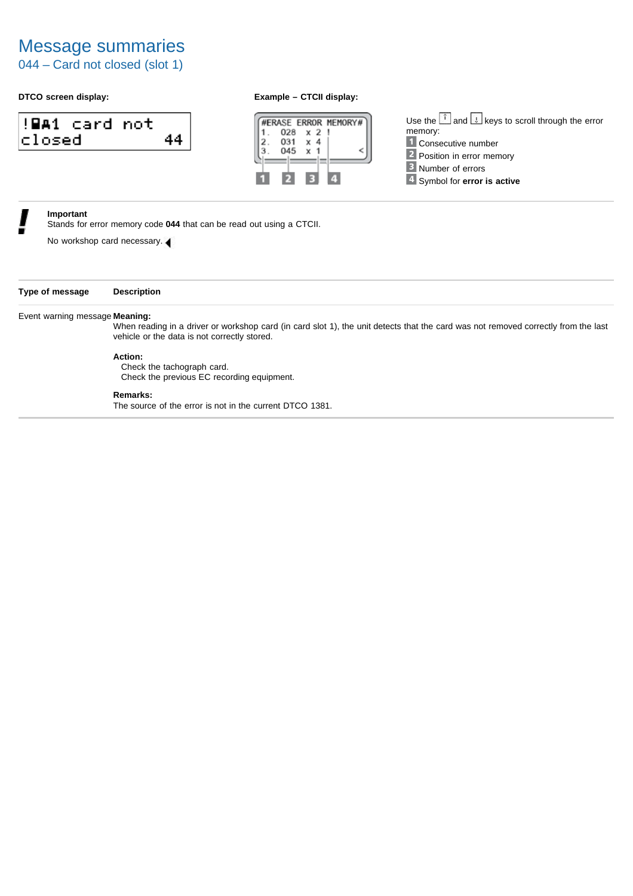# Message summaries

## 044 – Card not closed (slot 1)

**DTCO screen display:**

```
!■A1 card not
closed        44
```

**Example – CTCII display:**

```
#ERASE ERROR MEMORY#
1.  028  x 2 !
2.  031  x 4
3.  045  x 1      <
```

Use the ↑ and ↓ keys to scroll through the error memory:

1 Consecutive number
2 Position in error memory
3 Number of errors
4 Symbol for **error is active**

**Important**
Stands for error memory code **044** that can be read out using a CTCII.

No workshop card necessary.

| Type of message | Description |
|---|---|
| Event warning message | **Meaning:**<br>When reading in a driver or workshop card (in card slot 1), the unit detects that the card was not removed correctly from the last vehicle or the data is not correctly stored.<br><br>**Action:**<br>Check the tachograph card.<br>Check the previous EC recording equipment.<br><br>**Remarks:**<br>The source of the error is not in the current DTCO 1381. |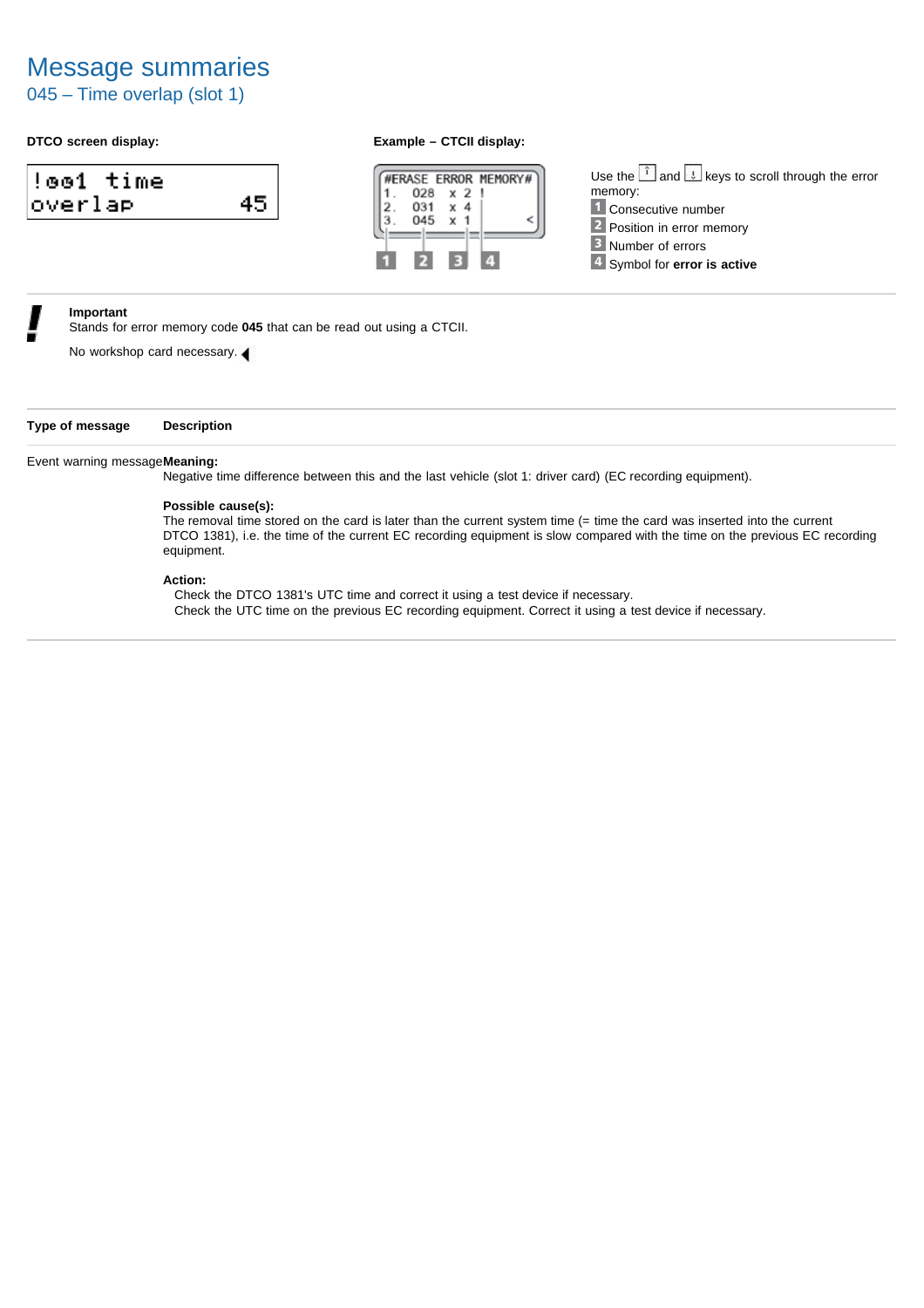# Message summaries

## 045 – Time overlap (slot 1)

**DTCO screen display:**

```
!001 time
overlap        45
```

**Example – CTCII display:**

```
#ERASE ERROR MEMORY#
1.  028  x 2 !
2.  031  x 4
3.  045  x 1      <
```

1 2 3 4

Use the ↑ and ↓ keys to scroll through the error memory:

1 Consecutive number
2 Position in error memory
3 Number of errors
4 Symbol for **error is active**

**Important**
Stands for error memory code **045** that can be read out using a CTCII.

No workshop card necessary.

| Type of message | Description |
|---|---|
| Event warning message | **Meaning:** Negative time difference between this and the last vehicle (slot 1: driver card) (EC recording equipment). **Possible cause(s):** The removal time stored on the card is later than the current system time (= time the card was inserted into the current DTCO 1381), i.e. the time of the current EC recording equipment is slow compared with the time on the previous EC recording equipment. **Action:** Check the DTCO 1381's UTC time and correct it using a test device if necessary. Check the UTC time on the previous EC recording equipment. Correct it using a test device if necessary. |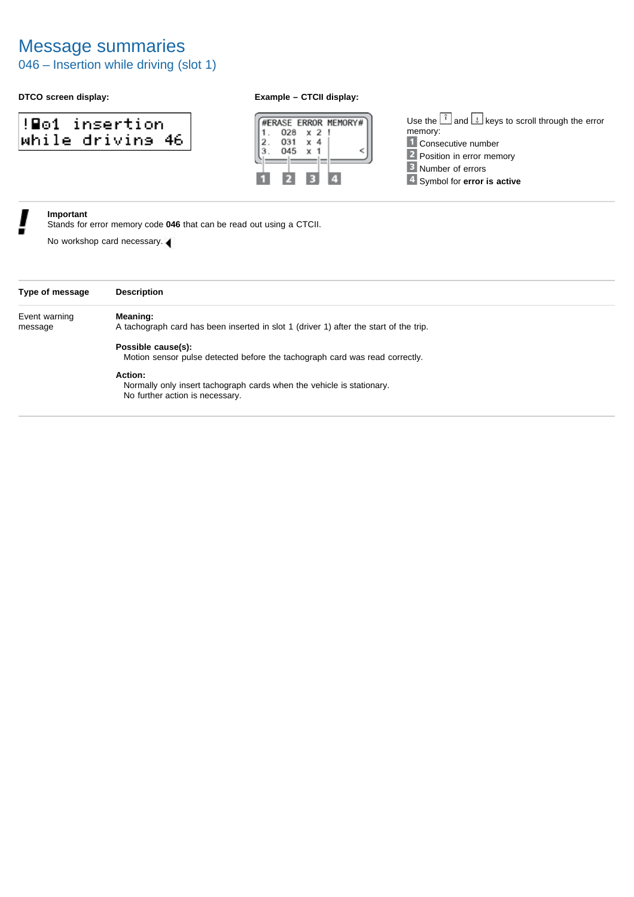# Message summaries

## 046 – Insertion while driving (slot 1)

**DTCO screen display:**

```
!▮o1 insertion
while driving 46
```

**Example – CTCII display:**

```
#ERASE ERROR MEMORY#
1.  028  x 2 !
2.  031  x 4
3.  045  x 1     <
```

1 2 3 4

Use the ⇡ and ⇣ keys to scroll through the error memory:

1 Consecutive number

2 Position in error memory

3 Number of errors

4 Symbol for **error is active**

**Important**

Stands for error memory code **046** that can be read out using a CTCII.

No workshop card necessary.

| Type of message | Description |
| --- | --- |
| Event warning message | **Meaning:** A tachograph card has been inserted in slot 1 (driver 1) after the start of the trip.<br><br>**Possible cause(s):** Motion sensor pulse detected before the tachograph card was read correctly.<br><br>**Action:** Normally only insert tachograph cards when the vehicle is stationary. No further action is necessary. |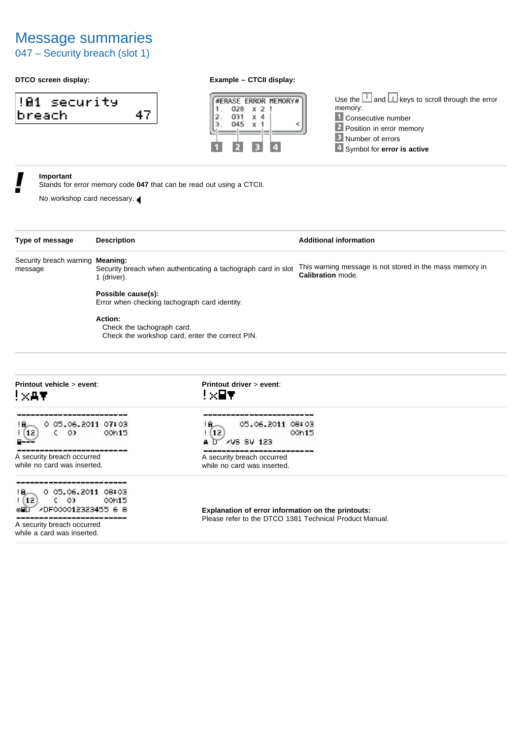# Message summaries

## 047 – Security breach (slot 1)

**DTCO screen display:**

```
!▣1 security
breach        47
```

**Example – CTCII display:**

```
#ERASE ERROR MEMORY#
1.  028  x 2 !
2.  031  x 4
3.  045  x 1      <
```

1 2 3 4

Use the ↑ and ↓ keys to scroll through the error memory:

1 Consecutive number
2 Position in error memory
3 Number of errors
4 Symbol for **error is active**

**Important**
Stands for error memory code **047** that can be read out using a CTCII.

No workshop card necessary.

| Type of message | Description | Additional information |
|---|---|---|
| Security breach warning message | **Meaning:**<br>Security breach when authenticating a tachograph card in slot 1 (driver).<br><br>**Possible cause(s):**<br>Error when checking tachograph card identity.<br><br>**Action:**<br>Check the tachograph card.<br>Check the workshop card, enter the correct PIN. | This warning message is not stored in the mass memory in **Calibration** mode. |

**Printout vehicle** > **event**:

```
------------------------
!▣  0 05.06.2011 07:03
! 12    ( 0)      00h15
▣---
------------------------
```

A security breach occurred while no card was inserted.

**Printout driver** > **event**:

```
------------------------
!▣     05.06.2011 08:03
! 12               00h15
A D  /VS SV 123
------------------------
```

A security breach occurred while no card was inserted.

```
------------------------
!▣  0 05.06.2011 08:03
! 12    ( 0)      00h15
⊙▣D  /DF000012323455 6 8
------------------------
```

A security breach occurred while a card was inserted.

**Explanation of error information on the printouts:**
Please refer to the DTCO 1381 Technical Product Manual.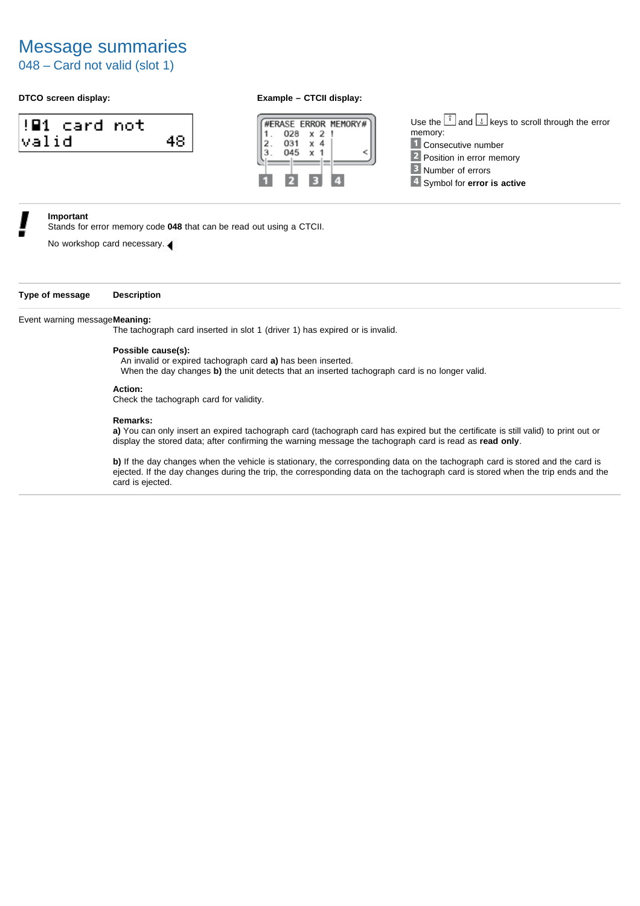# Message summaries

## 048 – Card not valid (slot 1)

**DTCO screen display:**

```
!▮1 card not
valid          48
```

**Example – CTCII display:**

```
#ERASE ERROR MEMORY#
1.  028  x 2 !
2.  031  x 4
3.  045  x 1       <
```

1 2 3 4

Use the ↑ and ↓ keys to scroll through the error memory:

1 Consecutive number
2 Position in error memory
3 Number of errors
4 Symbol for **error is active**

**Important**
Stands for error memory code **048** that can be read out using a CTCII.

No workshop card necessary.

| Type of message | Description |
|---|---|
| Event warning message | **Meaning:**<br>The tachograph card inserted in slot 1 (driver 1) has expired or is invalid.<br><br>**Possible cause(s):**<br>An invalid or expired tachograph card **a)** has been inserted.<br>When the day changes **b)** the unit detects that an inserted tachograph card is no longer valid.<br><br>**Action:**<br>Check the tachograph card for validity.<br><br>**Remarks:**<br>**a)** You can only insert an expired tachograph card (tachograph card has expired but the certificate is still valid) to print out or display the stored data; after confirming the warning message the tachograph card is read as **read only**.<br><br>**b)** If the day changes when the vehicle is stationary, the corresponding data on the tachograph card is stored and the card is ejected. If the day changes during the trip, the corresponding data on the tachograph card is stored when the trip ends and the card is ejected. |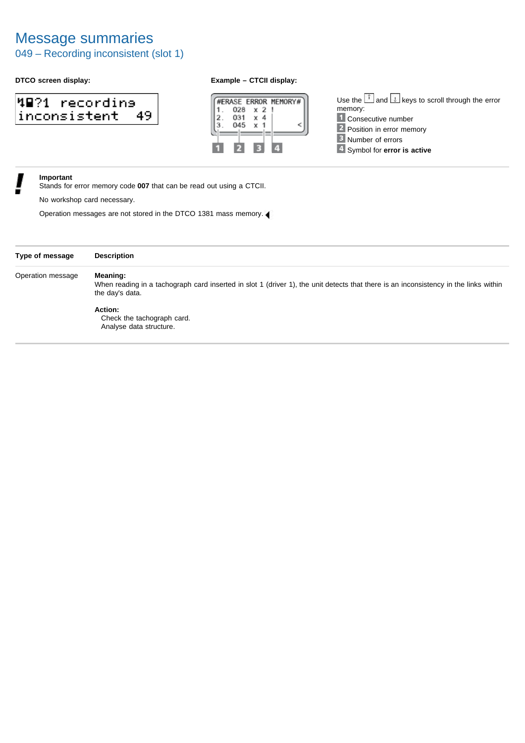# Message summaries

## 049 – Recording inconsistent (slot 1)

**DTCO screen display:**

```
4■?1 recording
inconsistent   49
```

**Example – CTCII display:**

```
#ERASE ERROR MEMORY#
1.  028  x 2  !
2.  031  x 4
3.  045  x 1      <
```

1 2 3 4

Use the ↑ and ↓ keys to scroll through the error memory:

1 Consecutive number
2 Position in error memory
3 Number of errors
4 Symbol for **error is active**

**Important**

Stands for error memory code **007** that can be read out using a CTCII.

No workshop card necessary.

Operation messages are not stored in the DTCO 1381 mass memory.

| Type of message | Description |
|---|---|
| Operation message | **Meaning:**<br>When reading in a tachograph card inserted in slot 1 (driver 1), the unit detects that there is an inconsistency in the links within the day's data.<br><br>**Action:**<br>Check the tachograph card.<br>Analyse data structure. |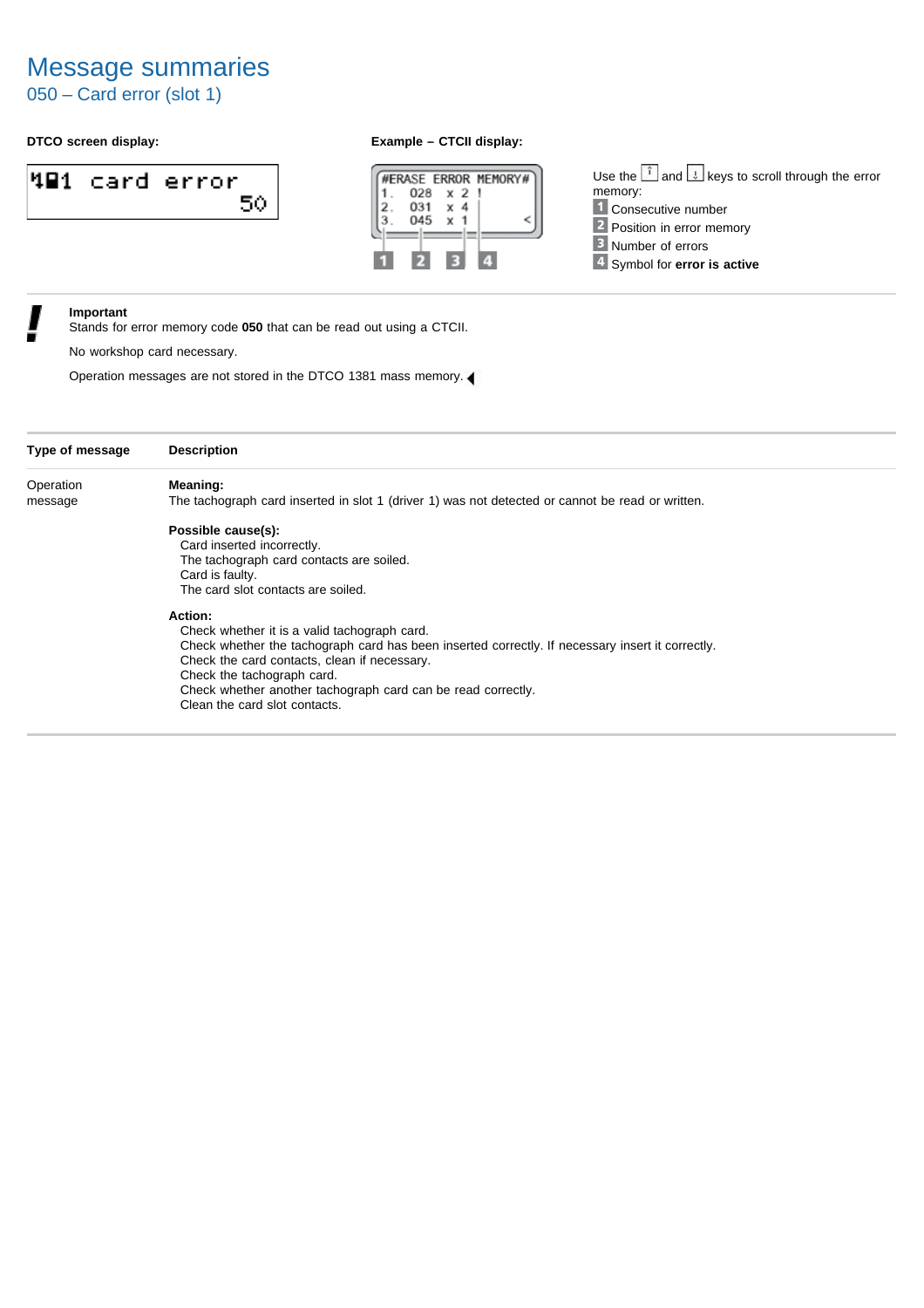# Message summaries

## 050 – Card error (slot 1)

**DTCO screen display:**

```
↯▣1 card error
             50
```

**Example – CTCII display:**

```
#ERASE ERROR MEMORY#
1.  028  x 2 !
2.  031  x 4
3.  045  x 1      <
```

1 2 3 4

Use the ↑ and ↓ keys to scroll through the error memory:

1 Consecutive number

2 Position in error memory

3 Number of errors

4 Symbol for **error is active**

**Important**

Stands for error memory code **050** that can be read out using a CTCII.

No workshop card necessary.

Operation messages are not stored in the DTCO 1381 mass memory.

| Type of message | Description |
| --- | --- |
| Operation message | **Meaning:**<br>The tachograph card inserted in slot 1 (driver 1) was not detected or cannot be read or written.<br><br>**Possible cause(s):**<br>Card inserted incorrectly.<br>The tachograph card contacts are soiled.<br>Card is faulty.<br>The card slot contacts are soiled.<br><br>**Action:**<br>Check whether it is a valid tachograph card.<br>Check whether the tachograph card has been inserted correctly. If necessary insert it correctly.<br>Check the card contacts, clean if necessary.<br>Check the tachograph card.<br>Check whether another tachograph card can be read correctly.<br>Clean the card slot contacts. |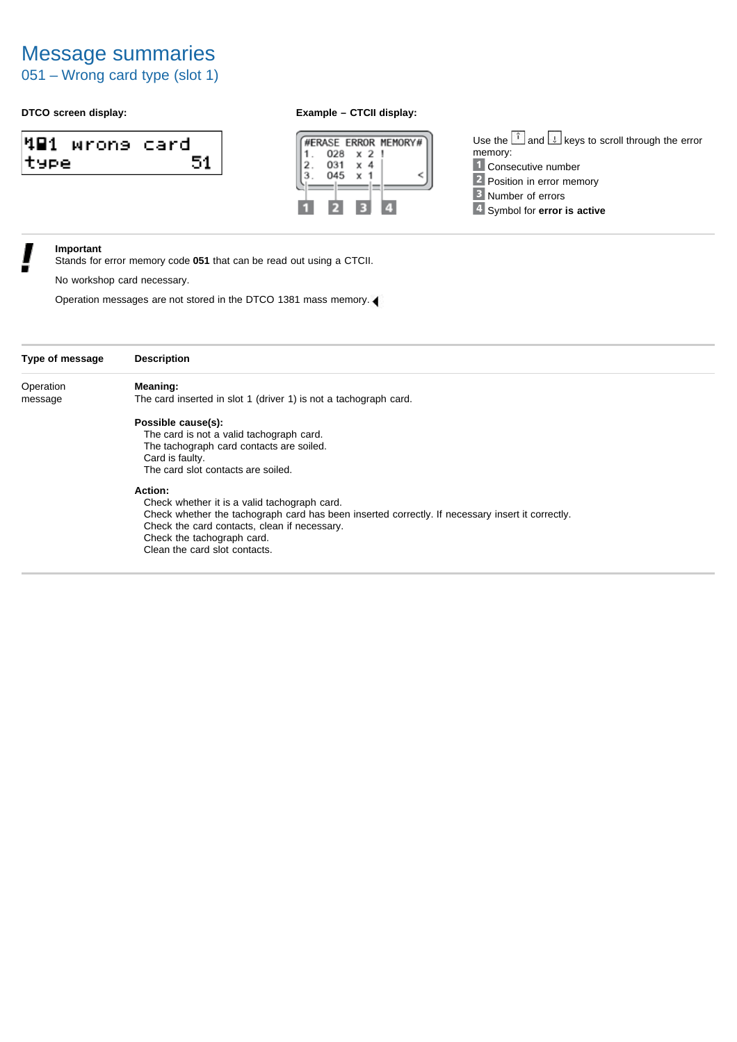# Message summaries

## 051 – Wrong card type (slot 1)

**DTCO screen display:**

```
1 wrong card
type          51
```

**Example – CTCII display:**

```
#ERASE ERROR MEMORY#
1.  028  x 2 !
2.  031  x 4
3.  045  x 1      <
```

1 2 3 4

Use the ↑ and ↓ keys to scroll through the error memory:

1 Consecutive number
2 Position in error memory
3 Number of errors
4 Symbol for **error is active**

**Important**

Stands for error memory code **051** that can be read out using a CTCII.

No workshop card necessary.

Operation messages are not stored in the DTCO 1381 mass memory.

| Type of message | Description |
| --- | --- |
| Operation message | **Meaning:**<br>The card inserted in slot 1 (driver 1) is not a tachograph card.<br><br>**Possible cause(s):**<br>The card is not a valid tachograph card.<br>The tachograph card contacts are soiled.<br>Card is faulty.<br>The card slot contacts are soiled.<br><br>**Action:**<br>Check whether it is a valid tachograph card.<br>Check whether the tachograph card has been inserted correctly. If necessary insert it correctly.<br>Check the card contacts, clean if necessary.<br>Check the tachograph card.<br>Clean the card slot contacts. |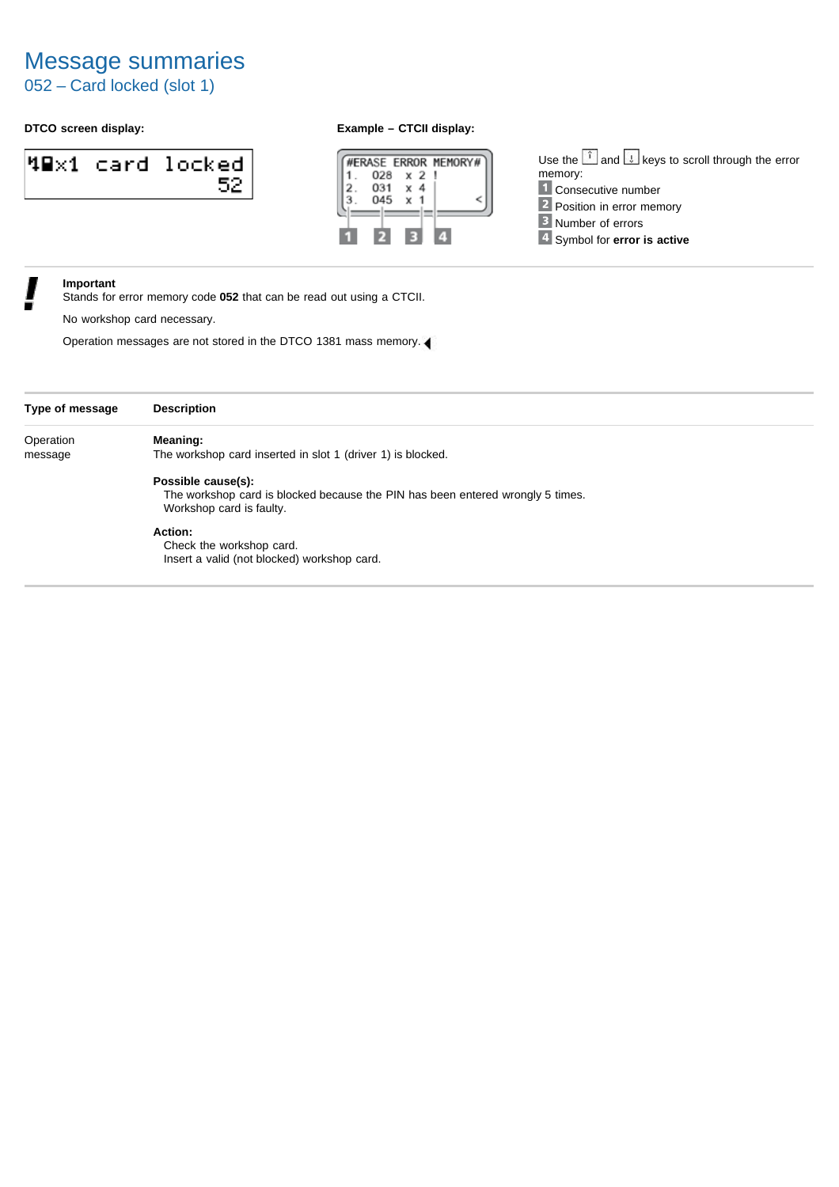# Message summaries

## 052 – Card locked (slot 1)

**DTCO screen display:**

```
4▪x1 card locked
              52
```

**Example – CTCII display:**

```
#ERASE ERROR MEMORY#
1.  028  x 2 !
2.  031  x 4
3.  045  x 1       <
```

1 2 3 4

Use the ↑ and ↓ keys to scroll through the error memory:

1 Consecutive number

2 Position in error memory

3 Number of errors

4 Symbol for **error is active**

**Important**

Stands for error memory code **052** that can be read out using a CTCII.

No workshop card necessary.

Operation messages are not stored in the DTCO 1381 mass memory.

| Type of message | Description |
| --- | --- |
| Operation message | **Meaning:**<br>The workshop card inserted in slot 1 (driver 1) is blocked.<br><br>**Possible cause(s):**<br>The workshop card is blocked because the PIN has been entered wrongly 5 times.<br>Workshop card is faulty.<br><br>**Action:**<br>Check the workshop card.<br>Insert a valid (not blocked) workshop card. |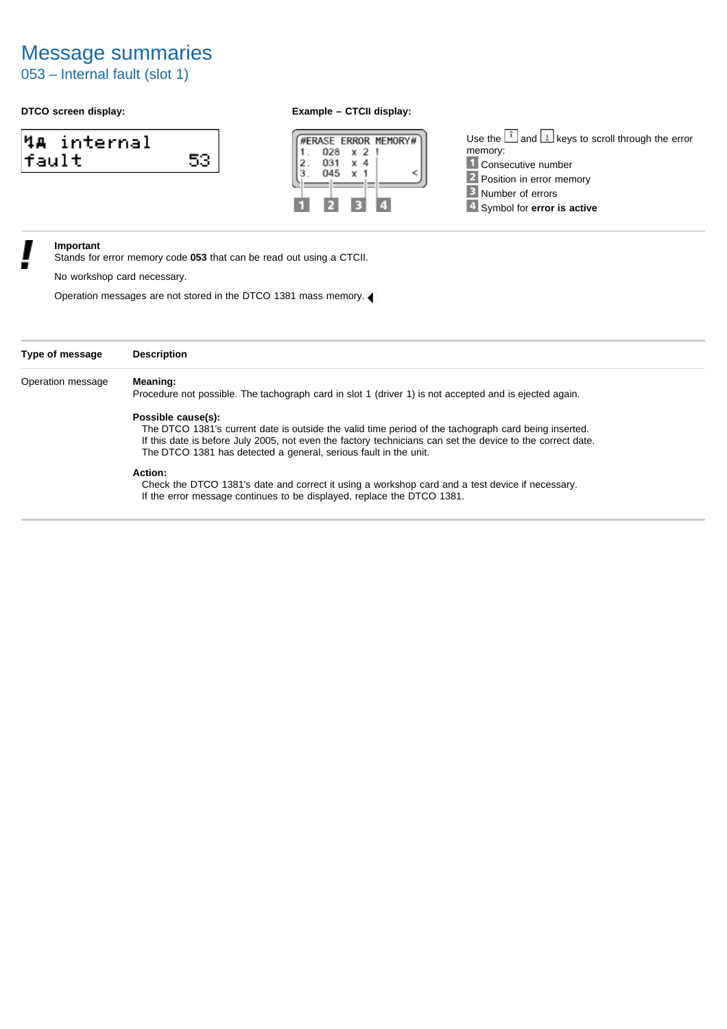# Message summaries

## 053 – Internal fault (slot 1)

**DTCO screen display:**

```
1A internal
fault          53
```

**Example – CTCII display:**

```
#ERASE ERROR MEMORY#
1.  028  x 2 !
2.  031  x 4
3.  045  x 1       <
```

1 2 3 4

Use the ↑ and ↓ keys to scroll through the error memory:

1 Consecutive number

2 Position in error memory

3 Number of errors

4 Symbol for **error is active**

**Important**

Stands for error memory code **053** that can be read out using a CTCII.

No workshop card necessary.

Operation messages are not stored in the DTCO 1381 mass memory.

| Type of message | Description |
|---|---|
| Operation message | **Meaning:**<br>Procedure not possible. The tachograph card in slot 1 (driver 1) is not accepted and is ejected again.<br><br>**Possible cause(s):**<br>The DTCO 1381's current date is outside the valid time period of the tachograph card being inserted.<br>If this date is before July 2005, not even the factory technicians can set the device to the correct date.<br>The DTCO 1381 has detected a general, serious fault in the unit.<br><br>**Action:**<br>Check the DTCO 1381's date and correct it using a workshop card and a test device if necessary.<br>If the error message continues to be displayed, replace the DTCO 1381. |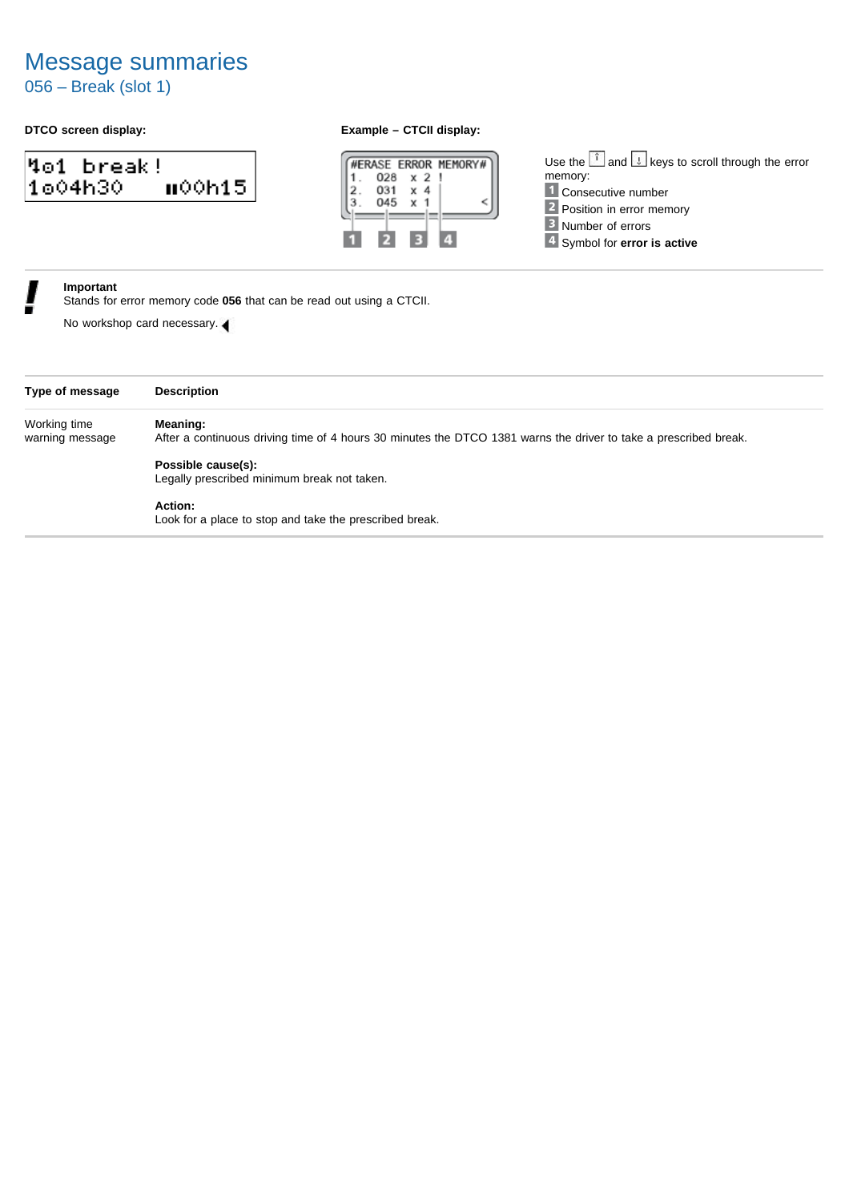# Message summaries

## 056 – Break (slot 1)

**DTCO screen display:**

```
4o1 break!
1o04h30    ıı00h15
```

**Example – CTCII display:**

```
#ERASE ERROR MEMORY#
1.  028  x 2 !
2.  031  x 4
3.  045  x 1      <
```

1 2 3 4

Use the ↑ and ↓ keys to scroll through the error memory:

1 Consecutive number

2 Position in error memory

3 Number of errors

4 Symbol for **error is active**

**Important**

Stands for error memory code **056** that can be read out using a CTCII.

No workshop card necessary.

| Type of message | Description |
|---|---|
| Working time warning message | **Meaning:**<br>After a continuous driving time of 4 hours 30 minutes the DTCO 1381 warns the driver to take a prescribed break.<br><br>**Possible cause(s):**<br>Legally prescribed minimum break not taken.<br><br>**Action:**<br>Look for a place to stop and take the prescribed break. |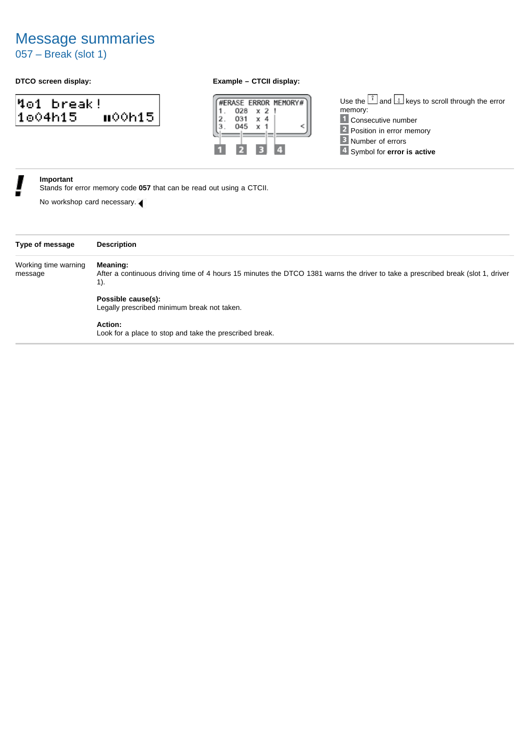# Message summaries

## 057 – Break (slot 1)

**DTCO screen display:**

```
4o1 break!
1o04h15   ıı00h15
```

**Example – CTCII display:**

```
#ERASE ERROR MEMORY#
1.  028  x 2 !
2.  031  x 4
3.  045  x 1      <
```

1 2 3 4

Use the ↑ and ↓ keys to scroll through the error memory:

1 Consecutive number
2 Position in error memory
3 Number of errors
4 Symbol for **error is active**

**Important**
Stands for error memory code **057** that can be read out using a CTCII.

No workshop card necessary.

| Type of message | Description |
| --- | --- |
| Working time warning message | **Meaning:**<br>After a continuous driving time of 4 hours 15 minutes the DTCO 1381 warns the driver to take a prescribed break (slot 1, driver 1).<br><br>**Possible cause(s):**<br>Legally prescribed minimum break not taken.<br><br>**Action:**<br>Look for a place to stop and take the prescribed break. |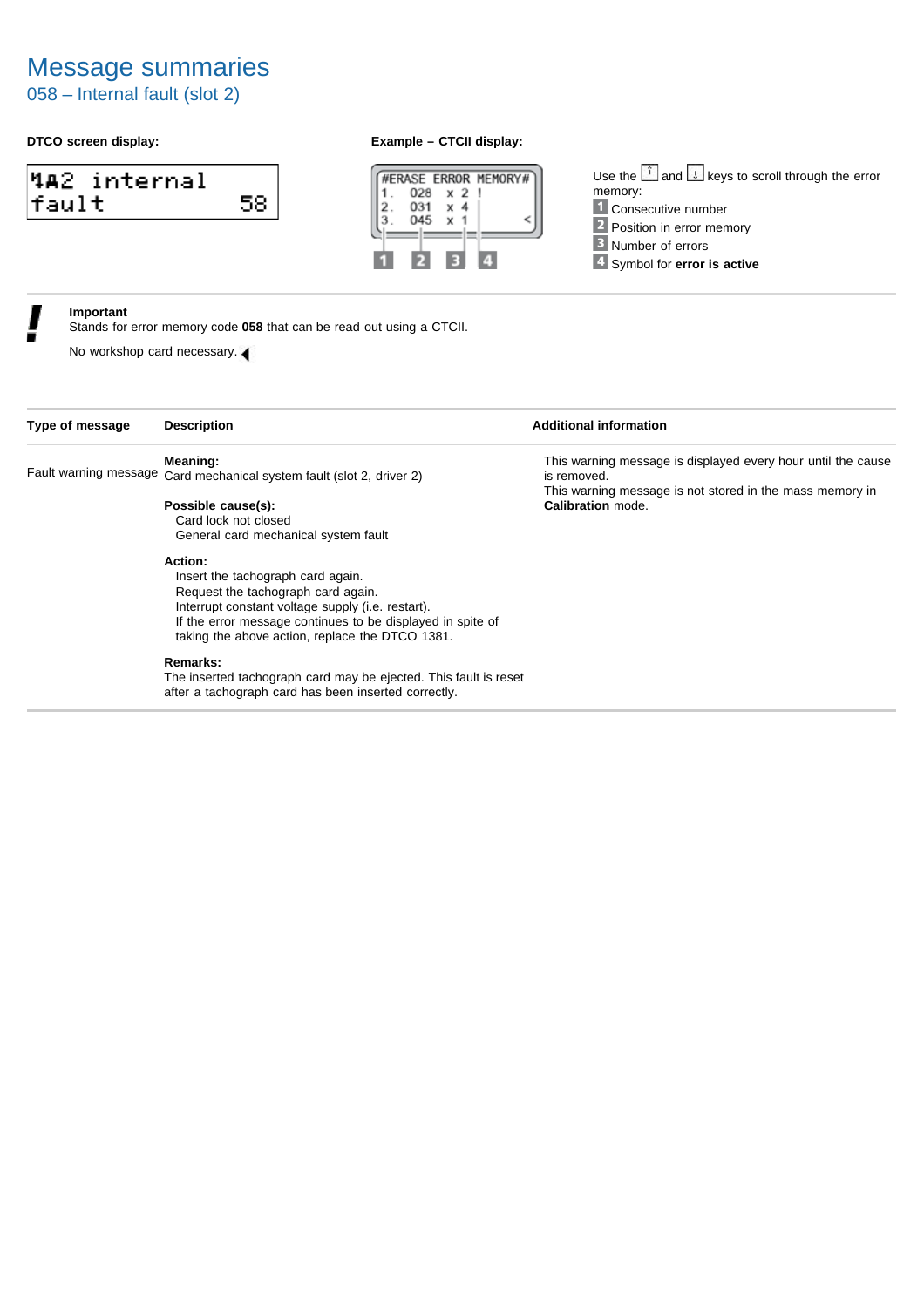# Message summaries

## 058 – Internal fault (slot 2)

**DTCO screen display:**

```
4A2 internal
fault        58
```

**Example – CTCII display:**

```
#ERASE ERROR MEMORY#
1.  028  x 2 !
2.  031  x 4
3.  045  x 1      <
```

1 2 3 4

Use the ↑ and ↓ keys to scroll through the error memory:

1. Consecutive number
2. Position in error memory
3. Number of errors
4. Symbol for **error is active**

**Important**

Stands for error memory code **058** that can be read out using a CTCII.

No workshop card necessary.

| Type of message | Description | Additional information |
|---|---|---|
| Fault warning message | **Meaning:** Card mechanical system fault (slot 2, driver 2)<br><br>**Possible cause(s):**<br>Card lock not closed<br>General card mechanical system fault<br><br>**Action:**<br>Insert the tachograph card again.<br>Request the tachograph card again.<br>Interrupt constant voltage supply (i.e. restart).<br>If the error message continues to be displayed in spite of taking the above action, replace the DTCO 1381.<br><br>**Remarks:**<br>The inserted tachograph card may be ejected. This fault is reset after a tachograph card has been inserted correctly. | This warning message is displayed every hour until the cause is removed.<br>This warning message is not stored in the mass memory in **Calibration** mode. |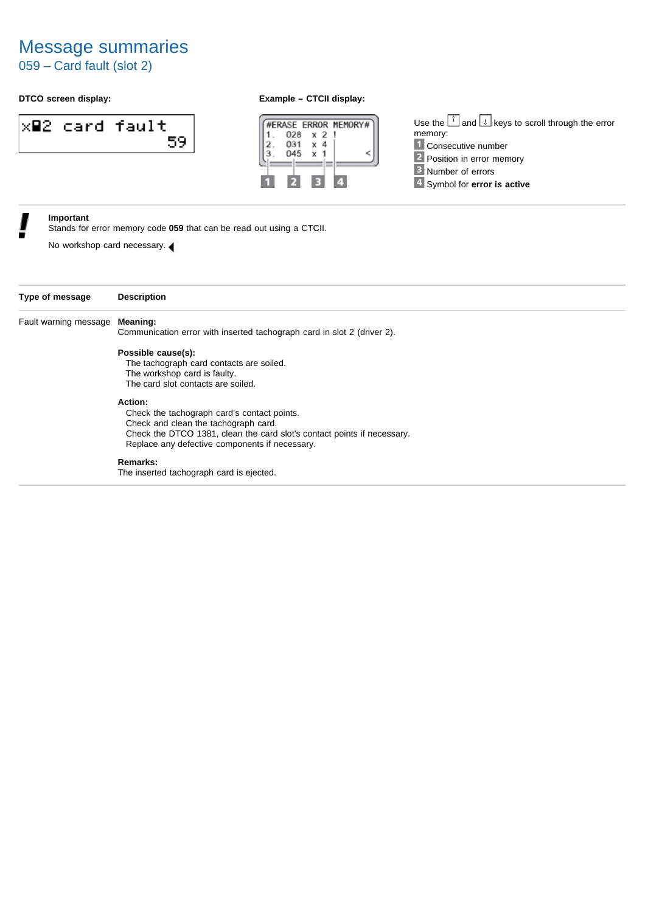# Message summaries

## 059 – Card fault (slot 2)

**DTCO screen display:**

```
x▮2 card fault
             59
```

**Example – CTCII display:**

```
#ERASE ERROR MEMORY#
1.  028  x 2 !
2.  031  x 4
3.  045  x 1      <
```

1 2 3 4

Use the ⇡ and ⇣ keys to scroll through the error memory:

1. Consecutive number
2. Position in error memory
3. Number of errors
4. Symbol for **error is active**

**Important**
Stands for error memory code **059** that can be read out using a CTCII.

No workshop card necessary.

| Type of message | Description |
| --- | --- |
| Fault warning message | **Meaning:** Communication error with inserted tachograph card in slot 2 (driver 2). **Possible cause(s):** The tachograph card contacts are soiled. The workshop card is faulty. The card slot contacts are soiled. **Action:** Check the tachograph card's contact points. Check and clean the tachograph card. Check the DTCO 1381, clean the card slot's contact points if necessary. Replace any defective components if necessary. **Remarks:** The inserted tachograph card is ejected. |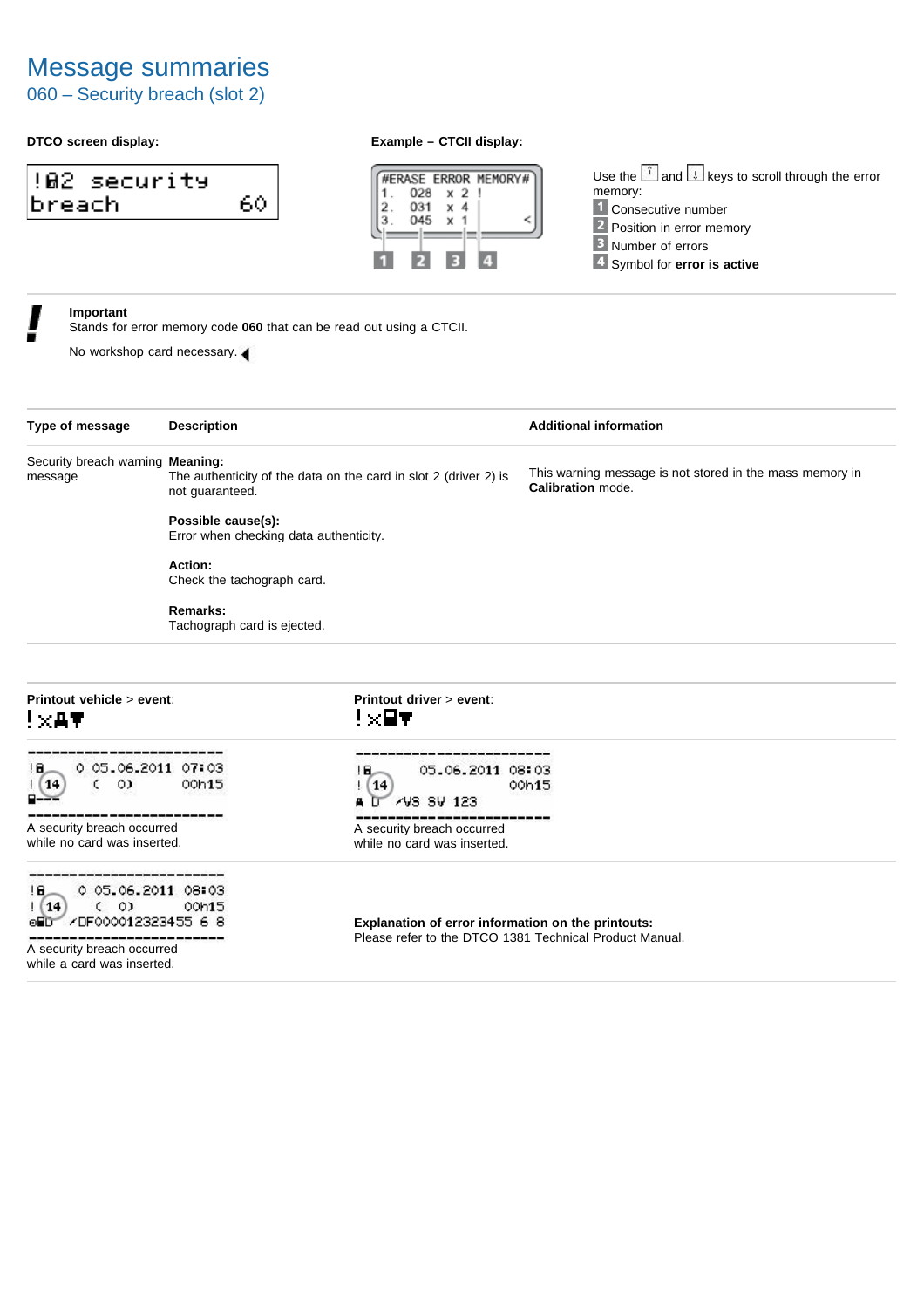# Message summaries

## 060 – Security breach (slot 2)

**DTCO screen display:**

```
!⊟2 security
breach        60
```

**Example – CTCII display:**

```
#ERASE ERROR MEMORY#
1.  028  x 2 !
2.  031  x 4
3.  045  x 1      <
```

Use the ↑ and ↓ keys to scroll through the error memory:

1. Consecutive number
2. Position in error memory
3. Number of errors
4. Symbol for **error is active**

**Important**
Stands for error memory code **060** that can be read out using a CTCII.

No workshop card necessary.

| Type of message | Description | Additional information |
|---|---|---|
| Security breach warning message | **Meaning:**<br>The authenticity of the data on the card in slot 2 (driver 2) is not guaranteed.<br><br>**Possible cause(s):**<br>Error when checking data authenticity.<br><br>**Action:**<br>Check the tachograph card.<br><br>**Remarks:**<br>Tachograph card is ejected. | This warning message is not stored in the mass memory in **Calibration** mode. |

**Printout vehicle** > **event**:

```
------------------------
!⊟   0 05.06.2011 07:03
! (14)  (  0)      00h15
⊟---
------------------------
```

A security breach occurred while no card was inserted.

```
------------------------
!⊟   0 05.06.2011 08:03
! (14)  (  0)      00h15
⊟D  /DF000012323455 6 8
------------------------
```

A security breach occurred while a card was inserted.

**Printout driver** > **event**:

```
------------------------
!⊟      05.06.2011 08:03
! (14)             00h15
A D  /VS SV 123
------------------------
```

A security breach occurred while no card was inserted.

**Explanation of error information on the printouts:**
Please refer to the DTCO 1381 Technical Product Manual.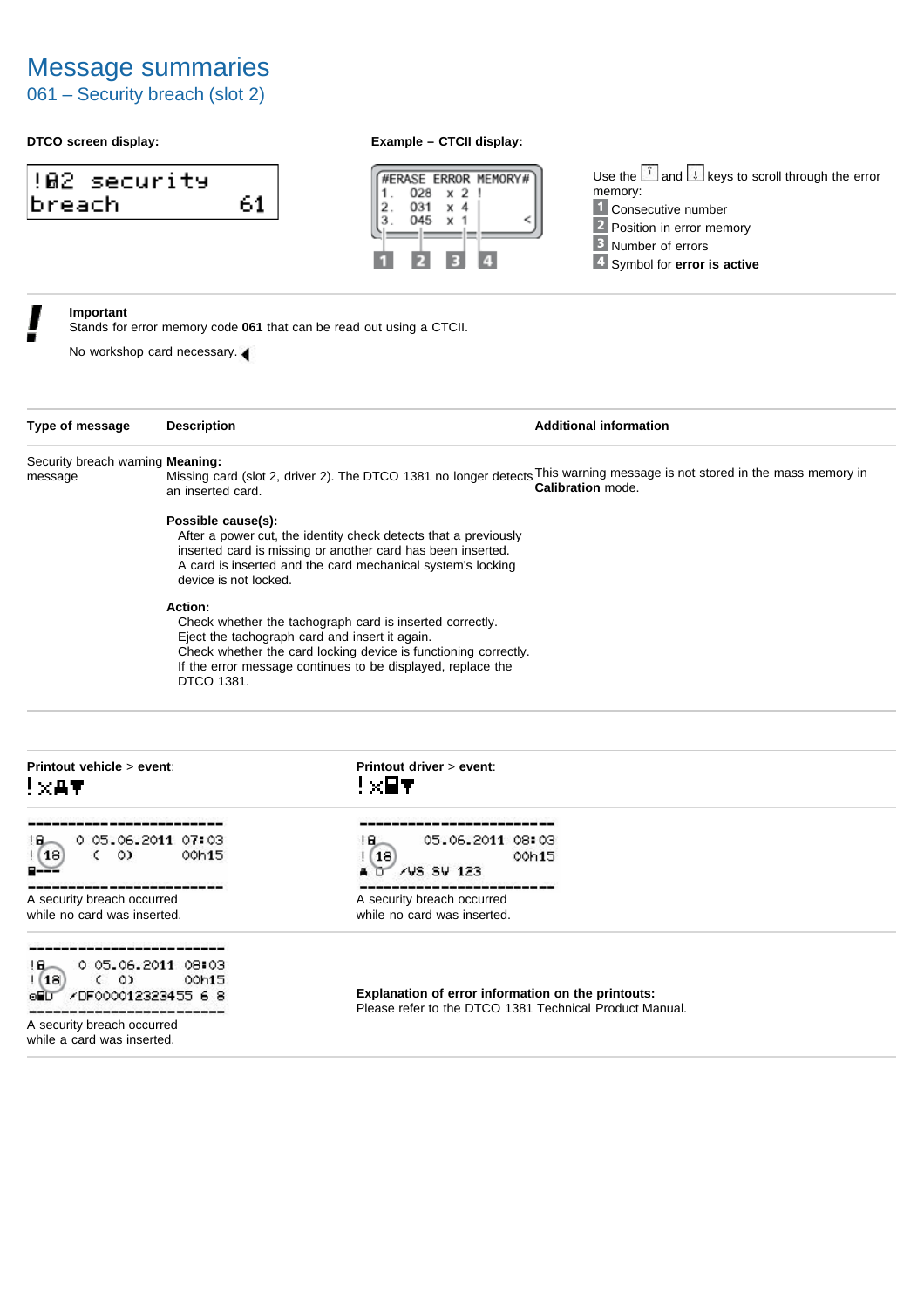# Message summaries

## 061 – Security breach (slot 2)

**DTCO screen display:**

```
!⊟2 security
breach        61
```

**Example – CTCII display:**

```
#ERASE ERROR MEMORY#
1.  028  x 2 !
2.  031  x 4
3.  045  x 1      <
```

1 2 3 4

Use the ↑ and ↓ keys to scroll through the error memory:

1 Consecutive number
2 Position in error memory
3 Number of errors
4 Symbol for **error is active**

**Important**
Stands for error memory code **061** that can be read out using a CTCII.

No workshop card necessary.

| Type of message | Description | Additional information |
|---|---|---|
| Security breach warning message | **Meaning:**<br>Missing card (slot 2, driver 2). The DTCO 1381 no longer detects an inserted card.<br><br>**Possible cause(s):**<br>After a power cut, the identity check detects that a previously inserted card is missing or another card has been inserted.<br>A card is inserted and the card mechanical system's locking device is not locked.<br><br>**Action:**<br>Check whether the tachograph card is inserted correctly.<br>Eject the tachograph card and insert it again.<br>Check whether the card locking device is functioning correctly.<br>If the error message continues to be displayed, replace the DTCO 1381. | This warning message is not stored in the mass memory in **Calibration** mode. |

**Printout vehicle > event**:

```
------------------------
!⊟   0 05.06.2011 07:03
! (18)  (  0)      00h15
⊟---
------------------------
```

A security breach occurred while no card was inserted.

```
------------------------
!⊟   0 05.06.2011 08:03
! (18)  (  0)      00h15
⊚⊟  /DF000012323455 6 8
------------------------
```

A security breach occurred while a card was inserted.

**Printout driver > event**:

```
------------------------
!⊟     05.06.2011 08:03
! (18)             00h15
  D  /VS SV 123
------------------------
```

A security breach occurred while no card was inserted.

**Explanation of error information on the printouts:**
Please refer to the DTCO 1381 Technical Product Manual.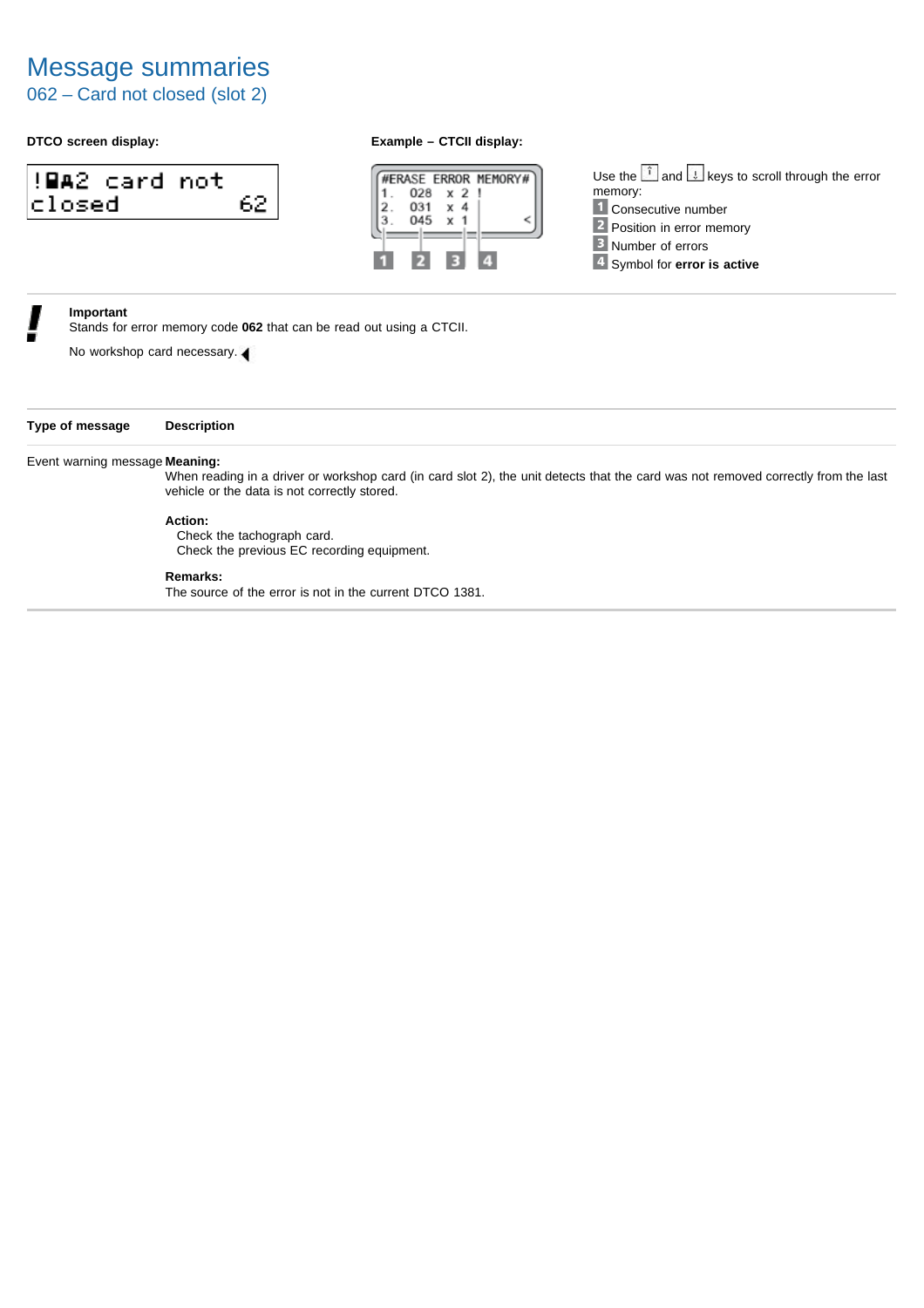# Message summaries

## 062 – Card not closed (slot 2)

**DTCO screen display:**

```
!■A2 card not
closed       62
```

**Example – CTCII display:**

```
#ERASE ERROR MEMORY#
1.  028  x 2 !
2.  031  x 4
3.  045  x 1      <
```

1 2 3 4

Use the ↑ and ↓ keys to scroll through the error memory:

1 Consecutive number
2 Position in error memory
3 Number of errors
4 Symbol for **error is active**

**Important**
Stands for error memory code **062** that can be read out using a CTCII.

No workshop card necessary.

| Type of message | Description |
| --- | --- |
| Event warning message | **Meaning:**<br>When reading in a driver or workshop card (in card slot 2), the unit detects that the card was not removed correctly from the last vehicle or the data is not correctly stored.<br><br>**Action:**<br>Check the tachograph card.<br>Check the previous EC recording equipment.<br><br>**Remarks:**<br>The source of the error is not in the current DTCO 1381. |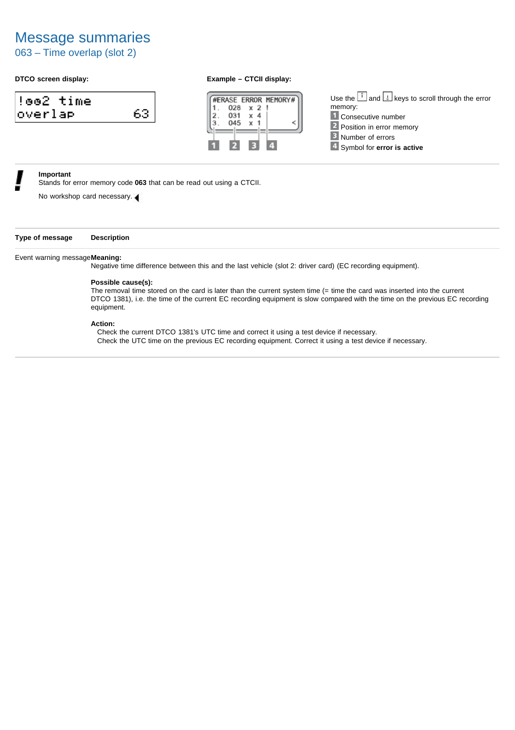# Message summaries

## 063 – Time overlap (slot 2)

**DTCO screen display:**

```
!oo2 time
overlap          63
```

**Example – CTCII display:**

```
#ERASE ERROR MEMORY#
1.  028  x 2 !
2.  031  x 4
3.  045  x 1     <
```

1 2 3 4

Use the ↑ and ↓ keys to scroll through the error memory:

1 Consecutive number
2 Position in error memory
3 Number of errors
4 Symbol for **error is active**

**Important**
Stands for error memory code **063** that can be read out using a CTCII.

No workshop card necessary.

| Type of message | Description |
| --- | --- |
| Event warning message | **Meaning:**<br>Negative time difference between this and the last vehicle (slot 2: driver card) (EC recording equipment).<br><br>**Possible cause(s):**<br>The removal time stored on the card is later than the current system time (= time the card was inserted into the current DTCO 1381), i.e. the time of the current EC recording equipment is slow compared with the time on the previous EC recording equipment.<br><br>**Action:**<br>Check the current DTCO 1381's UTC time and correct it using a test device if necessary.<br>Check the UTC time on the previous EC recording equipment. Correct it using a test device if necessary. |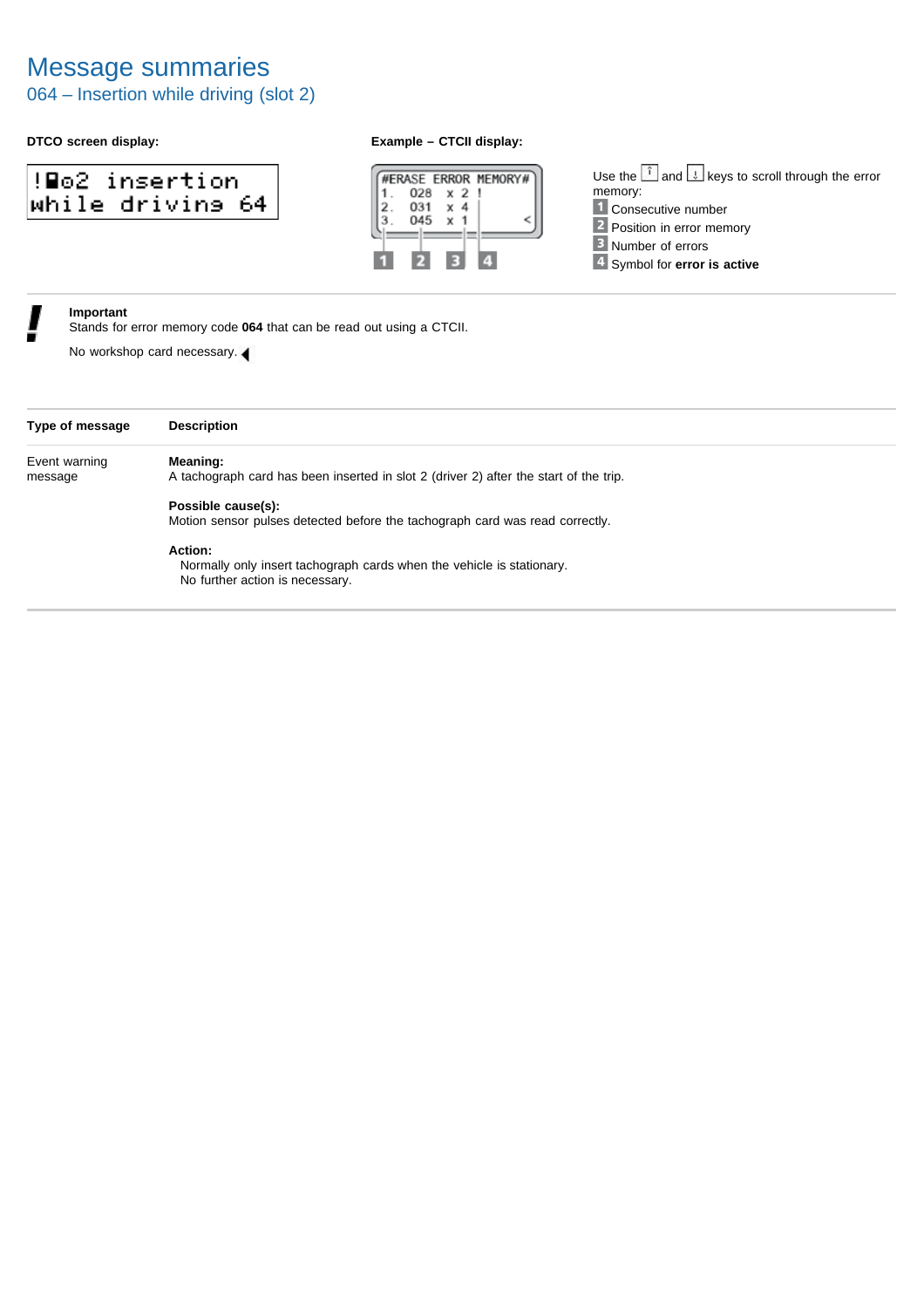# Message summaries

## 064 – Insertion while driving (slot 2)

**DTCO screen display:**

```
!■o2 insertion
while driving 64
```

**Example – CTCII display:**

```
#ERASE ERROR MEMORY#
1.  028  x 2 !
2.  031  x 4
3.  045  x 1      <
```

1 2 3 4

Use the ↑ and ↓ keys to scroll through the error memory:

1 Consecutive number
2 Position in error memory
3 Number of errors
4 Symbol for **error is active**

**Important**
Stands for error memory code **064** that can be read out using a CTCII.

No workshop card necessary.

| Type of message | Description |
|---|---|
| Event warning message | **Meaning:** A tachograph card has been inserted in slot 2 (driver 2) after the start of the trip. **Possible cause(s):** Motion sensor pulses detected before the tachograph card was read correctly. **Action:** Normally only insert tachograph cards when the vehicle is stationary. No further action is necessary. |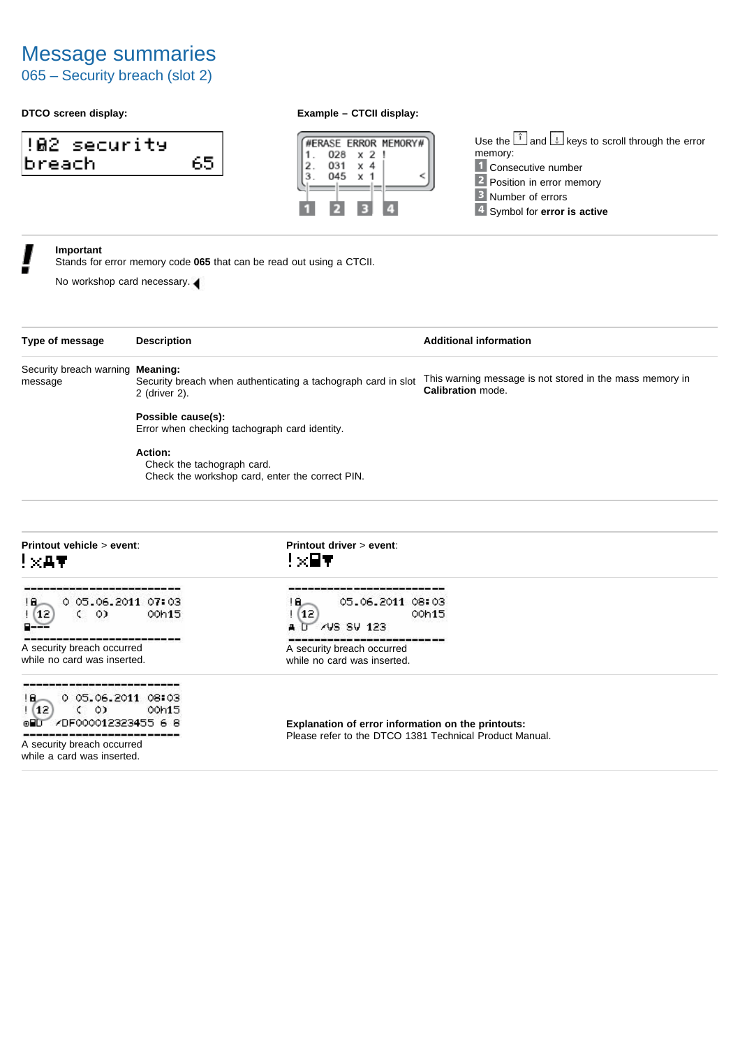# Message summaries

## 065 – Security breach (slot 2)

**DTCO screen display:**

```
!⊟2 security
breach      65
```

**Example – CTCII display:**

```
#ERASE ERROR MEMORY#
1.  028  x 2 !
2.  031  x 4
3.  045  x 1      <
```

1 2 3 4

Use the ↑ and ↓ keys to scroll through the error memory:

1 Consecutive number
2 Position in error memory
3 Number of errors
4 Symbol for **error is active**

**Important**
Stands for error memory code **065** that can be read out using a CTCII.

No workshop card necessary.

| Type of message | Description | Additional information |
| --- | --- | --- |
| Security breach warning message | **Meaning:** Security breach when authenticating a tachograph card in slot 2 (driver 2).<br><br>**Possible cause(s):** Error when checking tachograph card identity.<br><br>**Action:** Check the tachograph card. Check the workshop card, enter the correct PIN. | This warning message is not stored in the mass memory in **Calibration** mode. |

**Printout vehicle** > **event**:

```
------------------------
!⊟    0 05.06.2011 07:03
! 12    (   0)     00h15
⊟---
------------------------
```

A security breach occurred while no card was inserted.

```
------------------------
!⊟    0 05.06.2011 08:03
! 12    (   0)     00h15
⊙⊟D  /DF000012323455 6 8
------------------------
```

A security breach occurred while a card was inserted.

**Printout driver** > **event**:

```
------------------------
!⊟      05.06.2011 08:03
! 12               00h15
A D  /VS SV 123
------------------------
```

A security breach occurred while no card was inserted.

**Explanation of error information on the printouts:**
Please refer to the DTCO 1381 Technical Product Manual.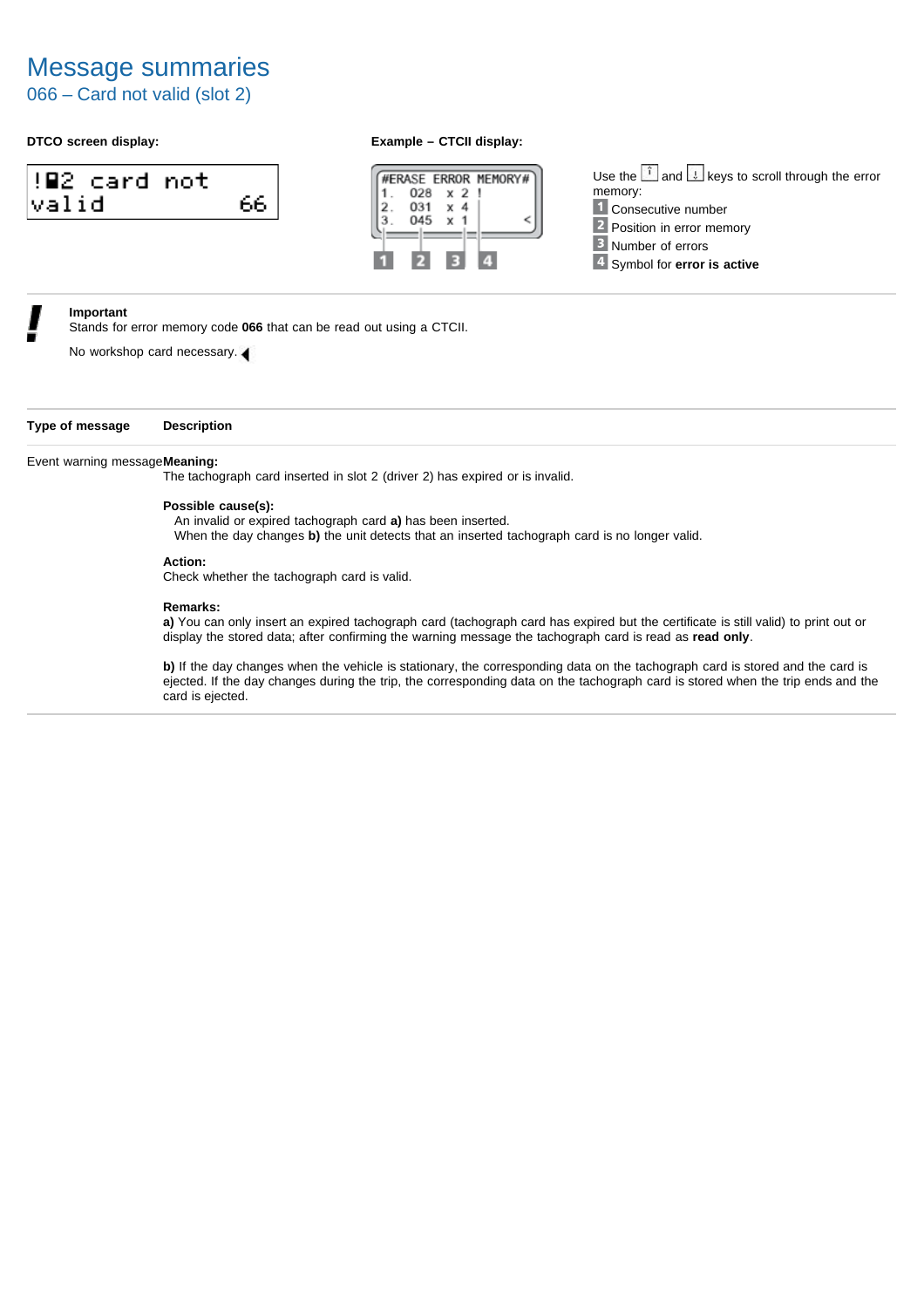# Message summaries

## 066 – Card not valid (slot 2)

**DTCO screen display:**

```
!▮2 card not
valid          66
```

**Example – CTCII display:**

```
#ERASE ERROR MEMORY#
1.  028  x 2 !
2.  031  x 4
3.  045  x 1      <
```

1 2 3 4

Use the ↑ and ↓ keys to scroll through the error memory:

1 Consecutive number
2 Position in error memory
3 Number of errors
4 Symbol for **error is active**

**Important**
Stands for error memory code **066** that can be read out using a CTCII.

No workshop card necessary.

| Type of message | Description |
| --- | --- |
| Event warning message | **Meaning:**<br>The tachograph card inserted in slot 2 (driver 2) has expired or is invalid.<br><br>**Possible cause(s):**<br>An invalid or expired tachograph card **a)** has been inserted.<br>When the day changes **b)** the unit detects that an inserted tachograph card is no longer valid.<br><br>**Action:**<br>Check whether the tachograph card is valid.<br><br>**Remarks:**<br>**a)** You can only insert an expired tachograph card (tachograph card has expired but the certificate is still valid) to print out or display the stored data; after confirming the warning message the tachograph card is read as **read only**.<br><br>**b)** If the day changes when the vehicle is stationary, the corresponding data on the tachograph card is stored and the card is ejected. If the day changes during the trip, the corresponding data on the tachograph card is stored when the trip ends and the card is ejected. |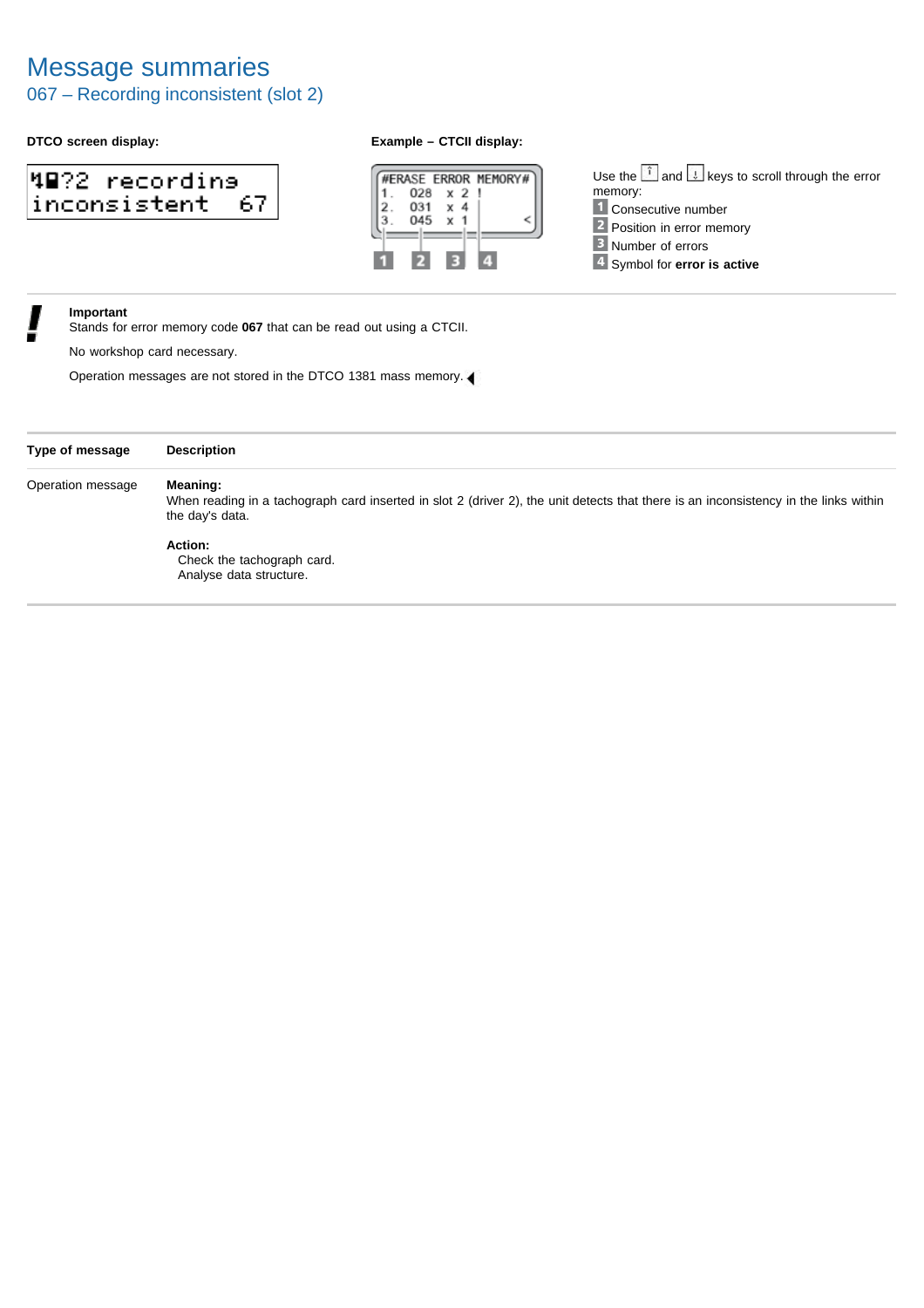# Message summaries

## 067 – Recording inconsistent (slot 2)

**DTCO screen display:**

```
↯■?2 recording
inconsistent   67
```

**Example – CTCII display:**

```
#ERASE ERROR MEMORY#
1.  028  x 2 !
2.  031  x 4
3.  045  x 1      <
```

1 2 3 4

Use the ↑ and ↓ keys to scroll through the error memory:

1. Consecutive number
2. Position in error memory
3. Number of errors
4. Symbol for **error is active**

**Important**

Stands for error memory code **067** that can be read out using a CTCII.

No workshop card necessary.

Operation messages are not stored in the DTCO 1381 mass memory.

| Type of message | Description |
|---|---|
| Operation message | **Meaning:** When reading in a tachograph card inserted in slot 2 (driver 2), the unit detects that there is an inconsistency in the links within the day's data. **Action:** Check the tachograph card. Analyse data structure. |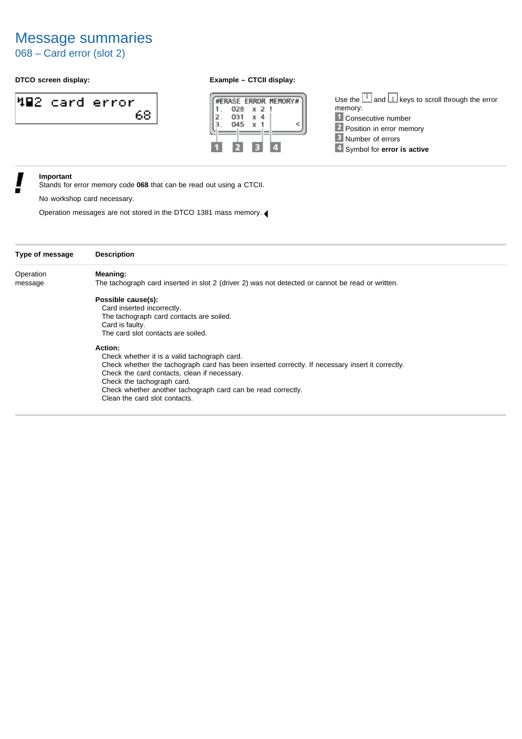# Message summaries

## 068 – Card error (slot 2)

**DTCO screen display:**

```
4▮2 card error
            68
```

**Example – CTCII display:**

```
#ERASE ERROR MEMORY#
1.  028  x 2 !
2.  031  x 4
3.  045  x 1      <
```

1 2 3 4

Use the ↑ and ↓ keys to scroll through the error memory:

1 Consecutive number
2 Position in error memory
3 Number of errors
4 Symbol for **error is active**

**Important**
Stands for error memory code **068** that can be read out using a CTCII.

No workshop card necessary.

Operation messages are not stored in the DTCO 1381 mass memory.

| Type of message | Description |
|---|---|
| Operation message | **Meaning:**<br>The tachograph card inserted in slot 2 (driver 2) was not detected or cannot be read or written.<br><br>**Possible cause(s):**<br>Card inserted incorrectly.<br>The tachograph card contacts are soiled.<br>Card is faulty.<br>The card slot contacts are soiled.<br><br>**Action:**<br>Check whether it is a valid tachograph card.<br>Check whether the tachograph card has been inserted correctly. If necessary insert it correctly.<br>Check the card contacts, clean if necessary.<br>Check the tachograph card.<br>Check whether another tachograph card can be read correctly.<br>Clean the card slot contacts. |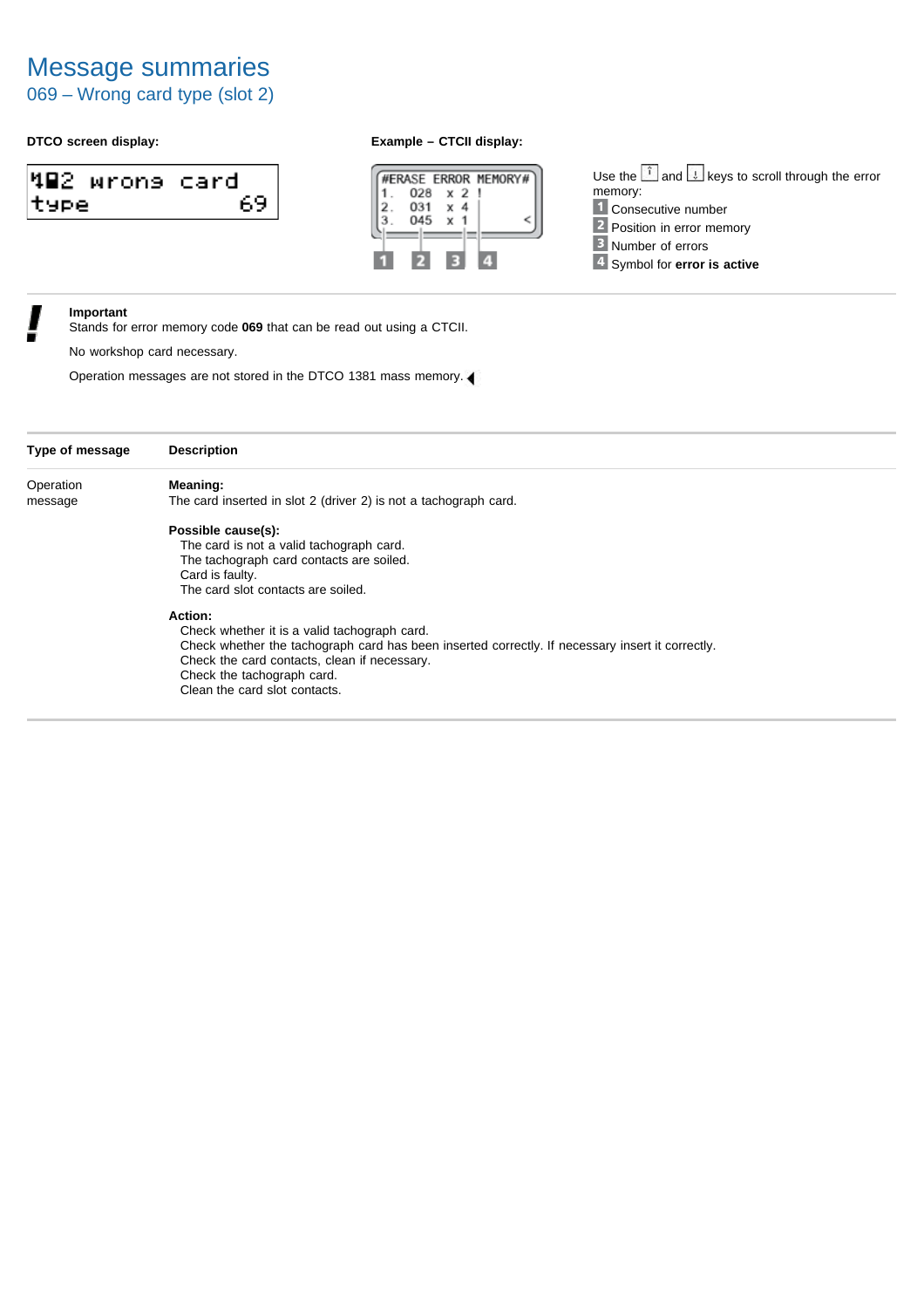# Message summaries

## 069 – Wrong card type (slot 2)

**DTCO screen display:**

```
4■2 wrong card
type         69
```

**Example – CTCII display:**

```
#ERASE ERROR MEMORY#
1.  028  x 2 !
2.  031  x 4
3.  045  x 1      <
```

Use the ↑ and ↓ keys to scroll through the error memory:

1 Consecutive number
2 Position in error memory
3 Number of errors
4 Symbol for **error is active**

**Important**

Stands for error memory code **069** that can be read out using a CTCII.

No workshop card necessary.

Operation messages are not stored in the DTCO 1381 mass memory.

| Type of message | Description |
|---|---|
| Operation message | **Meaning:**<br>The card inserted in slot 2 (driver 2) is not a tachograph card.<br><br>**Possible cause(s):**<br>The card is not a valid tachograph card.<br>The tachograph card contacts are soiled.<br>Card is faulty.<br>The card slot contacts are soiled.<br><br>**Action:**<br>Check whether it is a valid tachograph card.<br>Check whether the tachograph card has been inserted correctly. If necessary insert it correctly.<br>Check the card contacts, clean if necessary.<br>Check the tachograph card.<br>Clean the card slot contacts. |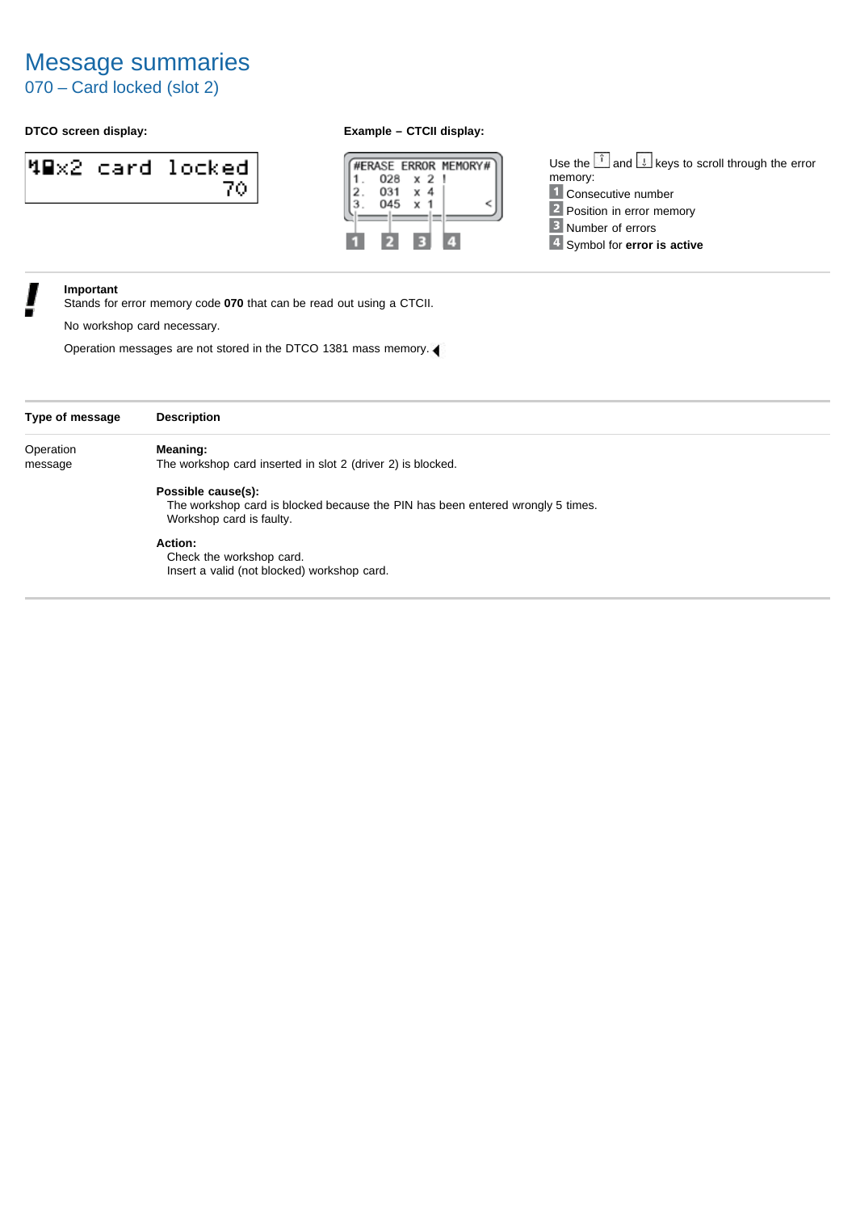# Message summaries

## 070 – Card locked (slot 2)

**DTCO screen display:**

```
x2 card locked
              70
```

**Example – CTCII display:**

```
#ERASE ERROR MEMORY#
1.  028  x 2 !
2.  031  x 4
3.  045  x 1      <
```

1 2 3 4

Use the ↑ and ↓ keys to scroll through the error memory:

1 Consecutive number
2 Position in error memory
3 Number of errors
4 Symbol for **error is active**

**Important**
Stands for error memory code **070** that can be read out using a CTCII.

No workshop card necessary.

Operation messages are not stored in the DTCO 1381 mass memory.

| Type of message | Description |
| --- | --- |
| Operation message | **Meaning:** The workshop card inserted in slot 2 (driver 2) is blocked. **Possible cause(s):** The workshop card is blocked because the PIN has been entered wrongly 5 times. Workshop card is faulty. **Action:** Check the workshop card. Insert a valid (not blocked) workshop card. |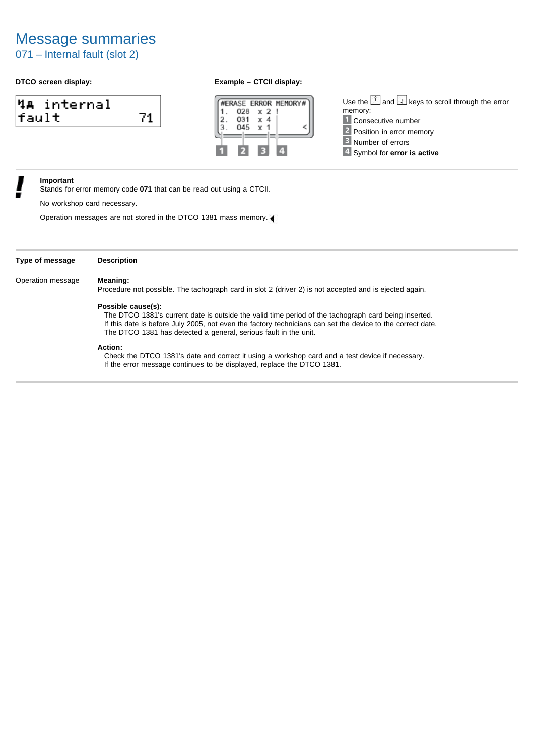# Message summaries

## 071 – Internal fault (slot 2)

**DTCO screen display:**

```
ᛉA internal
fault        71
```

**Example – CTCII display:**

```
#ERASE ERROR MEMORY#
1.  028  x 2 !
2.  031  x 4
3.  045  x 1     <
```

1 2 3 4

Use the ↑ and ↓ keys to scroll through the error memory:

1 Consecutive number
2 Position in error memory
3 Number of errors
4 Symbol for **error is active**

**Important**

Stands for error memory code **071** that can be read out using a CTCII.

No workshop card necessary.

Operation messages are not stored in the DTCO 1381 mass memory.

| Type of message | Description |
| --- | --- |
| Operation message | **Meaning:**<br>Procedure not possible. The tachograph card in slot 2 (driver 2) is not accepted and is ejected again.<br><br>**Possible cause(s):**<br>The DTCO 1381's current date is outside the valid time period of the tachograph card being inserted.<br>If this date is before July 2005, not even the factory technicians can set the device to the correct date.<br>The DTCO 1381 has detected a general, serious fault in the unit.<br><br>**Action:**<br>Check the DTCO 1381's date and correct it using a workshop card and a test device if necessary.<br>If the error message continues to be displayed, replace the DTCO 1381. |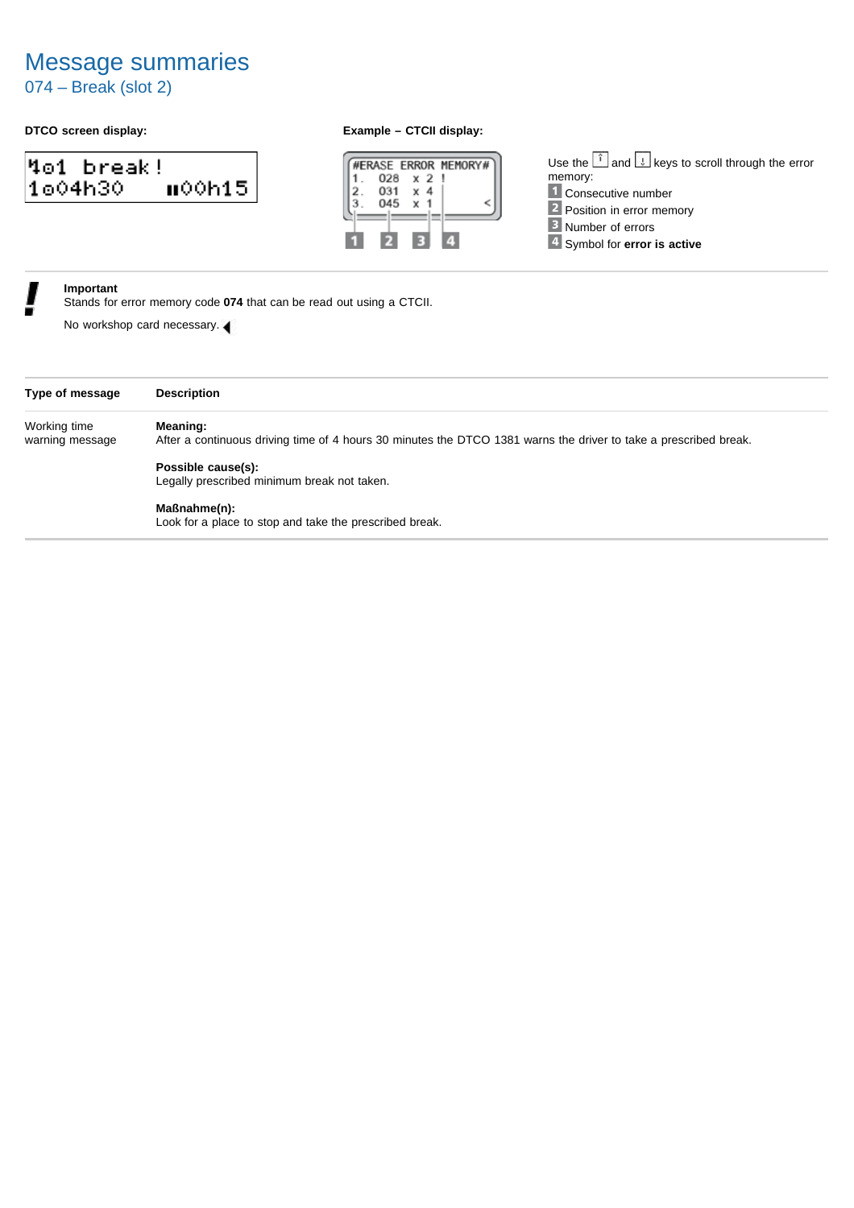# Message summaries

## 074 – Break (slot 2)

**DTCO screen display:**

```
4o1 break!
1o04h30    ıı00h15
```

**Example – CTCII display:**

```
#ERASE ERROR MEMORY#
1.  028  x 2 !
2.  031  x 4
3.  045  x 1      <
```

1 2 3 4

Use the ↑ and ↓ keys to scroll through the error memory:

1 Consecutive number
2 Position in error memory
3 Number of errors
4 Symbol for **error is active**

**Important**
Stands for error memory code **074** that can be read out using a CTCII.

No workshop card necessary.

| Type of message | Description |
|---|---|
| Working time warning message | **Meaning:**<br>After a continuous driving time of 4 hours 30 minutes the DTCO 1381 warns the driver to take a prescribed break.<br><br>**Possible cause(s):**<br>Legally prescribed minimum break not taken.<br><br>**Maßnahme(n):**<br>Look for a place to stop and take the prescribed break. |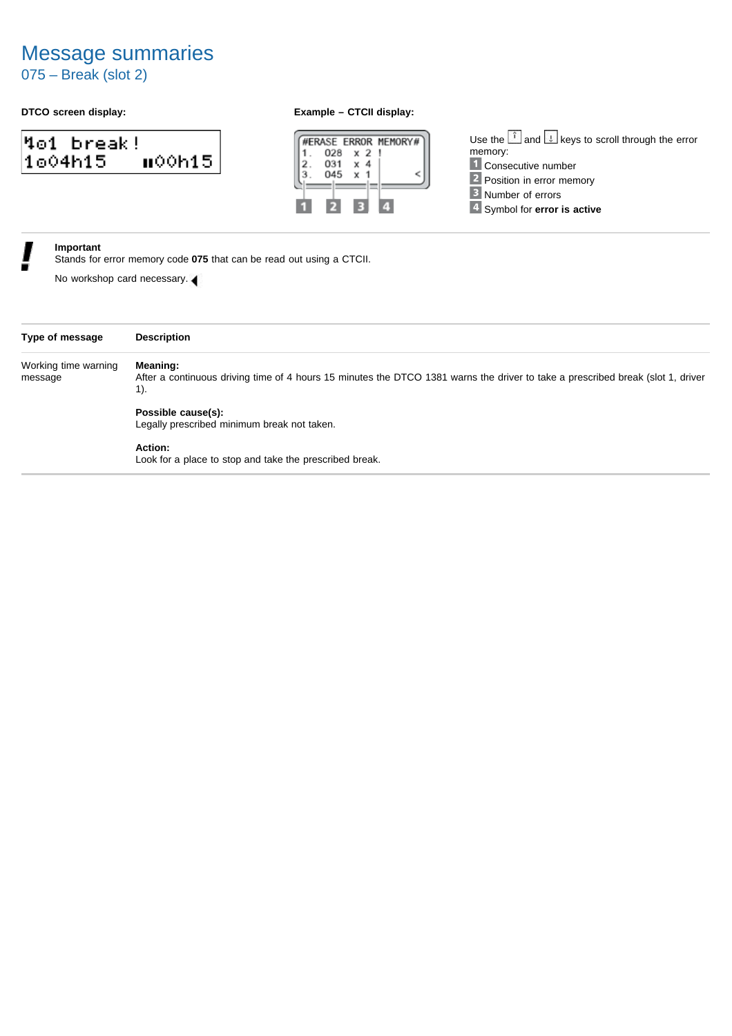# Message summaries

## 075 – Break (slot 2)

**DTCO screen display:**

```
4o1 break!
1o04h15    ıı00h15
```

**Example – CTCII display:**

```
#ERASE ERROR MEMORY#
1.  028  x 2 !
2.  031  x 4
3.  045  x 1       <
```

1 2 3 4

Use the ↑ and ↓ keys to scroll through the error memory:

1 Consecutive number
2 Position in error memory
3 Number of errors
4 Symbol for **error is active**

**Important**
Stands for error memory code **075** that can be read out using a CTCII.

No workshop card necessary.

| Type of message | Description |
| --- | --- |
| Working time warning message | **Meaning:** After a continuous driving time of 4 hours 15 minutes the DTCO 1381 warns the driver to take a prescribed break (slot 1, driver 1). **Possible cause(s):** Legally prescribed minimum break not taken. **Action:** Look for a place to stop and take the prescribed break. |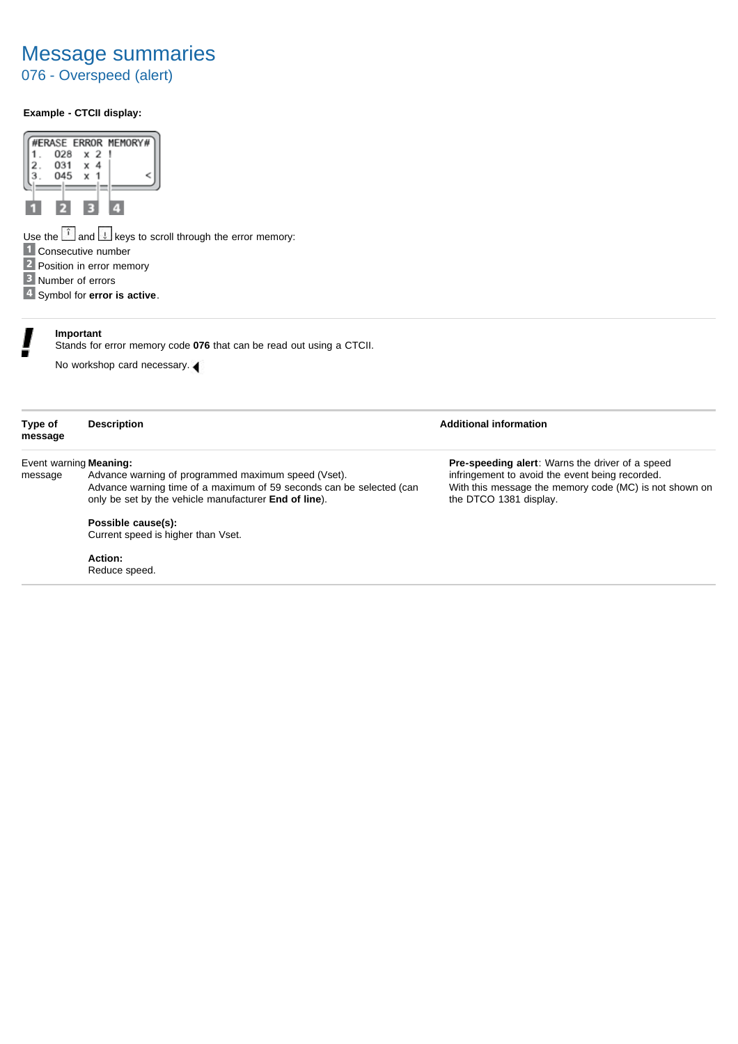# Message summaries

## 076 - Overspeed (alert)

**Example - CTCII display:**

```
#ERASE ERROR MEMORY#
1.  028  x 2 !
2.  031  x 4
3.  045  x 1      <
```

1 2 3 4

Use the ⇧ and ⇩ keys to scroll through the error memory:

1 Consecutive number
2 Position in error memory
3 Number of errors
4 Symbol for **error is active**.

**Important**
Stands for error memory code **076** that can be read out using a CTCII.

No workshop card necessary. ◀

| Type of message | Description | Additional information |
|---|---|---|
| Event warning message | **Meaning:**<br>Advance warning of programmed maximum speed (Vset).<br>Advance warning time of a maximum of 59 seconds can be selected (can only be set by the vehicle manufacturer **End of line**).<br><br>**Possible cause(s):**<br>Current speed is higher than Vset.<br><br>**Action:**<br>Reduce speed. | **Pre-speeding alert**: Warns the driver of a speed infringement to avoid the event being recorded.<br>With this message the memory code (MC) is not shown on the DTCO 1381 display. |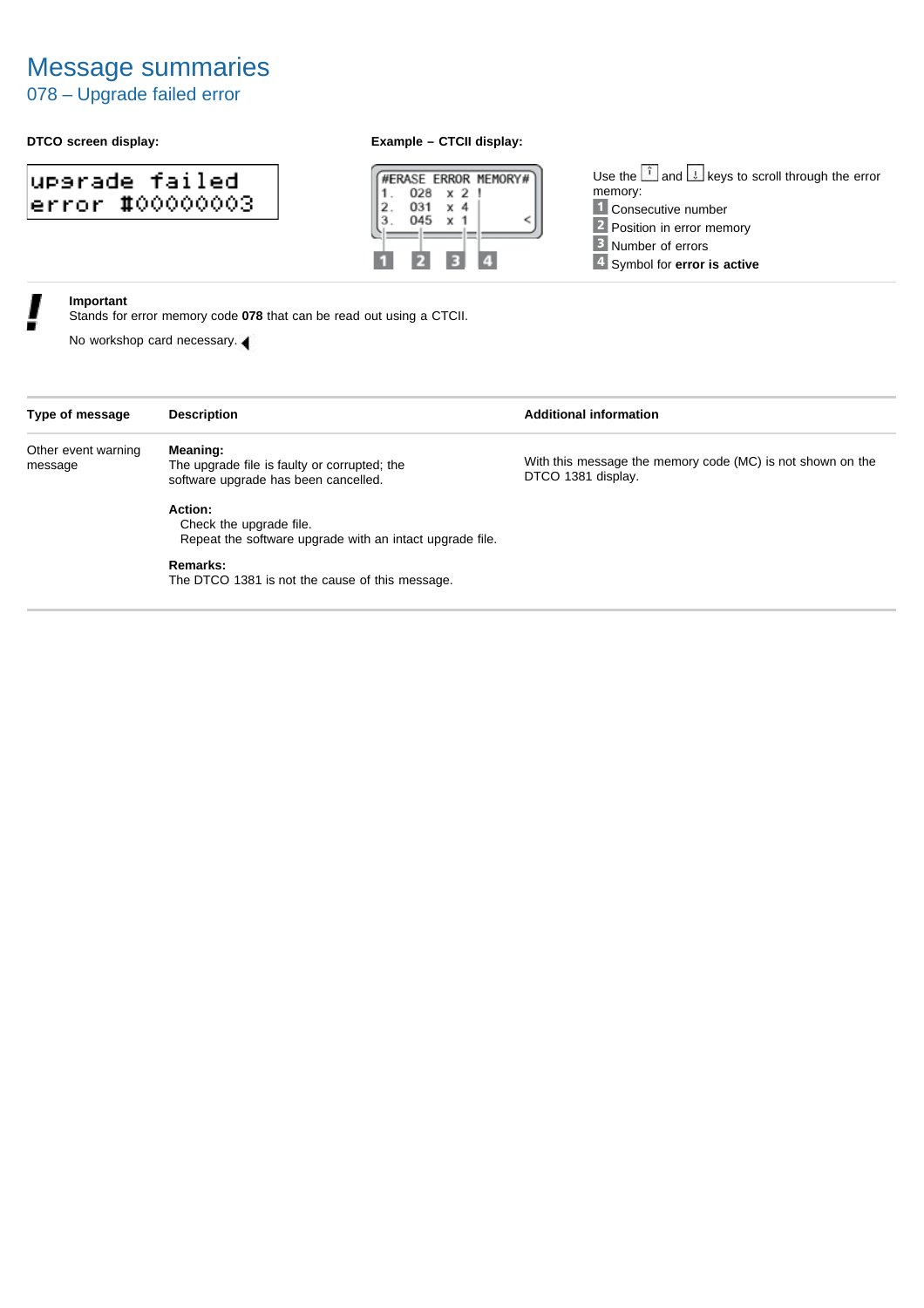# Message summaries

## 078 – Upgrade failed error

**DTCO screen display:**

```
upgrade failed
error #00000003
```

**Example – CTCII display:**

```
#ERASE ERROR MEMORY#
1.  028  x 2 !
2.  031  x 4
3.  045  x 1       <
```

1 2 3 4

Use the ↑ and ↓ keys to scroll through the error memory:

1 Consecutive number
2 Position in error memory
3 Number of errors
4 Symbol for **error is active**

**Important**
Stands for error memory code **078** that can be read out using a CTCII.

No workshop card necessary.

| Type of message | Description | Additional information |
|---|---|---|
| Other event warning message | **Meaning:**<br>The upgrade file is faulty or corrupted; the software upgrade has been cancelled.<br><br>**Action:**<br>Check the upgrade file.<br>Repeat the software upgrade with an intact upgrade file.<br><br>**Remarks:**<br>The DTCO 1381 is not the cause of this message. | With this message the memory code (MC) is not shown on the DTCO 1381 display. |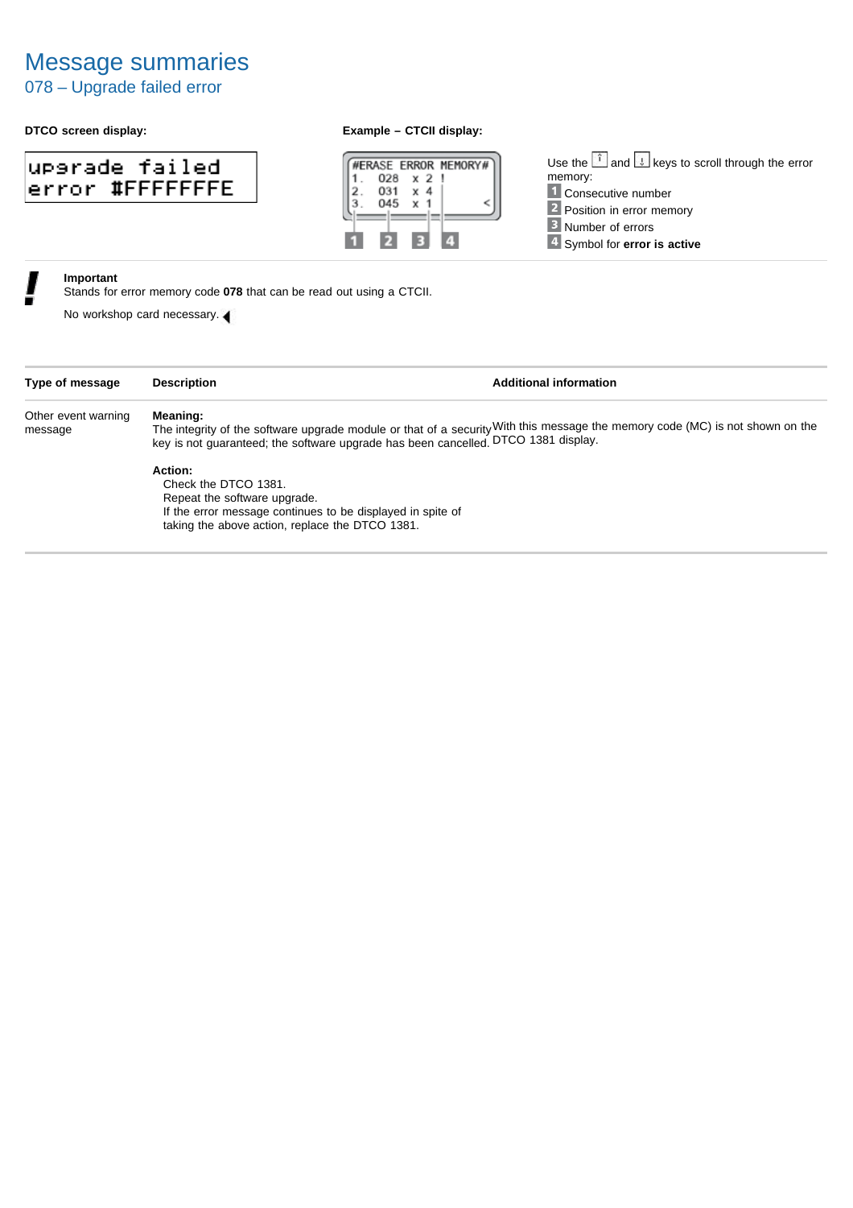# Message summaries

## 078 – Upgrade failed error

**DTCO screen display:**

```
upgrade failed
error #FFFFFFFE
```

**Example – CTCII display:**

```
#ERASE ERROR MEMORY#
1.  028  x 2 !
2.  031  x 4
3.  045  x 1       <
```

Use the ↑ and ↓ keys to scroll through the error memory:

1 Consecutive number
2 Position in error memory
3 Number of errors
4 Symbol for **error is active**

**Important**
Stands for error memory code **078** that can be read out using a CTCII.

No workshop card necessary.

| Type of message | Description | Additional information |
|---|---|---|
| Other event warning message | **Meaning:** The integrity of the software upgrade module or that of a security key is not guaranteed; the software upgrade has been cancelled.<br><br>**Action:**<br>Check the DTCO 1381.<br>Repeat the software upgrade.<br>If the error message continues to be displayed in spite of taking the above action, replace the DTCO 1381. | With this message the memory code (MC) is not shown on the DTCO 1381 display. |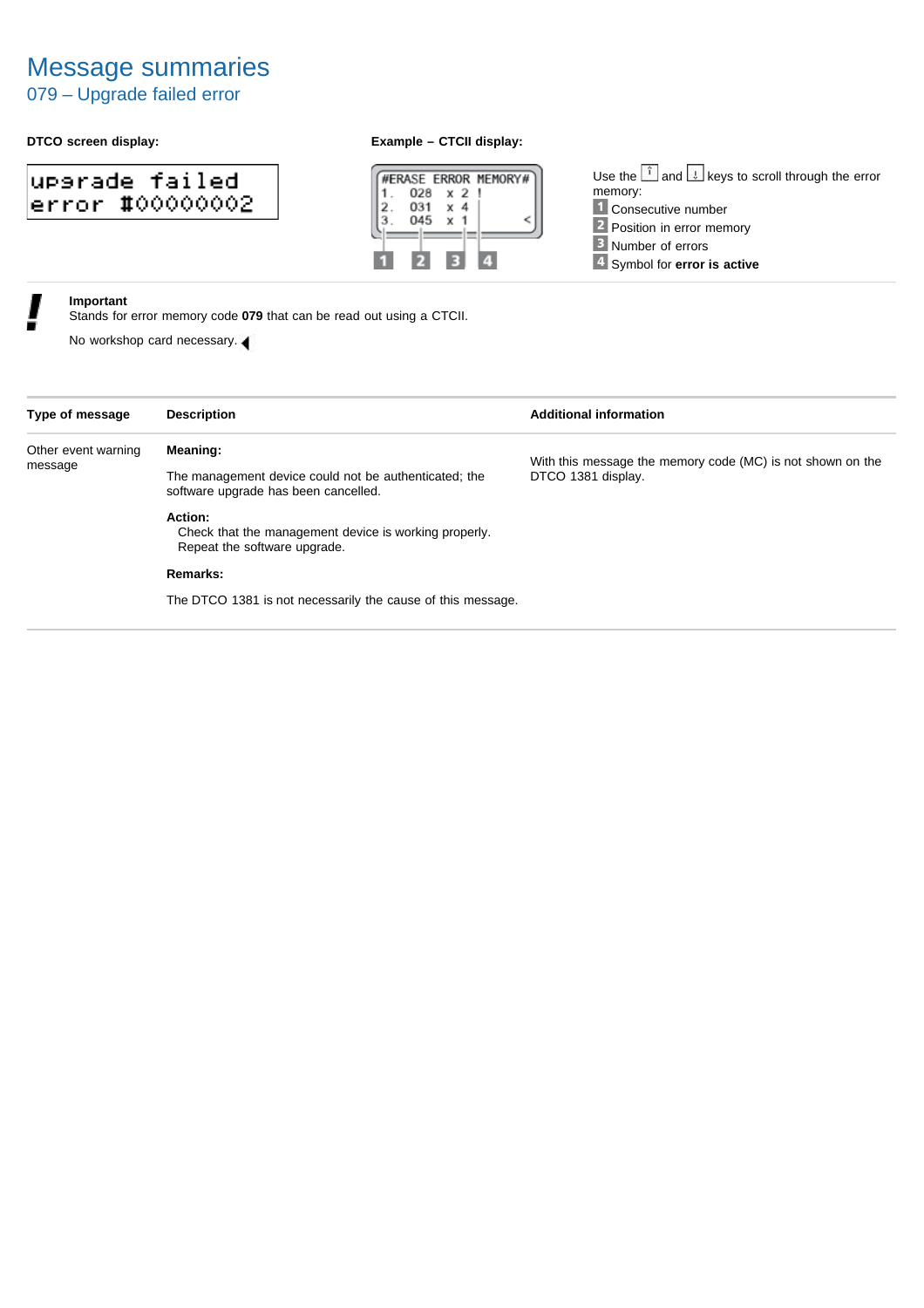# Message summaries

## 079 – Upgrade failed error

**DTCO screen display:**

```
upgrade failed
error #00000002
```

**Example – CTCII display:**

```
#ERASE ERROR MEMORY#
1.  028  x 2  !
2.  031  x 4
3.  045  x 1      <
```

1 2 3 4

Use the ↑ and ↓ keys to scroll through the error memory:

1 Consecutive number
2 Position in error memory
3 Number of errors
4 Symbol for **error is active**

**Important**
Stands for error memory code **079** that can be read out using a CTCII.

No workshop card necessary.

| Type of message | Description | Additional information |
|---|---|---|
| Other event warning message | **Meaning:**<br>The management device could not be authenticated; the software upgrade has been cancelled.<br>**Action:**<br>Check that the management device is working properly.<br>Repeat the software upgrade.<br>**Remarks:**<br>The DTCO 1381 is not necessarily the cause of this message. | With this message the memory code (MC) is not shown on the DTCO 1381 display. |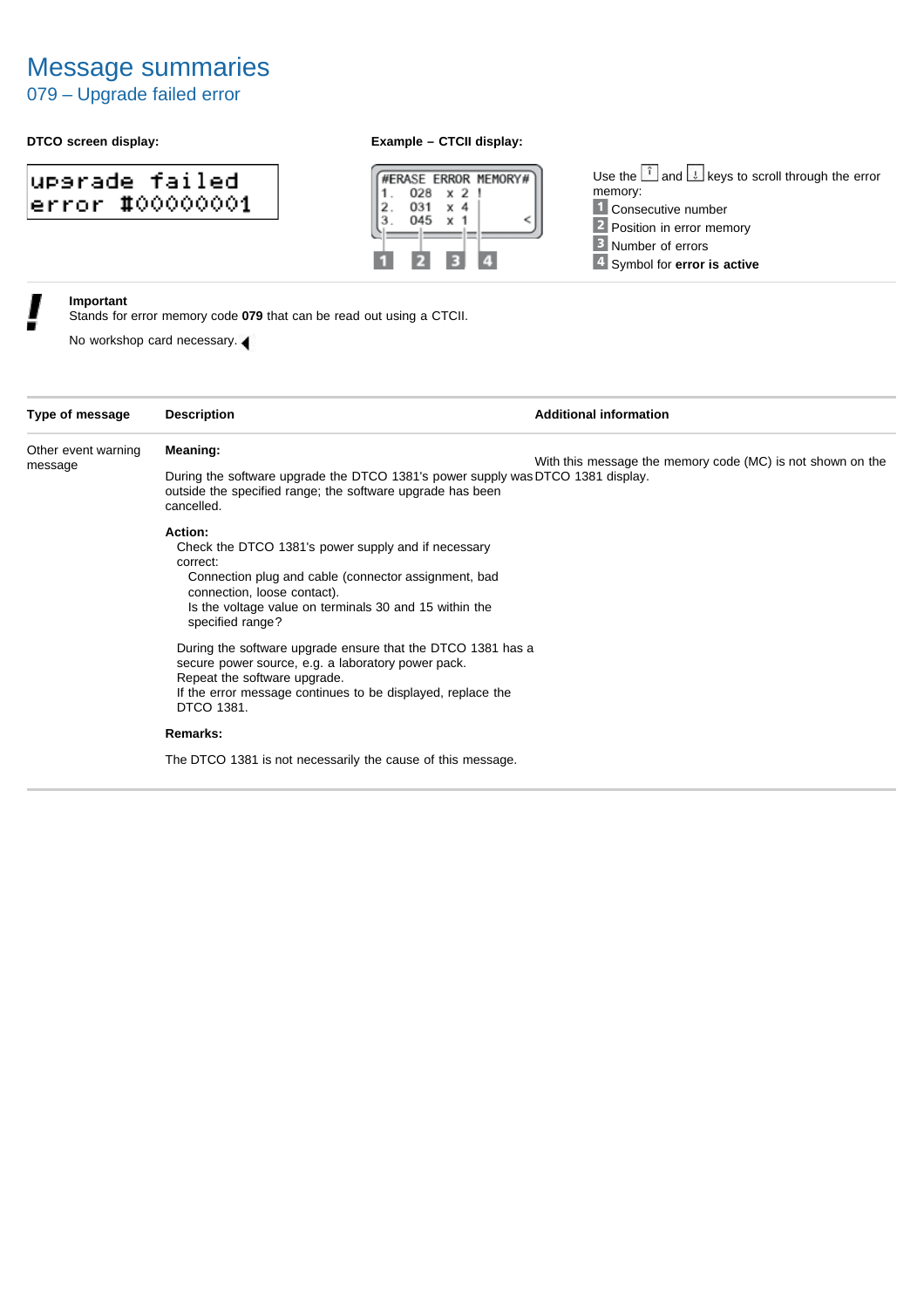# Message summaries

## 079 – Upgrade failed error

**DTCO screen display:**

```
upgrade failed
error #00000001
```

**Example – CTCII display:**

```
#ERASE ERROR MEMORY#
1.  028  x 2 !
2.  031  x 4
3.  045  x 1      <
```

1 2 3 4

Use the ↑ and ↓ keys to scroll through the error memory:

1. Consecutive number
2. Position in error memory
3. Number of errors
4. Symbol for **error is active**

**Important**

Stands for error memory code **079** that can be read out using a CTCII.

No workshop card necessary.

| Type of message | Description | Additional information |
|---|---|---|
| Other event warning message | **Meaning:**<br>During the software upgrade the DTCO 1381's power supply was outside the specified range; the software upgrade has been cancelled.<br>**Action:**<br>Check the DTCO 1381's power supply and if necessary correct:<br>Connection plug and cable (connector assignment, bad connection, loose contact).<br>Is the voltage value on terminals 30 and 15 within the specified range?<br>During the software upgrade ensure that the DTCO 1381 has a secure power source, e.g. a laboratory power pack.<br>Repeat the software upgrade.<br>If the error message continues to be displayed, replace the DTCO 1381.<br>**Remarks:**<br>The DTCO 1381 is not necessarily the cause of this message. | With this message the memory code (MC) is not shown on the DTCO 1381 display. |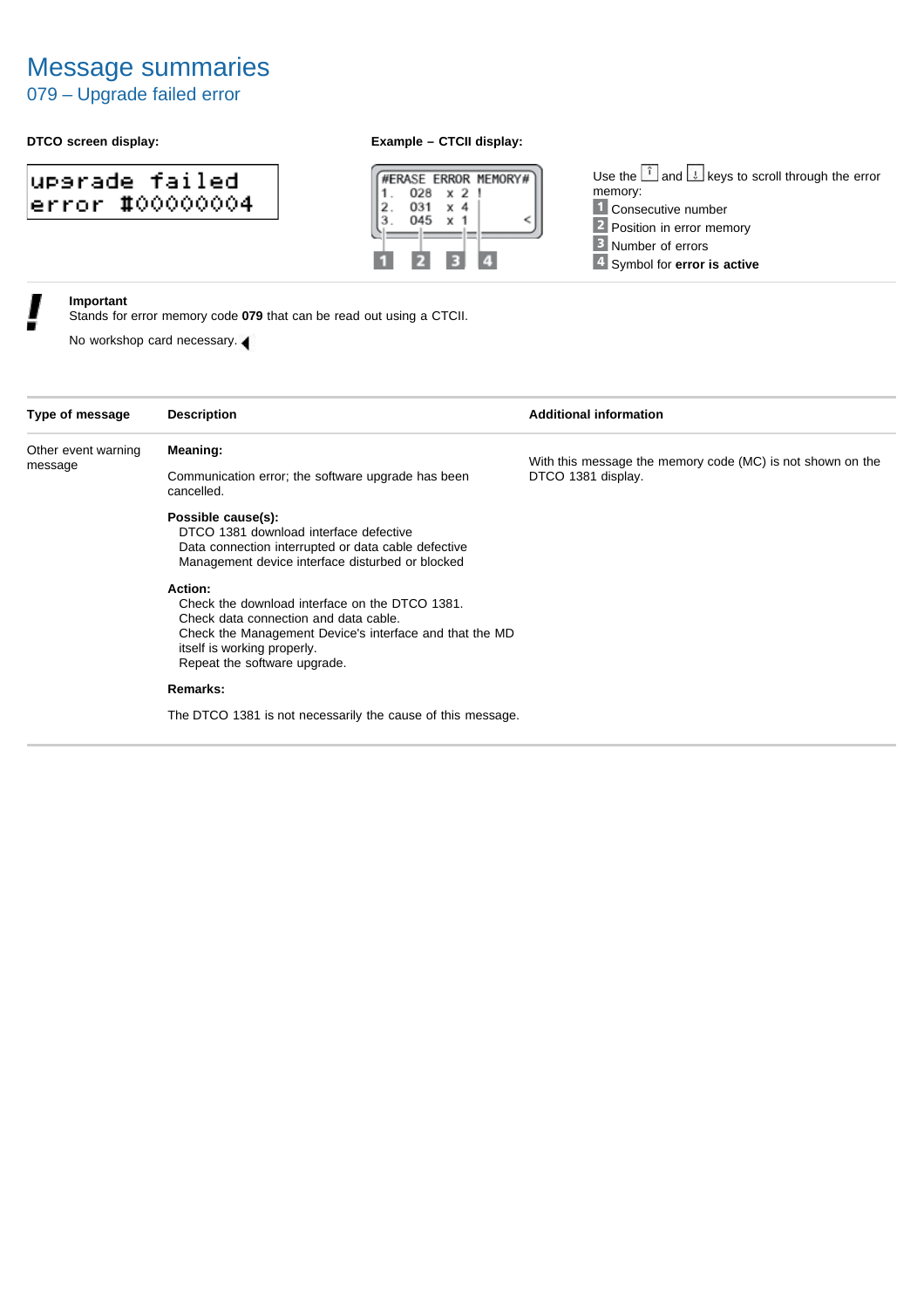# Message summaries

## 079 – Upgrade failed error

**DTCO screen display:**

```
upgrade failed
error #00000004
```

**Example – CTCII display:**

```
#ERASE ERROR MEMORY#
1.  028  x 2 !
2.  031  x 4
3.  045  x 1        <
```

1 2 3 4

Use the ↑ and ↓ keys to scroll through the error memory:

1 Consecutive number
2 Position in error memory
3 Number of errors
4 Symbol for **error is active**

**Important**
Stands for error memory code **079** that can be read out using a CTCII.

No workshop card necessary.

| Type of message | Description | Additional information |
|---|---|---|
| Other event warning message | **Meaning:**<br><br>Communication error; the software upgrade has been cancelled.<br><br>**Possible cause(s):**<br>DTCO 1381 download interface defective<br>Data connection interrupted or data cable defective<br>Management device interface disturbed or blocked<br><br>**Action:**<br>Check the download interface on the DTCO 1381.<br>Check data connection and data cable.<br>Check the Management Device's interface and that the MD itself is working properly.<br>Repeat the software upgrade.<br><br>**Remarks:**<br><br>The DTCO 1381 is not necessarily the cause of this message. | With this message the memory code (MC) is not shown on the DTCO 1381 display. |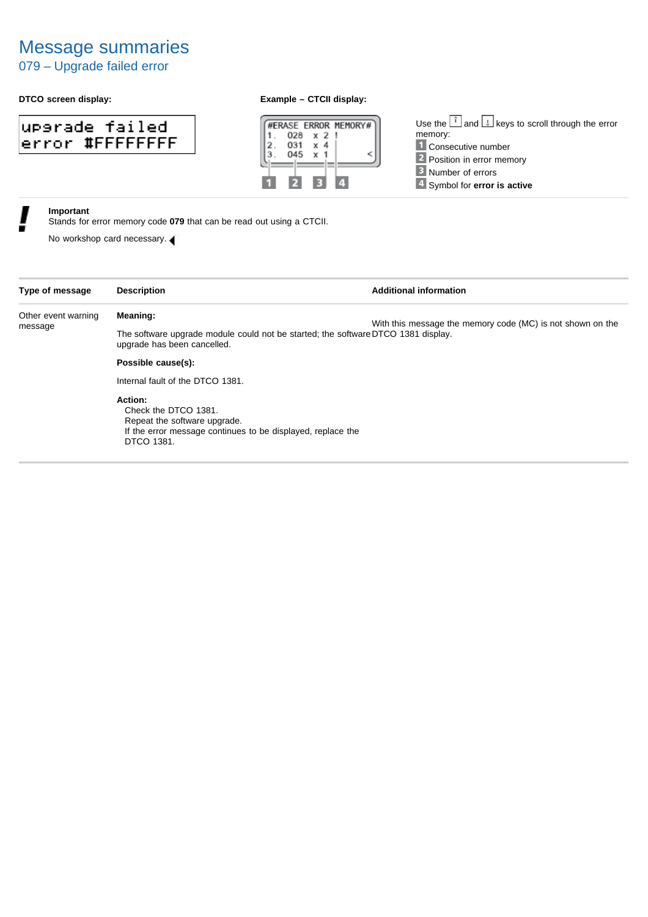# Message summaries

## 079 – Upgrade failed error

**DTCO screen display:**

```
upgrade failed
error #FFFFFFFF
```

**Example – CTCII display:**

```
#ERASE ERROR MEMORY#
1.  028  x 2 !
2.  031  x 4
3.  045  x 1      <
```

1 2 3 4

Use the ↑ and ↓ keys to scroll through the error memory:

1 Consecutive number
2 Position in error memory
3 Number of errors
4 Symbol for **error is active**

**Important**
Stands for error memory code **079** that can be read out using a CTCII.

No workshop card necessary.

| Type of message | Description | Additional information |
| --- | --- | --- |
| Other event warning message | **Meaning:**<br>The software upgrade module could not be started; the software upgrade has been cancelled.<br>**Possible cause(s):**<br>Internal fault of the DTCO 1381.<br>**Action:**<br>Check the DTCO 1381.<br>Repeat the software upgrade.<br>If the error message continues to be displayed, replace the DTCO 1381. | With this message the memory code (MC) is not shown on the DTCO 1381 display. |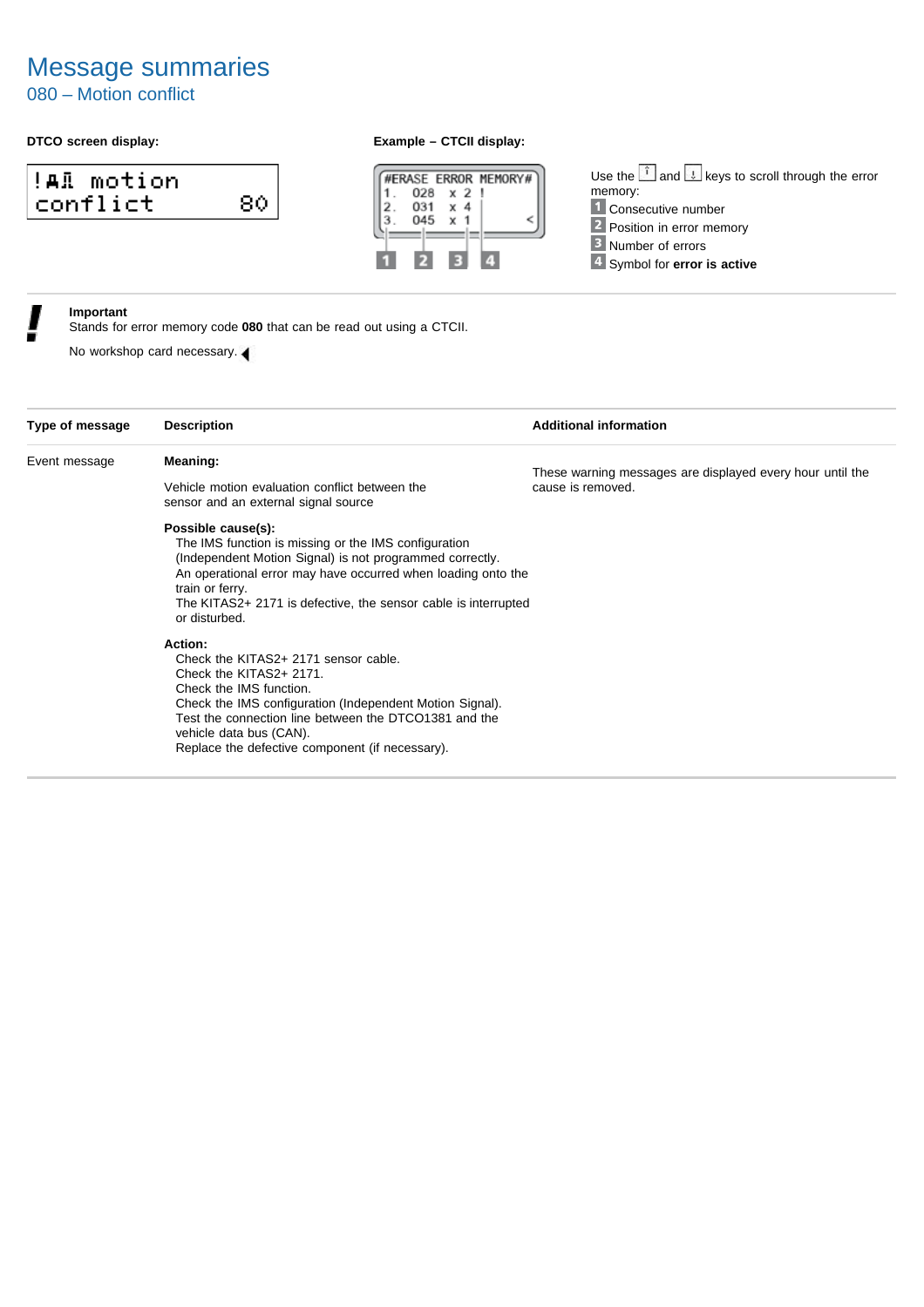# Message summaries

## 080 – Motion conflict

**DTCO screen display:**

```
!▲⊓ motion
conflict          80
```

**Example – CTCII display:**

```
#ERASE ERROR MEMORY#
1.  028  x 2 !
2.  031  x 4
3.  045  x 1      <
```

Use the ↑ and ↓ keys to scroll through the error memory:

1 Consecutive number
2 Position in error memory
3 Number of errors
4 Symbol for **error is active**

**Important**
Stands for error memory code **080** that can be read out using a CTCII.

No workshop card necessary.

| Type of message | Description | Additional information |
|---|---|---|
| Event message | **Meaning:**<br><br>Vehicle motion evaluation conflict between the sensor and an external signal source<br><br>**Possible cause(s):**<br>The IMS function is missing or the IMS configuration (Independent Motion Signal) is not programmed correctly.<br>An operational error may have occurred when loading onto the train or ferry.<br>The KITAS2+ 2171 is defective, the sensor cable is interrupted or disturbed.<br><br>**Action:**<br>Check the KITAS2+ 2171 sensor cable.<br>Check the KITAS2+ 2171.<br>Check the IMS function.<br>Check the IMS configuration (Independent Motion Signal).<br>Test the connection line between the DTCO1381 and the vehicle data bus (CAN).<br>Replace the defective component (if necessary). | These warning messages are displayed every hour until the cause is removed. |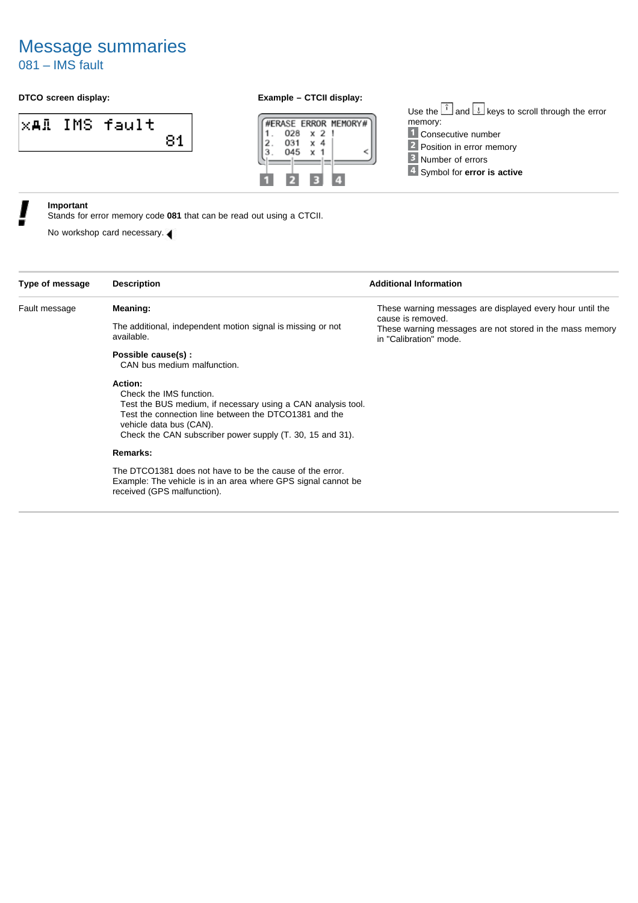# Message summaries

## 081 – IMS fault

**DTCO screen display:**

```
×A⌷ IMS fault
            81
```

**Example – CTCII display:**

```
#ERASE ERROR MEMORY#
1.  028  x 2 !
2.  031  x 4
3.  045  x 1     <
```

1 2 3 4

Use the ↑ and ↓ keys to scroll through the error memory:

1 Consecutive number
2 Position in error memory
3 Number of errors
4 Symbol for **error is active**

**Important**
Stands for error memory code **081** that can be read out using a CTCII.

No workshop card necessary.

| Type of message | Description | Additional Information |
|---|---|---|
| Fault message | **Meaning:**<br>The additional, independent motion signal is missing or not available.<br>**Possible cause(s) :**<br>CAN bus medium malfunction.<br>**Action:**<br>Check the IMS function.<br>Test the BUS medium, if necessary using a CAN analysis tool.<br>Test the connection line between the DTCO1381 and the vehicle data bus (CAN).<br>Check the CAN subscriber power supply (T. 30, 15 and 31).<br>**Remarks:**<br>The DTCO1381 does not have to be the cause of the error.<br>Example: The vehicle is in an area where GPS signal cannot be received (GPS malfunction). | These warning messages are displayed every hour until the cause is removed.<br>These warning messages are not stored in the mass memory in "Calibration" mode. |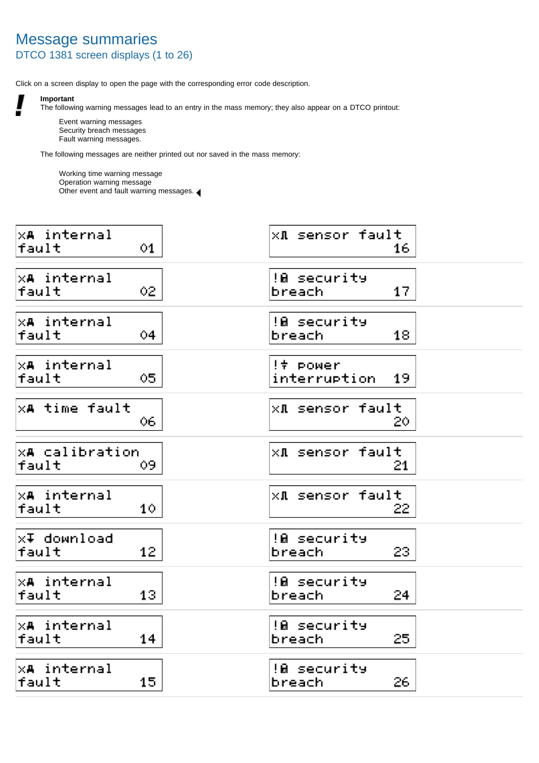# Message summaries

## DTCO 1381 screen displays (1 to 26)

Click on a screen display to open the page with the corresponding error code description.

**Important**
The following warning messages lead to an entry in the mass memory; they also appear on a DTCO printout:

Event warning messages
Security breach messages
Fault warning messages.

The following messages are neither printed out nor saved in the mass memory:

Working time warning message
Operation warning message
Other event and fault warning messages.

| | |
|---|---|
| x internal fault 01 | x sensor fault 16 |
| x internal fault 02 | ! security breach 17 |
| x internal fault 04 | ! security breach 18 |
| x internal fault 05 | ! power interruption 19 |
| x time fault 06 | x sensor fault 20 |
| x calibration fault 09 | x sensor fault 21 |
| x internal fault 10 | x sensor fault 22 |
| x download fault 12 | ! security breach 23 |
| x internal fault 13 | ! security breach 24 |
| x internal fault 14 | ! security breach 25 |
| x internal fault 15 | ! security breach 26 |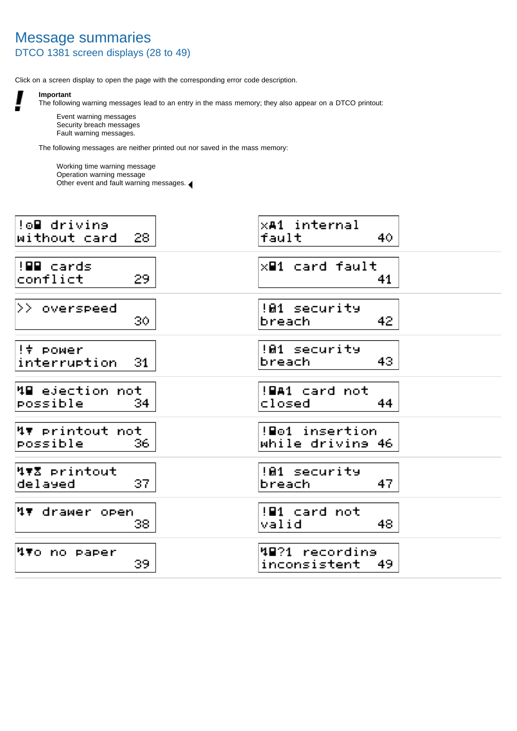# Message summaries

## DTCO 1381 screen displays (28 to 49)

Click on a screen display to open the page with the corresponding error code description.

**Important**
The following warning messages lead to an entry in the mass memory; they also appear on a DTCO printout:

Event warning messages
Security breach messages
Fault warning messages.

The following messages are neither printed out nor saved in the mass memory:

Working time warning message
Operation warning message
Other event and fault warning messages.

| | |
|---|---|
| !o driving without card 28 | x1 internal fault 40 |
| ! cards conflict 29 | x1 card fault 41 |
| >> overspeed 30 | !1 security breach 42 |
| ! power interruption 31 | !1 security breach 43 |
| ejection not possible 34 | !1 card not closed 44 |
| printout not possible 36 | !o1 insertion while driving 46 |
| printout delayed 37 | !1 security breach 47 |
| drawer open 38 | !1 card not valid 48 |
| o no paper 39 | ?1 recording inconsistent 49 |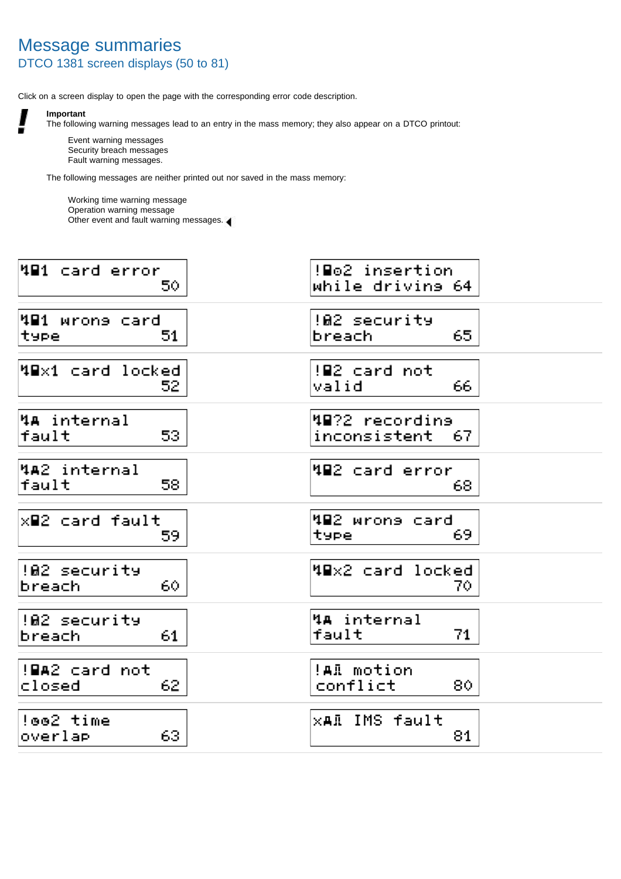# Message summaries

## DTCO 1381 screen displays (50 to 81)

Click on a screen display to open the page with the corresponding error code description.

**Important**

The following warning messages lead to an entry in the mass memory; they also appear on a DTCO printout:

Event warning messages
Security breach messages
Fault warning messages.

The following messages are neither printed out nor saved in the mass memory:

Working time warning message
Operation warning message
Other event and fault warning messages.

| | |
|---|---|
| 1 card error 50 | !o2 insertion while driving 64 |
| 1 wrong card type 51 | !2 security breach 65 |
| x1 card locked 52 | !2 card not valid 66 |
| internal fault 53 | ?2 recording inconsistent 67 |
| 2 internal fault 58 | 2 card error 68 |
| x2 card fault 59 | 2 wrong card type 69 |
| !2 security breach 60 | x2 card locked 70 |
| !2 security breach 61 | internal fault 71 |
| !2 card not closed 62 | ! motion conflict 80 |
| !2 time overlap 63 | x IMS fault 81 |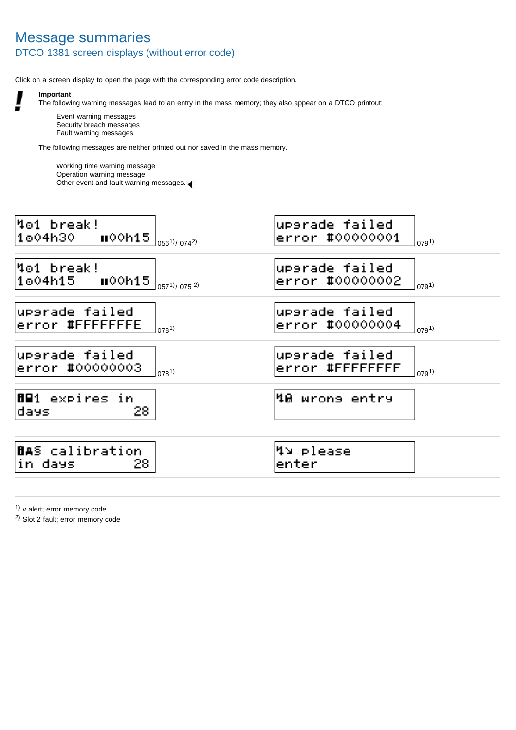# Message summaries

## DTCO 1381 screen displays (without error code)

Click on a screen display to open the page with the corresponding error code description.

**Important**

The following warning messages lead to an entry in the mass memory; they also appear on a DTCO printout:

- Event warning messages
- Security breach messages
- Fault warning messages

The following messages are neither printed out nor saved in the mass memory.

- Working time warning message
- Operation warning message
- Other event and fault warning messages.

| | | | |
|---|---|---|---|
| 4o1 break! 1o04h30 ıı00h15 | 056[1]/ 074[2] | upgrade failed error #00000001 | 079[1] |
| 4o1 break! 1o04h15 ıı00h15 | 057[1]/ 075 [2] | upgrade failed error #00000002 | 079[1] |
| upgrade failed error #FFFFFFFE | 078[1] | upgrade failed error #00000004 | 079[1] |
| upgrade failed error #00000003 | 078[1] | upgrade failed error #FFFFFFFF | 079[1] |
| 1 expires in days 28 | | 4 wrong entry | |
| calibration in days 28 | | 4 please enter | |

[1] v alert; error memory code

[2] Slot 2 fault; error memory code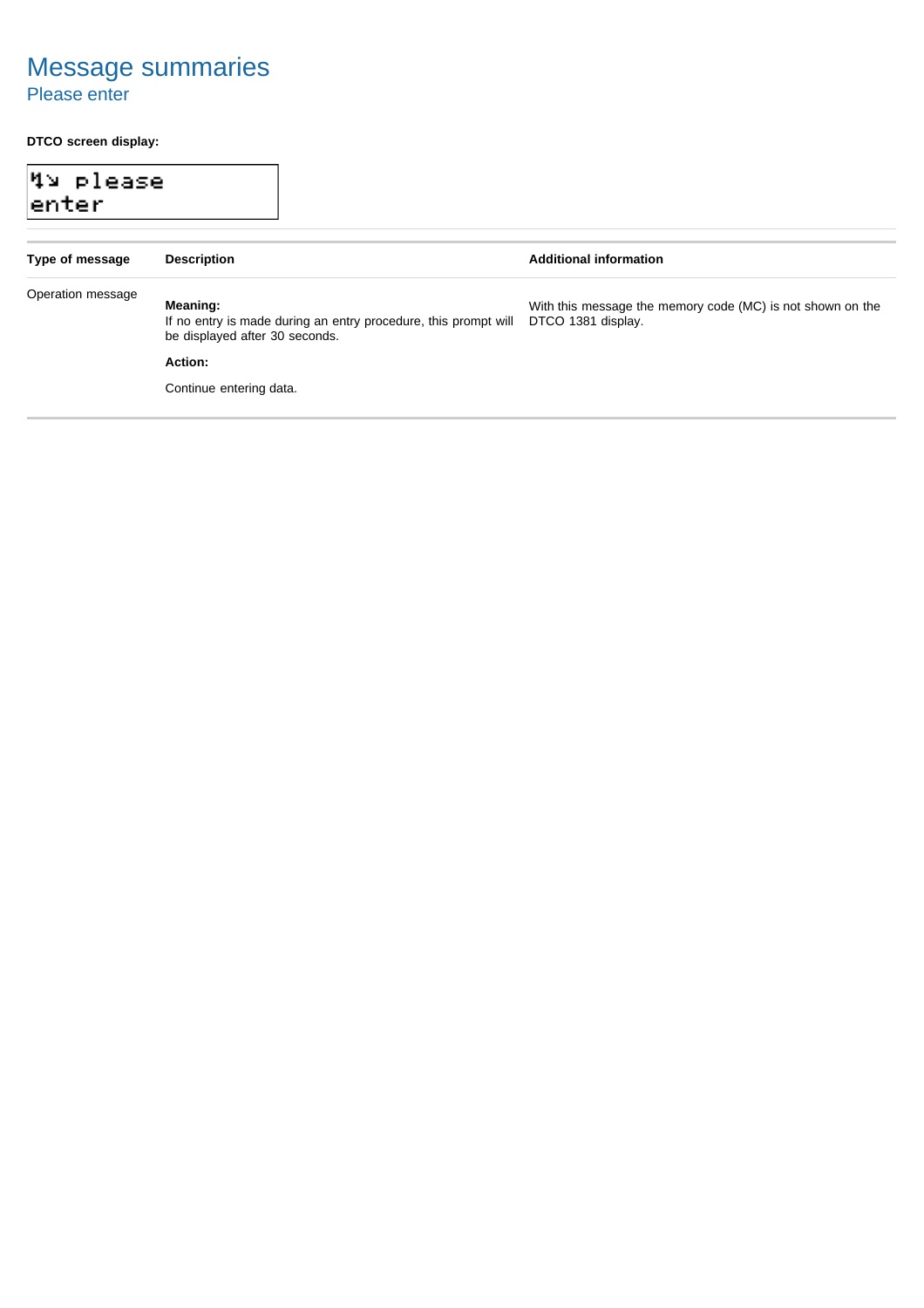# Message summaries

## Please enter

**DTCO screen display:**

```
4↘ please
enter
```

| Type of message | Description | Additional information |
| --- | --- | --- |
| Operation message | **Meaning:** If no entry is made during an entry procedure, this prompt will be displayed after 30 seconds. **Action:** Continue entering data. | With this message the memory code (MC) is not shown on the DTCO 1381 display. |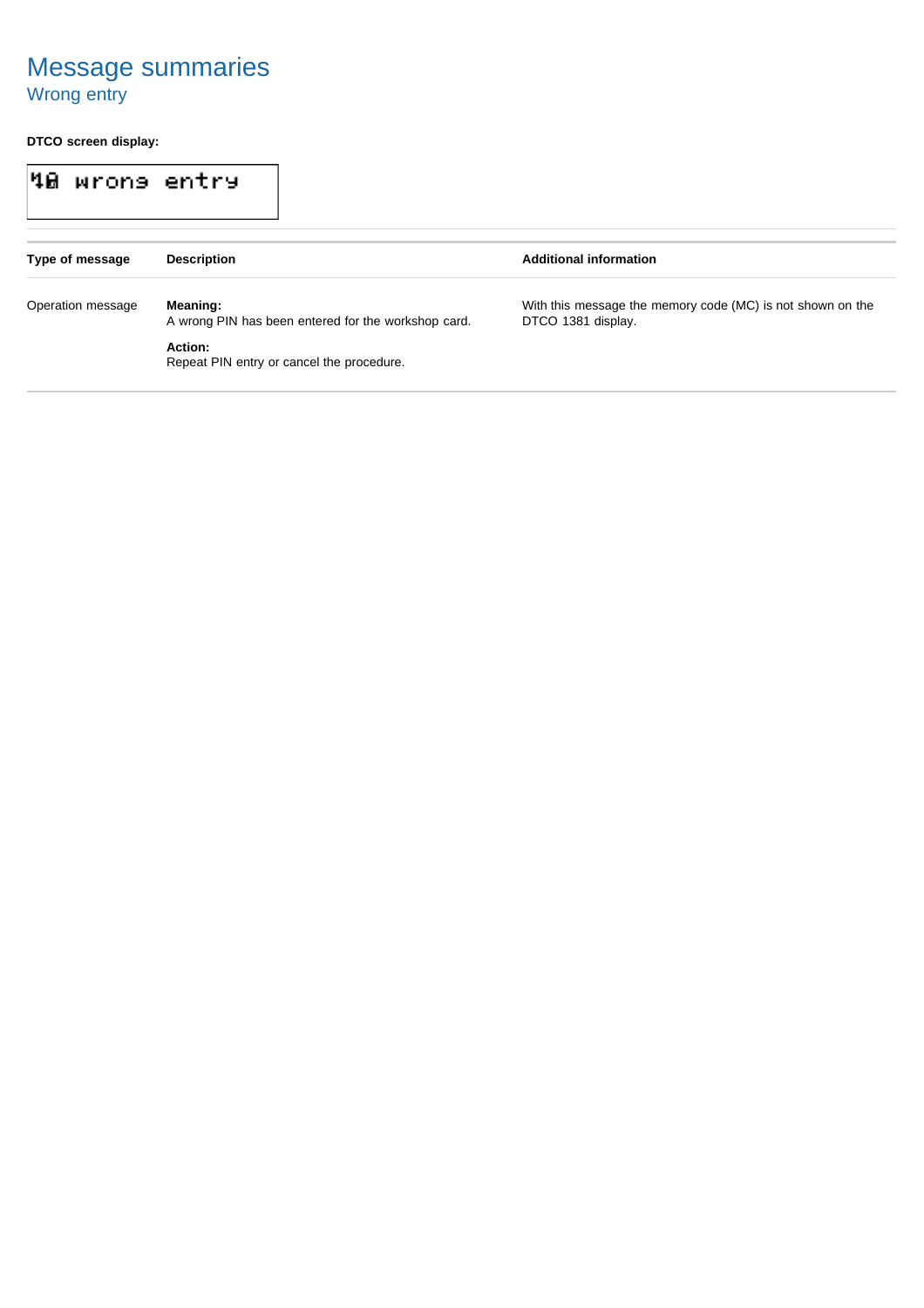# Message summaries

## Wrong entry

**DTCO screen display:**

```
4🔒 wrong entry
```

| Type of message | Description | Additional information |
|---|---|---|
| Operation message | **Meaning:**<br>A wrong PIN has been entered for the workshop card.<br>**Action:**<br>Repeat PIN entry or cancel the procedure. | With this message the memory code (MC) is not shown on the DTCO 1381 display. |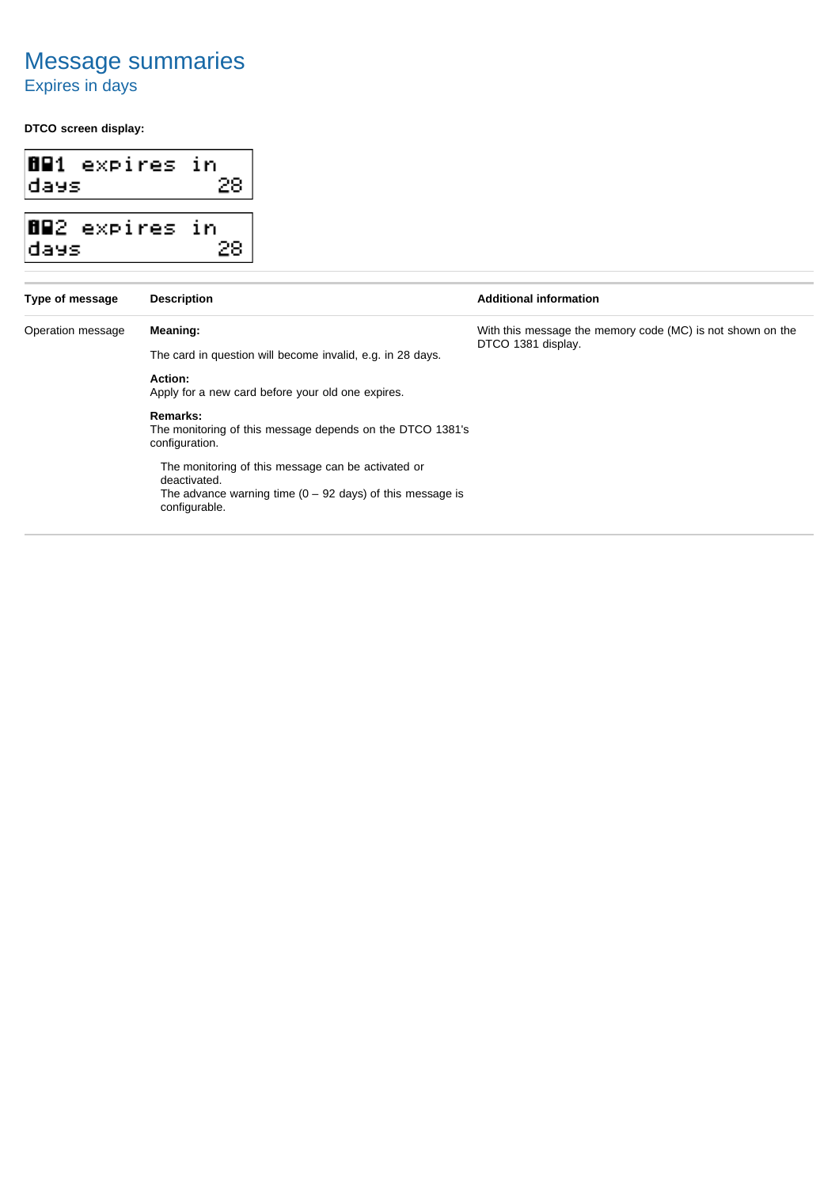# Message summaries

## Expires in days

**DTCO screen display:**

```
1 expires in
days          28
```

```
2 expires in
days          28
```

| Type of message | Description | Additional information |
|---|---|---|
| Operation message | **Meaning:**<br><br>The card in question will become invalid, e.g. in 28 days.<br><br>**Action:**<br>Apply for a new card before your old one expires.<br><br>**Remarks:**<br>The monitoring of this message depends on the DTCO 1381's configuration.<br><br>The monitoring of this message can be activated or deactivated.<br>The advance warning time (0 – 92 days) of this message is configurable. | With this message the memory code (MC) is not shown on the DTCO 1381 display. |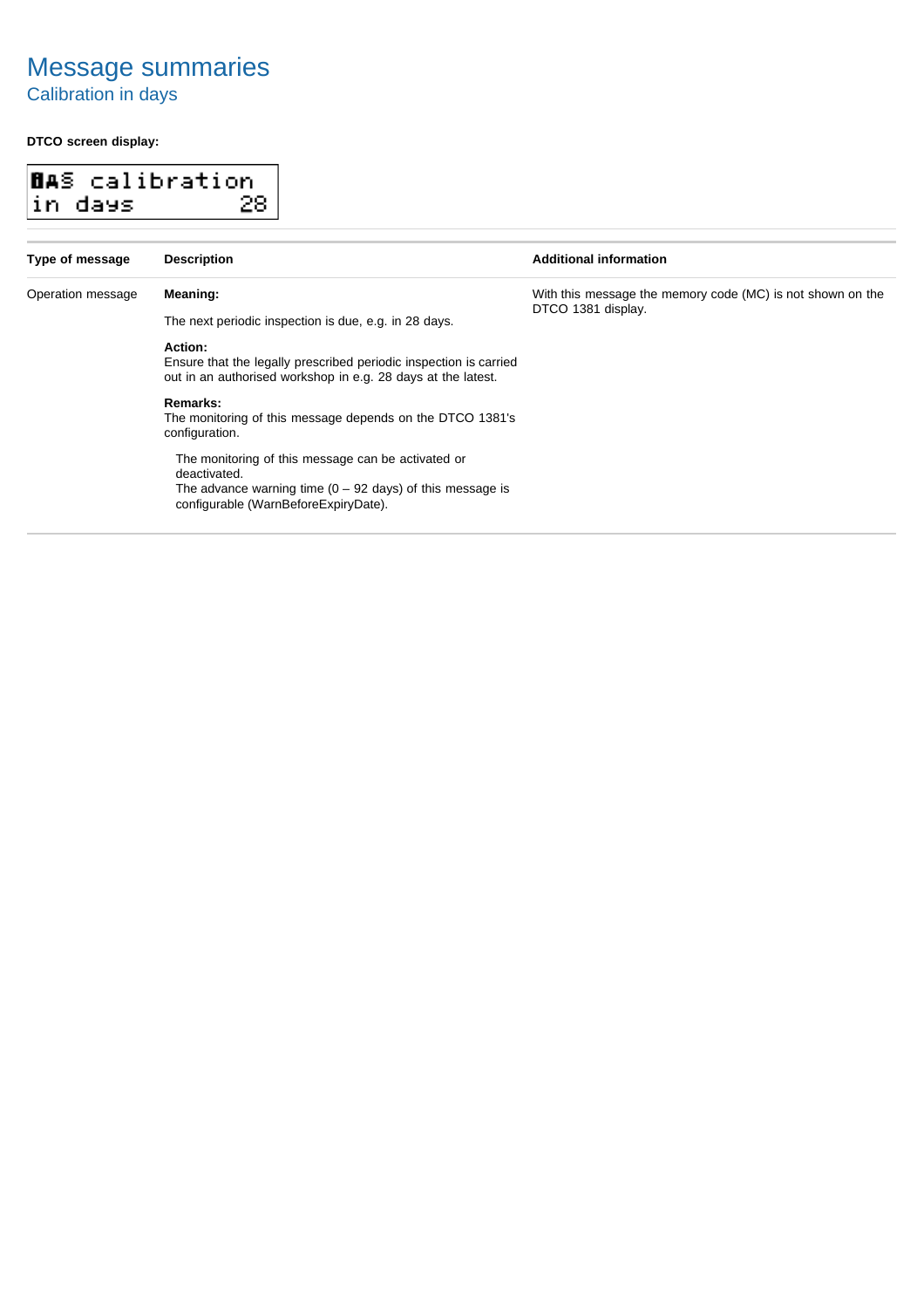# Message summaries

## Calibration in days

**DTCO screen display:**

```
▮A§ calibration
in days       28
```

| Type of message | Description | Additional information |
|---|---|---|
| Operation message | **Meaning:**<br><br>The next periodic inspection is due, e.g. in 28 days.<br><br>**Action:**<br>Ensure that the legally prescribed periodic inspection is carried out in an authorised workshop in e.g. 28 days at the latest.<br><br>**Remarks:**<br>The monitoring of this message depends on the DTCO 1381's configuration.<br><br>The monitoring of this message can be activated or deactivated.<br>The advance warning time (0 – 92 days) of this message is configurable (WarnBeforeExpiryDate). | With this message the memory code (MC) is not shown on the DTCO 1381 display. |